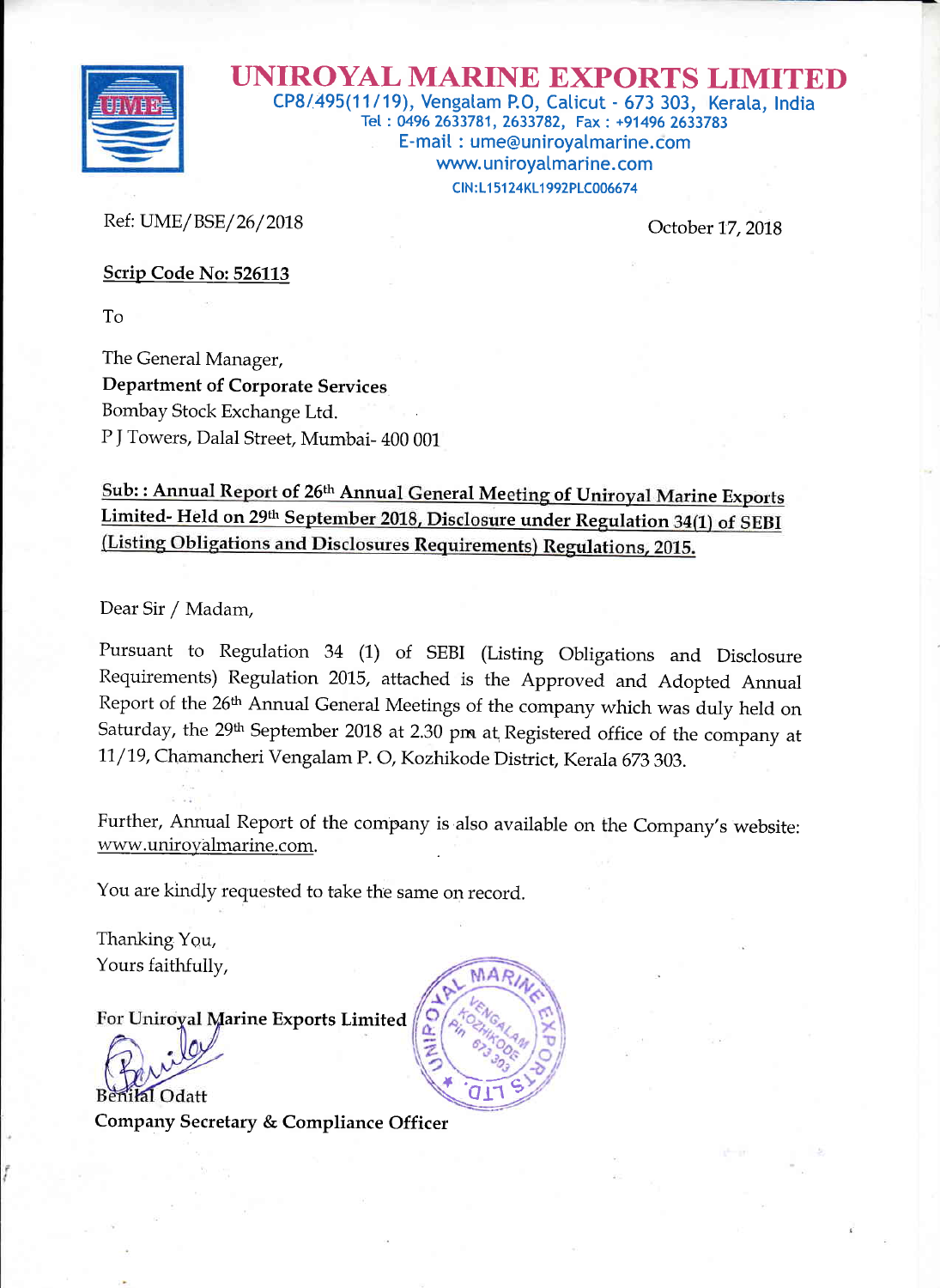# UNIROYAL MARINE EXPORTS LIMITED

CP8/495(11/19), Vengalam P.O, Calicut - 673 303, Kerala, India
Tel : 0496 2633781, 2633782, Fax : +91496 2633783
E-mail : ume@uniroyalmarine.com
www.uniroyalmarine.com
CIN:L15124KL1992PLC006674

Ref: UME/BSE/26/2018

October 17, 2018

**Scrip Code No: 526113**

To

The General Manager,
**Department of Corporate Services**
Bombay Stock Exchange Ltd.
P J Towers, Dalal Street, Mumbai- 400 001

**Sub: : Annual Report of 26th Annual General Meeting of Uniroyal Marine Exports Limited- Held on 29th September 2018, Disclosure under Regulation 34(1) of SEBI (Listing Obligations and Disclosures Requirements) Regulations, 2015.**

Dear Sir / Madam,

Pursuant to Regulation 34 (1) of SEBI (Listing Obligations and Disclosure Requirements) Regulation 2015, attached is the Approved and Adopted Annual Report of the 26th Annual General Meetings of the company which was duly held on Saturday, the 29th September 2018 at 2.30 pm at Registered office of the company at 11/19, Chamancheri Vengalam P. O, Kozhikode District, Kerala 673 303.

Further, Annual Report of the company is also available on the Company's website: www.uniroyalmarine.com.

You are kindly requested to take the same on record.

Thanking You,
Yours faithfully,

For Uniroyal Marine Exports Limited

Benilal Odatt
**Company Secretary & Compliance Officer**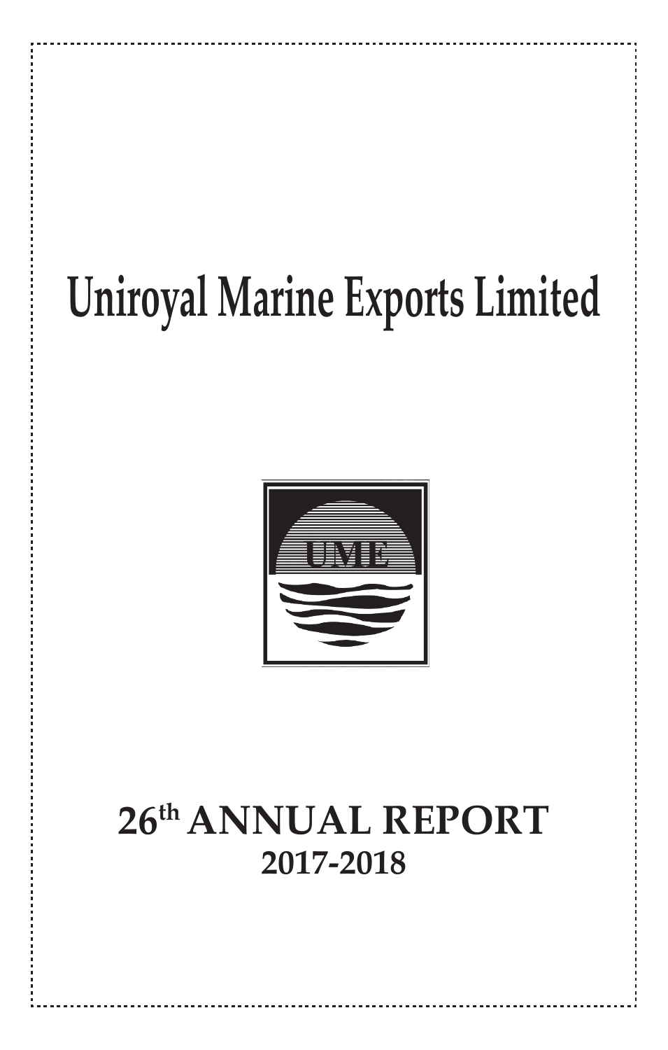# Uniroyal Marine Exports Limited

UME

## 26th ANNUAL REPORT
### 2017-2018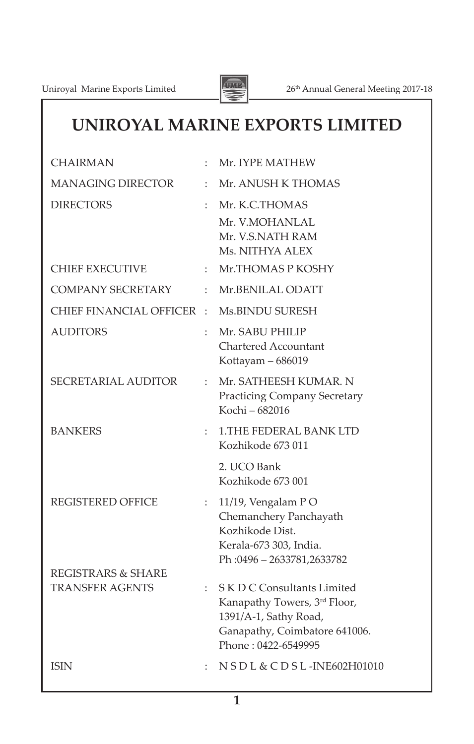# UNIROYAL MARINE EXPORTS LIMITED

| | | |
|---|---|---|
| CHAIRMAN | : | Mr. IYPE MATHEW |
| MANAGING DIRECTOR | : | Mr. ANUSH K THOMAS |
| DIRECTORS | : | Mr. K.C.THOMAS<br>Mr. V.MOHANLAL<br>Mr. V.S.NATH RAM<br>Ms. NITHYA ALEX |
| CHIEF EXECUTIVE | : | Mr.THOMAS P KOSHY |
| COMPANY SECRETARY | : | Mr.BENILAL ODATT |
| CHIEF FINANCIAL OFFICER | : | Ms.BINDU SURESH |
| AUDITORS | : | Mr. SABU PHILIP<br>Chartered Accountant<br>Kottayam – 686019 |
| SECRETARIAL AUDITOR | : | Mr. SATHEESH KUMAR. N<br>Practicing Company Secretary<br>Kochi – 682016 |
| BANKERS | : | 1.THE FEDERAL BANK LTD<br>Kozhikode 673 011<br><br>2. UCO Bank<br>Kozhikode 673 001 |
| REGISTERED OFFICE | : | 11/19, Vengalam P O<br>Chemanchery Panchayath<br>Kozhikode Dist.<br>Kerala-673 303, India.<br>Ph :0496 – 2633781,2633782 |
| REGISTRARS & SHARE TRANSFER AGENTS | : | S K D C Consultants Limited<br>Kanapathy Towers, 3rd Floor,<br>1391/A-1, Sathy Road,<br>Ganapathy, Coimbatore 641006.<br>Phone : 0422-6549995 |
| ISIN | : | N S D L & C D S L -INE602H01010 |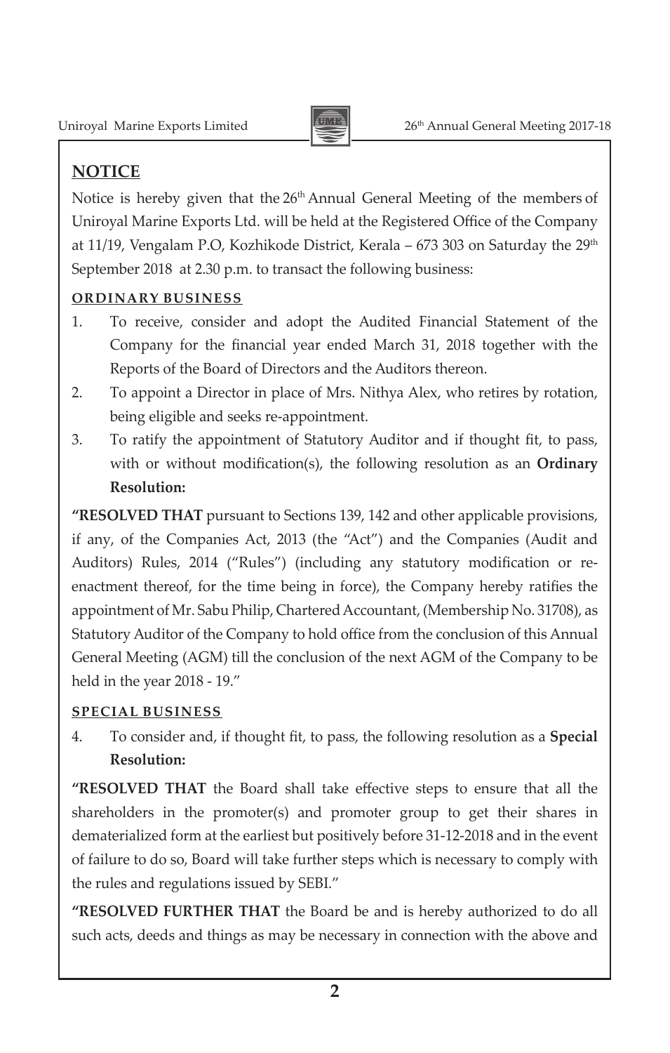## NOTICE

Notice is hereby given that the 26th Annual General Meeting of the members of Uniroyal Marine Exports Ltd. will be held at the Registered Office of the Company at 11/19, Vengalam P.O, Kozhikode District, Kerala – 673 303 on Saturday the 29th September 2018 at 2.30 p.m. to transact the following business:

### ORDINARY BUSINESS

1. To receive, consider and adopt the Audited Financial Statement of the Company for the financial year ended March 31, 2018 together with the Reports of the Board of Directors and the Auditors thereon.
2. To appoint a Director in place of Mrs. Nithya Alex, who retires by rotation, being eligible and seeks re-appointment.
3. To ratify the appointment of Statutory Auditor and if thought fit, to pass, with or without modification(s), the following resolution as an **Ordinary Resolution:**

**"RESOLVED THAT** pursuant to Sections 139, 142 and other applicable provisions, if any, of the Companies Act, 2013 (the "Act") and the Companies (Audit and Auditors) Rules, 2014 ("Rules") (including any statutory modification or re-enactment thereof, for the time being in force), the Company hereby ratifies the appointment of Mr. Sabu Philip, Chartered Accountant, (Membership No. 31708), as Statutory Auditor of the Company to hold office from the conclusion of this Annual General Meeting (AGM) till the conclusion of the next AGM of the Company to be held in the year 2018 - 19."

### SPECIAL BUSINESS

4. To consider and, if thought fit, to pass, the following resolution as a **Special Resolution:**

**"RESOLVED THAT** the Board shall take effective steps to ensure that all the shareholders in the promoter(s) and promoter group to get their shares in dematerialized form at the earliest but positively before 31-12-2018 and in the event of failure to do so, Board will take further steps which is necessary to comply with the rules and regulations issued by SEBI."

**"RESOLVED FURTHER THAT** the Board be and is hereby authorized to do all such acts, deeds and things as may be necessary in connection with the above and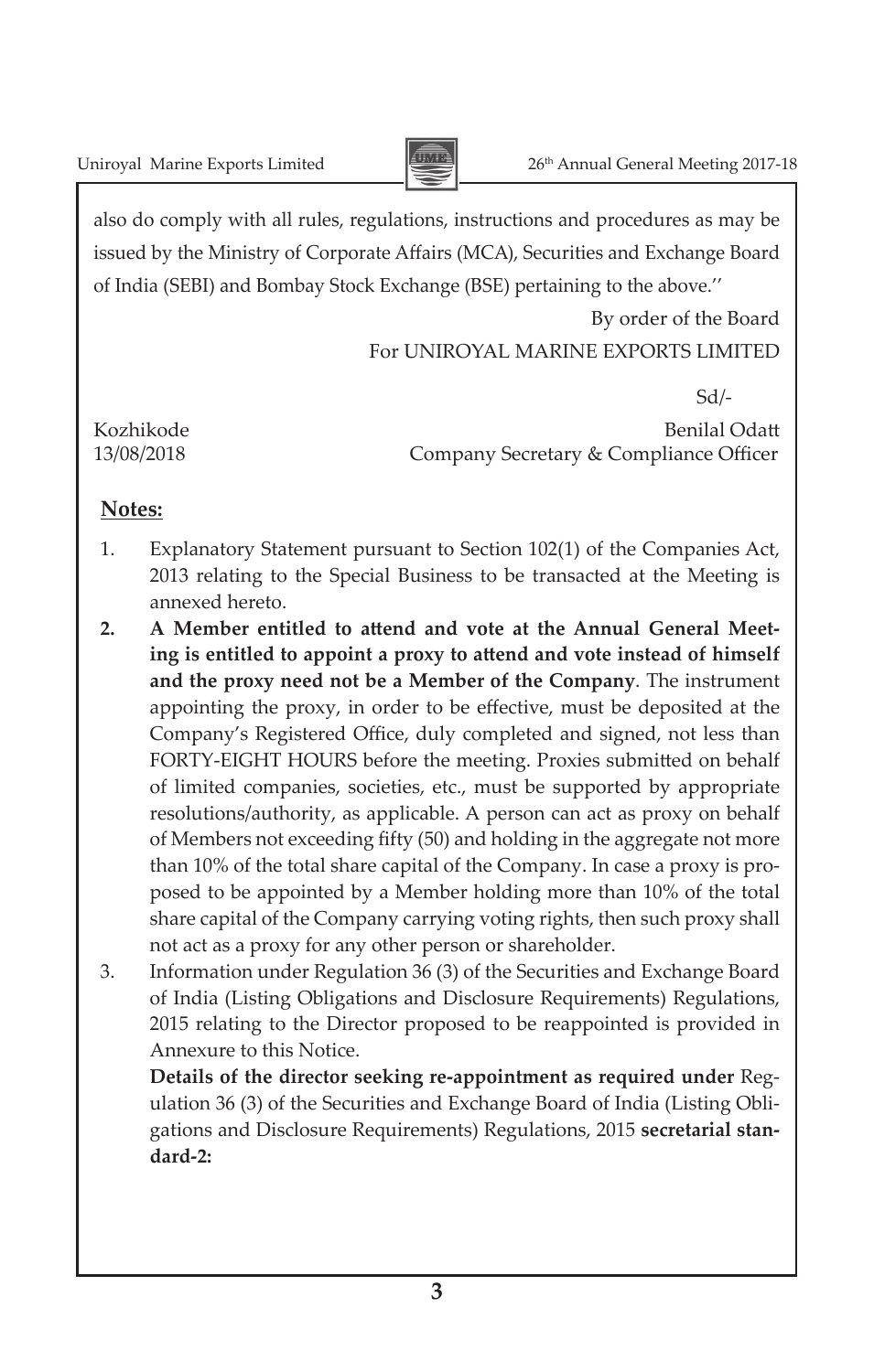also do comply with all rules, regulations, instructions and procedures as may be issued by the Ministry of Corporate Affairs (MCA), Securities and Exchange Board of India (SEBI) and Bombay Stock Exchange (BSE) pertaining to the above.''

By order of the Board
For UNIROYAL MARINE EXPORTS LIMITED

Sd/-

Kozhikode
13/08/2018

Benilal Odatt
Company Secretary & Compliance Officer

**Notes:**

1. Explanatory Statement pursuant to Section 102(1) of the Companies Act, 2013 relating to the Special Business to be transacted at the Meeting is annexed hereto.
2. **A Member entitled to attend and vote at the Annual General Meeting is entitled to appoint a proxy to attend and vote instead of himself and the proxy need not be a Member of the Company**. The instrument appointing the proxy, in order to be effective, must be deposited at the Company's Registered Office, duly completed and signed, not less than FORTY-EIGHT HOURS before the meeting. Proxies submitted on behalf of limited companies, societies, etc., must be supported by appropriate resolutions/authority, as applicable. A person can act as proxy on behalf of Members not exceeding fifty (50) and holding in the aggregate not more than 10% of the total share capital of the Company. In case a proxy is proposed to be appointed by a Member holding more than 10% of the total share capital of the Company carrying voting rights, then such proxy shall not act as a proxy for any other person or shareholder.
3. Information under Regulation 36 (3) of the Securities and Exchange Board of India (Listing Obligations and Disclosure Requirements) Regulations, 2015 relating to the Director proposed to be reappointed is provided in Annexure to this Notice.

   **Details of the director seeking re-appointment as required under** Regulation 36 (3) of the Securities and Exchange Board of India (Listing Obligations and Disclosure Requirements) Regulations, 2015 **secretarial standard-2:**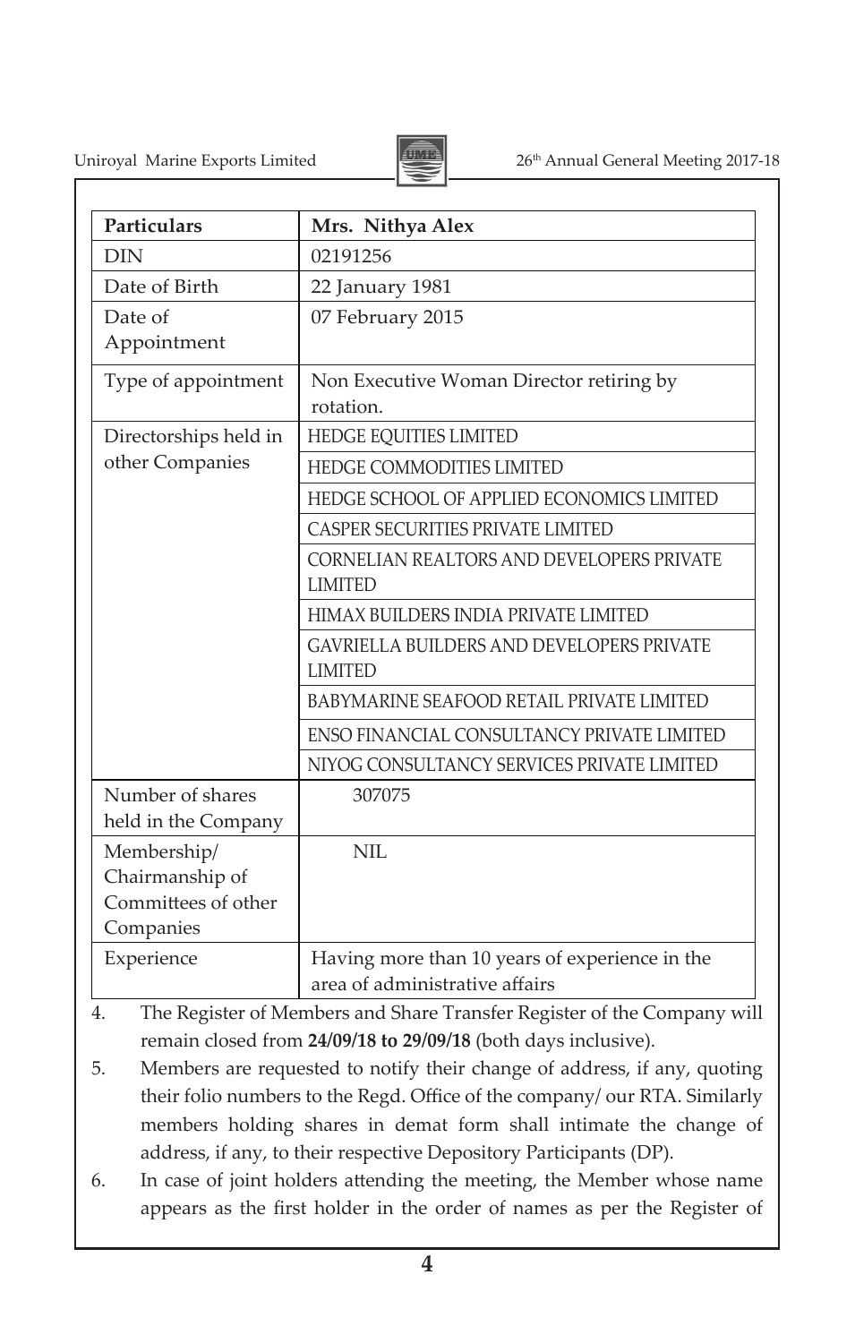| Particulars | Mrs. Nithya Alex |
|---|---|
| DIN | 02191256 |
| Date of Birth | 22 January 1981 |
| Date of Appointment | 07 February 2015 |
| Type of appointment | Non Executive Woman Director retiring by rotation. |
| Directorships held in other Companies | HEDGE EQUITIES LIMITED |
| | HEDGE COMMODITIES LIMITED |
| | HEDGE SCHOOL OF APPLIED ECONOMICS LIMITED |
| | CASPER SECURITIES PRIVATE LIMITED |
| | CORNELIAN REALTORS AND DEVELOPERS PRIVATE LIMITED |
| | HIMAX BUILDERS INDIA PRIVATE LIMITED |
| | GAVRIELLA BUILDERS AND DEVELOPERS PRIVATE LIMITED |
| | BABYMARINE SEAFOOD RETAIL PRIVATE LIMITED |
| | ENSO FINANCIAL CONSULTANCY PRIVATE LIMITED |
| | NIYOG CONSULTANCY SERVICES PRIVATE LIMITED |
| Number of shares held in the Company | 307075 |
| Membership/ Chairmanship of Committees of other Companies | NIL |
| Experience | Having more than 10 years of experience in the area of administrative affairs |

4. The Register of Members and Share Transfer Register of the Company will remain closed from **24/09/18 to 29/09/18** (both days inclusive).
5. Members are requested to notify their change of address, if any, quoting their folio numbers to the Regd. Office of the company/ our RTA. Similarly members holding shares in demat form shall intimate the change of address, if any, to their respective Depository Participants (DP).
6. In case of joint holders attending the meeting, the Member whose name appears as the first holder in the order of names as per the Register of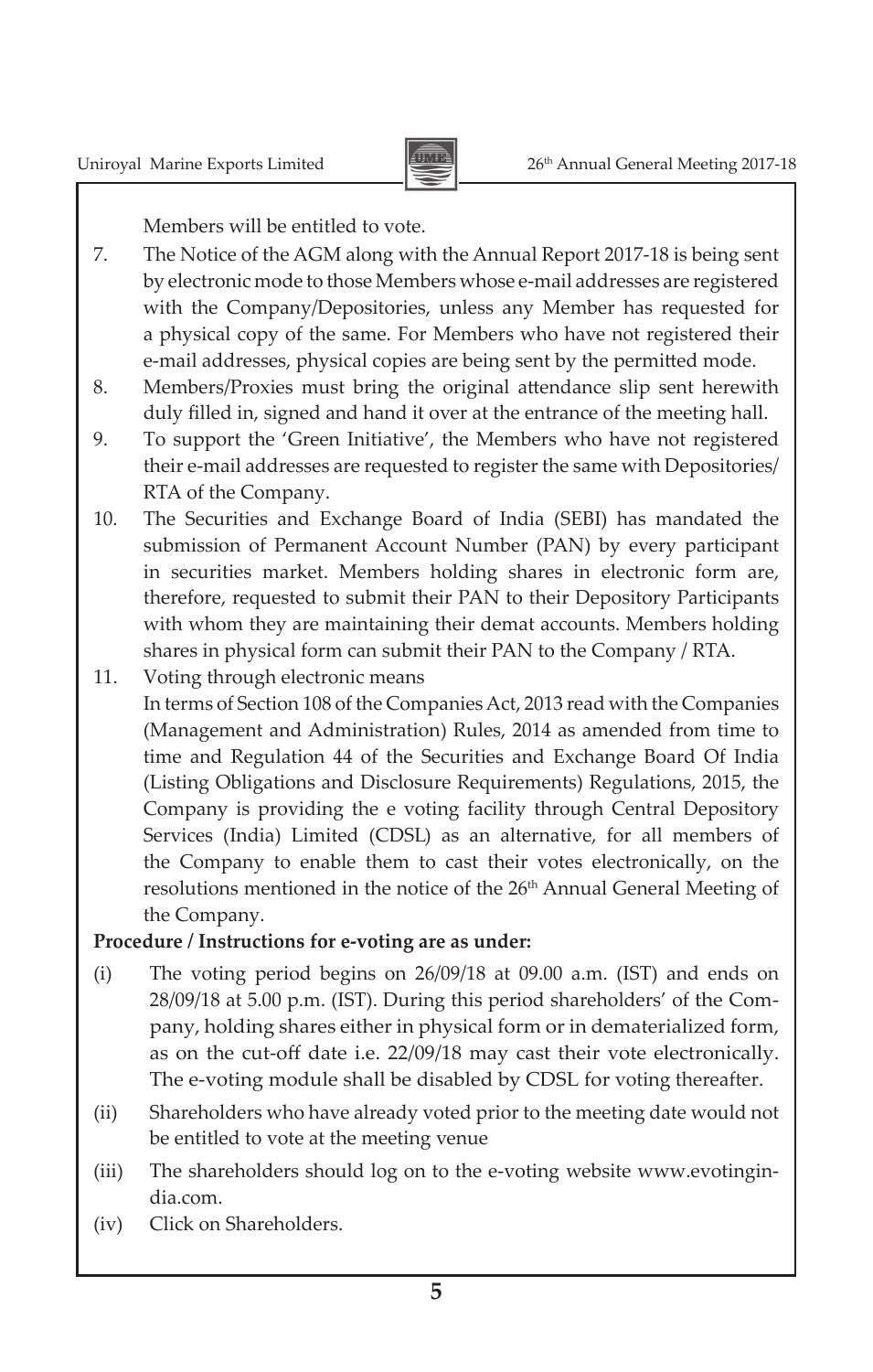Members will be entitled to vote.

7. The Notice of the AGM along with the Annual Report 2017-18 is being sent by electronic mode to those Members whose e-mail addresses are registered with the Company/Depositories, unless any Member has requested for a physical copy of the same. For Members who have not registered their e-mail addresses, physical copies are being sent by the permitted mode.
8. Members/Proxies must bring the original attendance slip sent herewith duly filled in, signed and hand it over at the entrance of the meeting hall.
9. To support the 'Green Initiative', the Members who have not registered their e-mail addresses are requested to register the same with Depositories/ RTA of the Company.
10. The Securities and Exchange Board of India (SEBI) has mandated the submission of Permanent Account Number (PAN) by every participant in securities market. Members holding shares in electronic form are, therefore, requested to submit their PAN to their Depository Participants with whom they are maintaining their demat accounts. Members holding shares in physical form can submit their PAN to the Company / RTA.
11. Voting through electronic means

    In terms of Section 108 of the Companies Act, 2013 read with the Companies (Management and Administration) Rules, 2014 as amended from time to time and Regulation 44 of the Securities and Exchange Board Of India (Listing Obligations and Disclosure Requirements) Regulations, 2015, the Company is providing the e voting facility through Central Depository Services (India) Limited (CDSL) as an alternative, for all members of the Company to enable them to cast their votes electronically, on the resolutions mentioned in the notice of the 26th Annual General Meeting of the Company.

**Procedure / Instructions for e-voting are as under:**

(i) The voting period begins on 26/09/18 at 09.00 a.m. (IST) and ends on 28/09/18 at 5.00 p.m. (IST). During this period shareholders' of the Company, holding shares either in physical form or in dematerialized form, as on the cut-off date i.e. 22/09/18 may cast their vote electronically. The e-voting module shall be disabled by CDSL for voting thereafter.

(ii) Shareholders who have already voted prior to the meeting date would not be entitled to vote at the meeting venue

(iii) The shareholders should log on to the e-voting website www.evotingindia.com.

(iv) Click on Shareholders.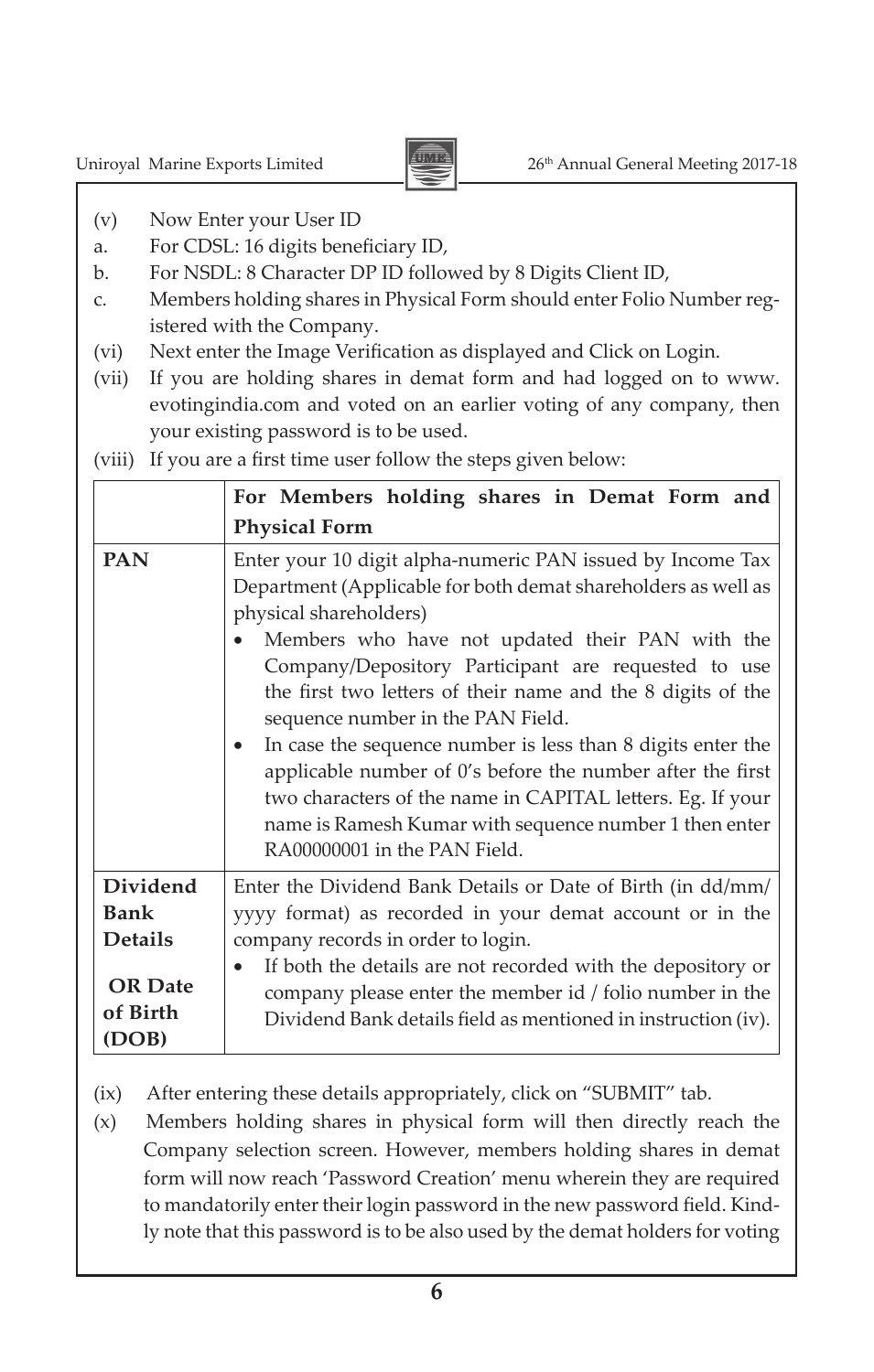(v) Now Enter your User ID

a. For CDSL: 16 digits beneficiary ID,

b. For NSDL: 8 Character DP ID followed by 8 Digits Client ID,

c. Members holding shares in Physical Form should enter Folio Number registered with the Company.

(vi) Next enter the Image Verification as displayed and Click on Login.

(vii) If you are holding shares in demat form and had logged on to www.evotingindia.com and voted on an earlier voting of any company, then your existing password is to be used.

(viii) If you are a first time user follow the steps given below:

| | **For Members holding shares in Demat Form and Physical Form** |
|---|---|
| **PAN** | Enter your 10 digit alpha-numeric PAN issued by Income Tax Department (Applicable for both demat shareholders as well as physical shareholders)<br>• Members who have not updated their PAN with the Company/Depository Participant are requested to use the first two letters of their name and the 8 digits of the sequence number in the PAN Field.<br>• In case the sequence number is less than 8 digits enter the applicable number of 0's before the number after the first two characters of the name in CAPITAL letters. Eg. If your name is Ramesh Kumar with sequence number 1 then enter RA00000001 in the PAN Field. |
| **Dividend Bank Details OR Date of Birth (DOB)** | Enter the Dividend Bank Details or Date of Birth (in dd/mm/yyyy format) as recorded in your demat account or in the company records in order to login.<br>• If both the details are not recorded with the depository or company please enter the member id / folio number in the Dividend Bank details field as mentioned in instruction (iv). |

(ix) After entering these details appropriately, click on "SUBMIT" tab.

(x) Members holding shares in physical form will then directly reach the Company selection screen. However, members holding shares in demat form will now reach 'Password Creation' menu wherein they are required to mandatorily enter their login password in the new password field. Kindly note that this password is to be also used by the demat holders for voting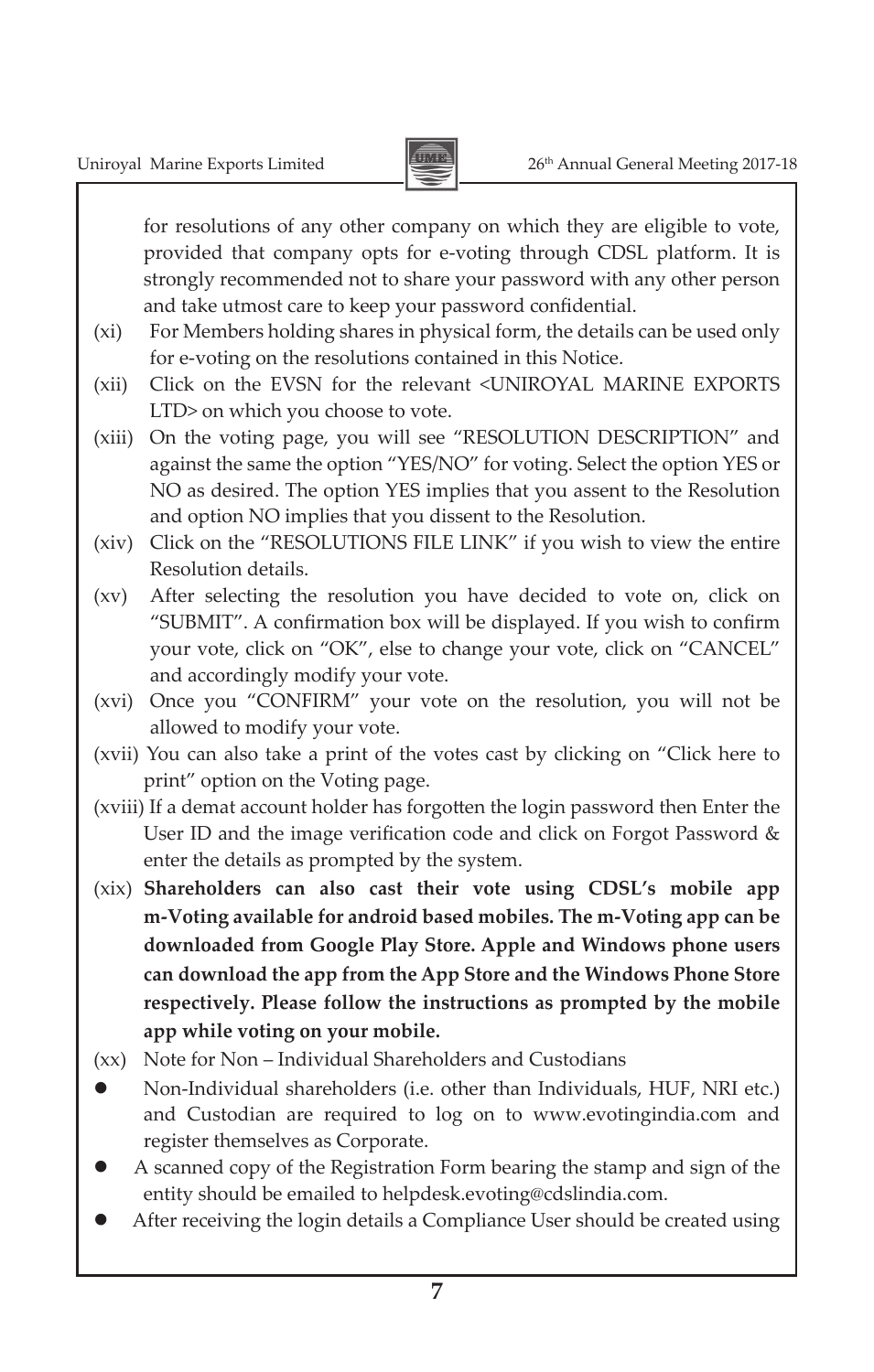for resolutions of any other company on which they are eligible to vote, provided that company opts for e-voting through CDSL platform. It is strongly recommended not to share your password with any other person and take utmost care to keep your password confidential.

(xi) For Members holding shares in physical form, the details can be used only for e-voting on the resolutions contained in this Notice.

(xii) Click on the EVSN for the relevant <UNIROYAL MARINE EXPORTS LTD> on which you choose to vote.

(xiii) On the voting page, you will see "RESOLUTION DESCRIPTION" and against the same the option "YES/NO" for voting. Select the option YES or NO as desired. The option YES implies that you assent to the Resolution and option NO implies that you dissent to the Resolution.

(xiv) Click on the "RESOLUTIONS FILE LINK" if you wish to view the entire Resolution details.

(xv) After selecting the resolution you have decided to vote on, click on "SUBMIT". A confirmation box will be displayed. If you wish to confirm your vote, click on "OK", else to change your vote, click on "CANCEL" and accordingly modify your vote.

(xvi) Once you "CONFIRM" your vote on the resolution, you will not be allowed to modify your vote.

(xvii) You can also take a print of the votes cast by clicking on "Click here to print" option on the Voting page.

(xviii) If a demat account holder has forgotten the login password then Enter the User ID and the image verification code and click on Forgot Password & enter the details as prompted by the system.

(xix) **Shareholders can also cast their vote using CDSL's mobile app m-Voting available for android based mobiles. The m-Voting app can be downloaded from Google Play Store. Apple and Windows phone users can download the app from the App Store and the Windows Phone Store respectively. Please follow the instructions as prompted by the mobile app while voting on your mobile.**

(xx) Note for Non – Individual Shareholders and Custodians

- Non-Individual shareholders (i.e. other than Individuals, HUF, NRI etc.) and Custodian are required to log on to www.evotingindia.com and register themselves as Corporate.
- A scanned copy of the Registration Form bearing the stamp and sign of the entity should be emailed to helpdesk.evoting@cdslindia.com.
- After receiving the login details a Compliance User should be created using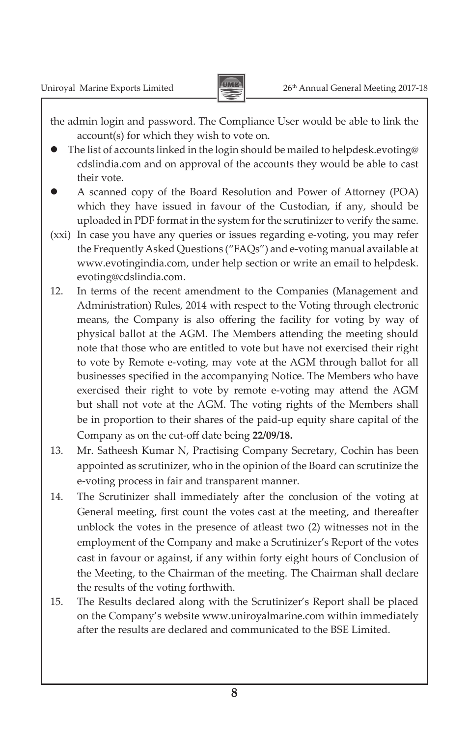the admin login and password. The Compliance User would be able to link the account(s) for which they wish to vote on.

- The list of accounts linked in the login should be mailed to helpdesk.evoting@cdslindia.com and on approval of the accounts they would be able to cast their vote.
- A scanned copy of the Board Resolution and Power of Attorney (POA) which they have issued in favour of the Custodian, if any, should be uploaded in PDF format in the system for the scrutinizer to verify the same.

(xxi) In case you have any queries or issues regarding e-voting, you may refer the Frequently Asked Questions ("FAQs") and e-voting manual available at www.evotingindia.com, under help section or write an email to helpdesk.evoting@cdslindia.com.

12. In terms of the recent amendment to the Companies (Management and Administration) Rules, 2014 with respect to the Voting through electronic means, the Company is also offering the facility for voting by way of physical ballot at the AGM. The Members attending the meeting should note that those who are entitled to vote but have not exercised their right to vote by Remote e-voting, may vote at the AGM through ballot for all businesses specified in the accompanying Notice. The Members who have exercised their right to vote by remote e-voting may attend the AGM but shall not vote at the AGM. The voting rights of the Members shall be in proportion to their shares of the paid-up equity share capital of the Company as on the cut-off date being **22/09/18.**

13. Mr. Satheesh Kumar N, Practising Company Secretary, Cochin has been appointed as scrutinizer, who in the opinion of the Board can scrutinize the e-voting process in fair and transparent manner.

14. The Scrutinizer shall immediately after the conclusion of the voting at General meeting, first count the votes cast at the meeting, and thereafter unblock the votes in the presence of atleast two (2) witnesses not in the employment of the Company and make a Scrutinizer's Report of the votes cast in favour or against, if any within forty eight hours of Conclusion of the Meeting, to the Chairman of the meeting. The Chairman shall declare the results of the voting forthwith.

15. The Results declared along with the Scrutinizer's Report shall be placed on the Company's website www.uniroyalmarine.com within immediately after the results are declared and communicated to the BSE Limited.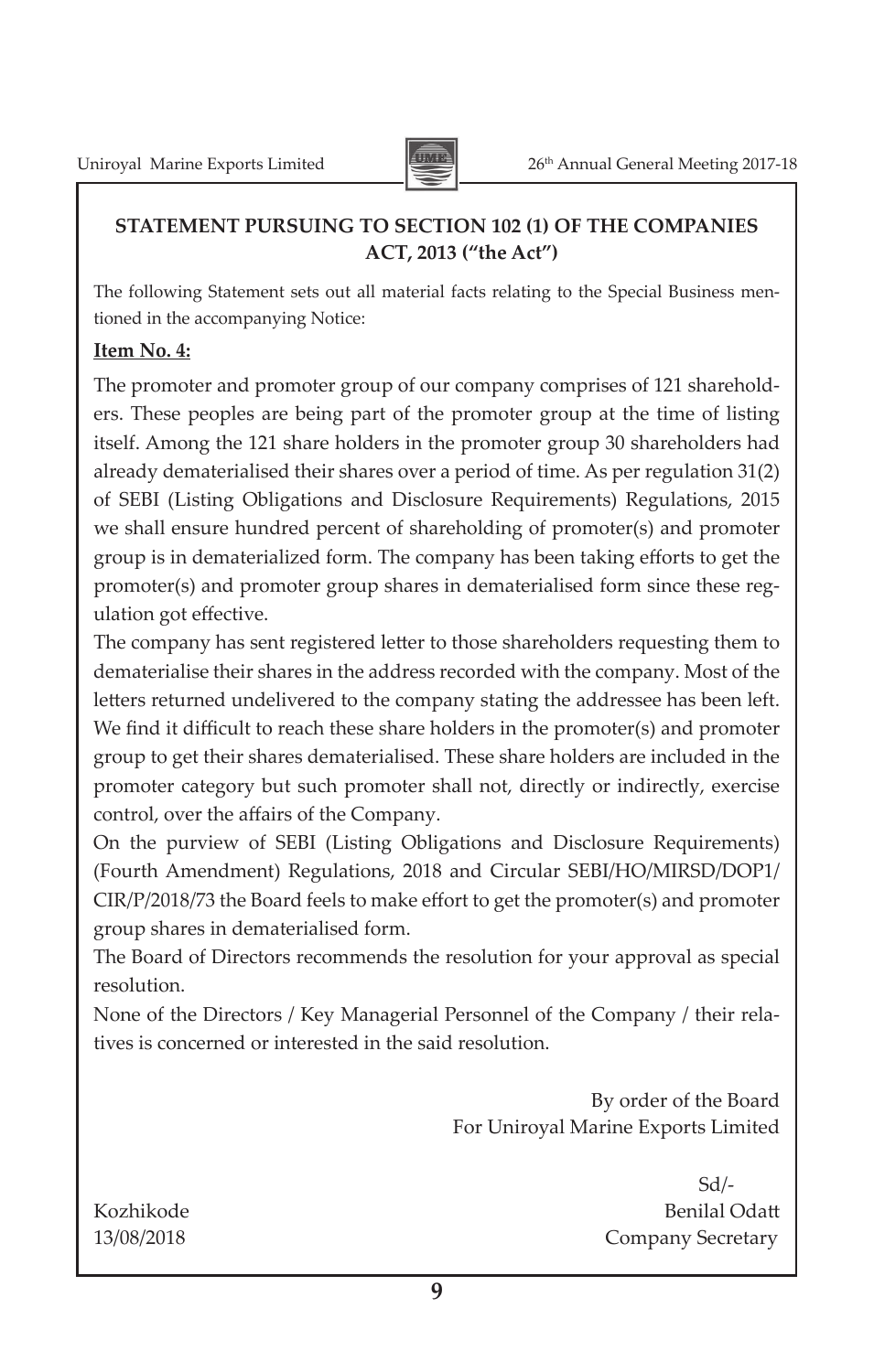## STATEMENT PURSUING TO SECTION 102 (1) OF THE COMPANIES ACT, 2013 ("the Act")

The following Statement sets out all material facts relating to the Special Business mentioned in the accompanying Notice:

**Item No. 4:**

The promoter and promoter group of our company comprises of 121 shareholders. These peoples are being part of the promoter group at the time of listing itself. Among the 121 share holders in the promoter group 30 shareholders had already dematerialised their shares over a period of time. As per regulation 31(2) of SEBI (Listing Obligations and Disclosure Requirements) Regulations, 2015 we shall ensure hundred percent of shareholding of promoter(s) and promoter group is in dematerialized form. The company has been taking efforts to get the promoter(s) and promoter group shares in dematerialised form since these regulation got effective.

The company has sent registered letter to those shareholders requesting them to dematerialise their shares in the address recorded with the company. Most of the letters returned undelivered to the company stating the addressee has been left. We find it difficult to reach these share holders in the promoter(s) and promoter group to get their shares dematerialised. These share holders are included in the promoter category but such promoter shall not, directly or indirectly, exercise control, over the affairs of the Company.

On the purview of SEBI (Listing Obligations and Disclosure Requirements) (Fourth Amendment) Regulations, 2018 and Circular SEBI/HO/MIRSD/DOP1/CIR/P/2018/73 the Board feels to make effort to get the promoter(s) and promoter group shares in dematerialised form.

The Board of Directors recommends the resolution for your approval as special resolution.

None of the Directors / Key Managerial Personnel of the Company / their relatives is concerned or interested in the said resolution.

By order of the Board
For Uniroyal Marine Exports Limited

Sd/-
Benilal Odatt
Company Secretary

Kozhikode
13/08/2018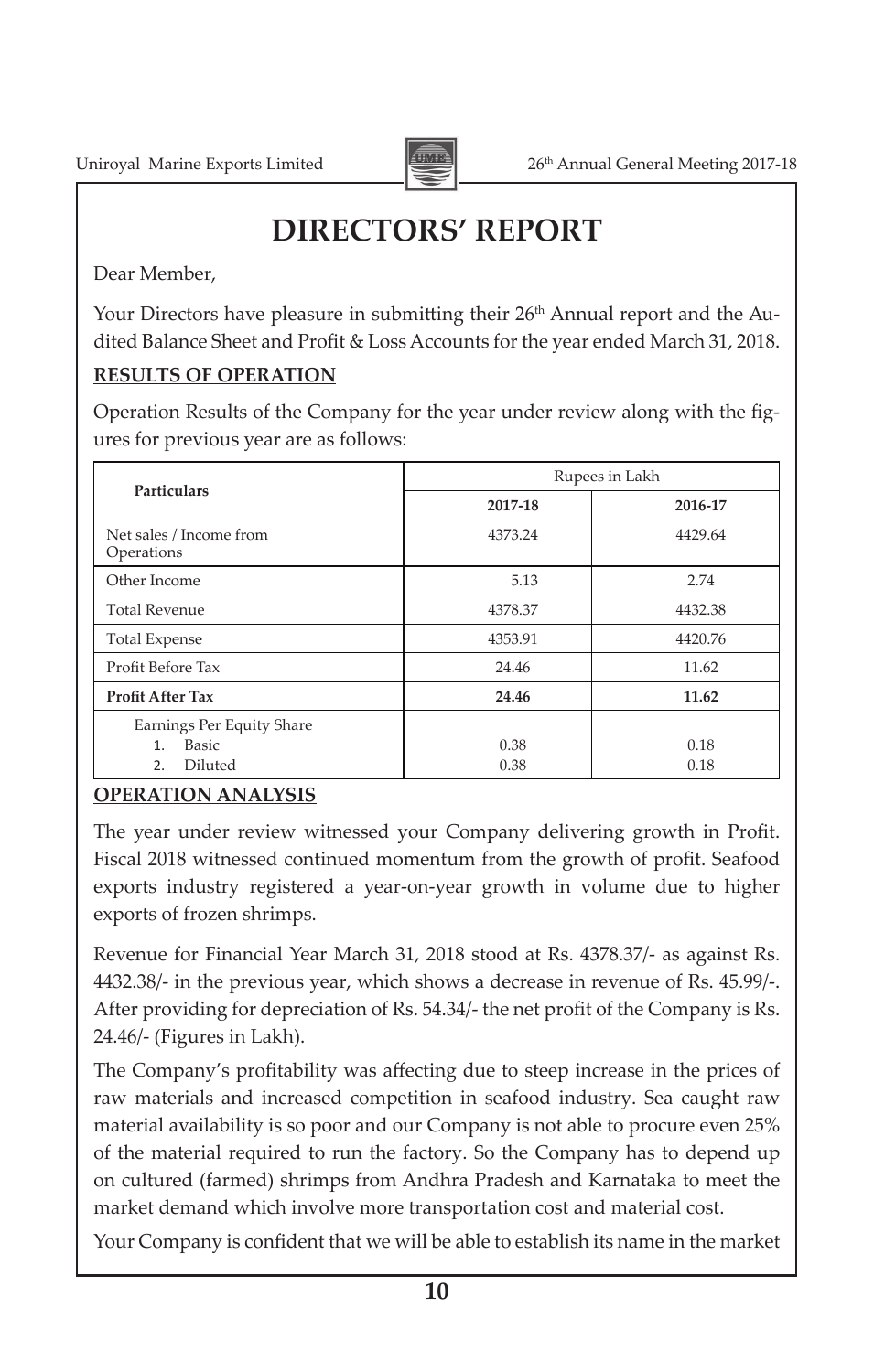# DIRECTORS' REPORT

Dear Member,

Your Directors have pleasure in submitting their 26th Annual report and the Audited Balance Sheet and Profit & Loss Accounts for the year ended March 31, 2018.

## RESULTS OF OPERATION

Operation Results of the Company for the year under review along with the figures for previous year are as follows:

| Particulars | Rupees in Lakh | |
|---|---|---|
| | **2017-18** | **2016-17** |
| Net sales / Income from Operations | 4373.24 | 4429.64 |
| Other Income | 5.13 | 2.74 |
| Total Revenue | 4378.37 | 4432.38 |
| Total Expense | 4353.91 | 4420.76 |
| Profit Before Tax | 24.46 | 11.62 |
| **Profit After Tax** | **24.46** | **11.62** |
| Earnings Per Equity Share<br>1. Basic<br>2. Diluted | <br>0.38<br>0.38 | <br>0.18<br>0.18 |

## OPERATION ANALYSIS

The year under review witnessed your Company delivering growth in Profit. Fiscal 2018 witnessed continued momentum from the growth of profit. Seafood exports industry registered a year-on-year growth in volume due to higher exports of frozen shrimps.

Revenue for Financial Year March 31, 2018 stood at Rs. 4378.37/- as against Rs. 4432.38/- in the previous year, which shows a decrease in revenue of Rs. 45.99/-. After providing for depreciation of Rs. 54.34/- the net profit of the Company is Rs. 24.46/- (Figures in Lakh).

The Company's profitability was affecting due to steep increase in the prices of raw materials and increased competition in seafood industry. Sea caught raw material availability is so poor and our Company is not able to procure even 25% of the material required to run the factory. So the Company has to depend up on cultured (farmed) shrimps from Andhra Pradesh and Karnataka to meet the market demand which involve more transportation cost and material cost.

Your Company is confident that we will be able to establish its name in the market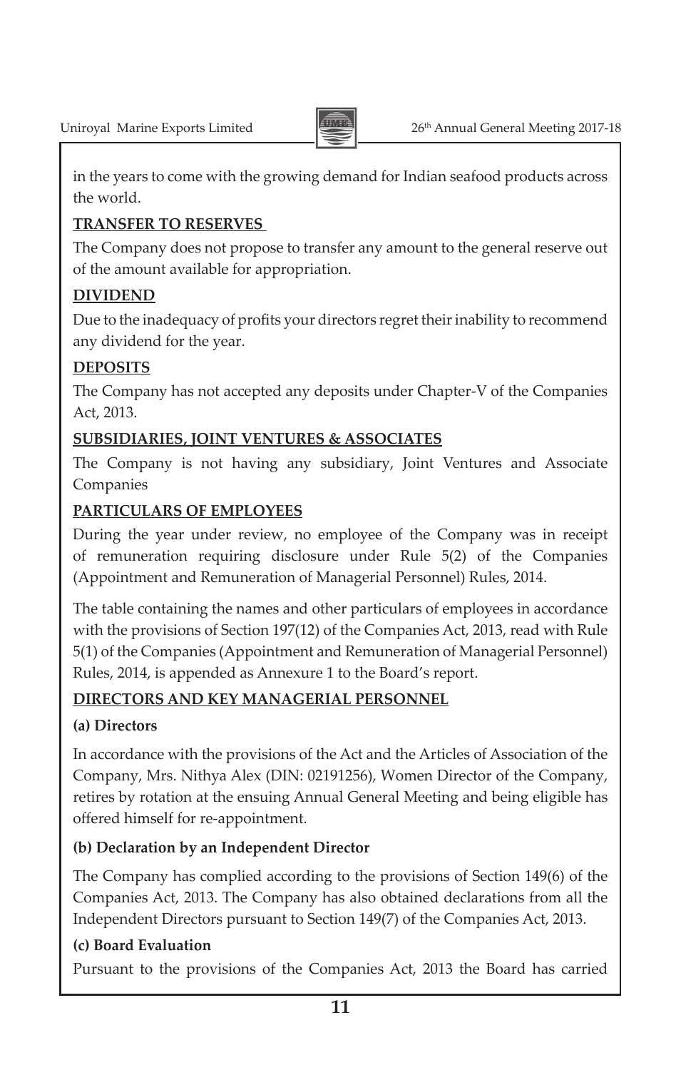in the years to come with the growing demand for Indian seafood products across the world.

## TRANSFER TO RESERVES

The Company does not propose to transfer any amount to the general reserve out of the amount available for appropriation.

## DIVIDEND

Due to the inadequacy of profits your directors regret their inability to recommend any dividend for the year.

## DEPOSITS

The Company has not accepted any deposits under Chapter-V of the Companies Act, 2013.

## SUBSIDIARIES, JOINT VENTURES & ASSOCIATES

The Company is not having any subsidiary, Joint Ventures and Associate Companies

## PARTICULARS OF EMPLOYEES

During the year under review, no employee of the Company was in receipt of remuneration requiring disclosure under Rule 5(2) of the Companies (Appointment and Remuneration of Managerial Personnel) Rules, 2014.

The table containing the names and other particulars of employees in accordance with the provisions of Section 197(12) of the Companies Act, 2013, read with Rule 5(1) of the Companies (Appointment and Remuneration of Managerial Personnel) Rules, 2014, is appended as Annexure 1 to the Board's report.

## DIRECTORS AND KEY MANAGERIAL PERSONNEL

### (a) Directors

In accordance with the provisions of the Act and the Articles of Association of the Company, Mrs. Nithya Alex (DIN: 02191256), Women Director of the Company, retires by rotation at the ensuing Annual General Meeting and being eligible has offered himself for re-appointment.

### (b) Declaration by an Independent Director

The Company has complied according to the provisions of Section 149(6) of the Companies Act, 2013. The Company has also obtained declarations from all the Independent Directors pursuant to Section 149(7) of the Companies Act, 2013.

### (c) Board Evaluation

Pursuant to the provisions of the Companies Act, 2013 the Board has carried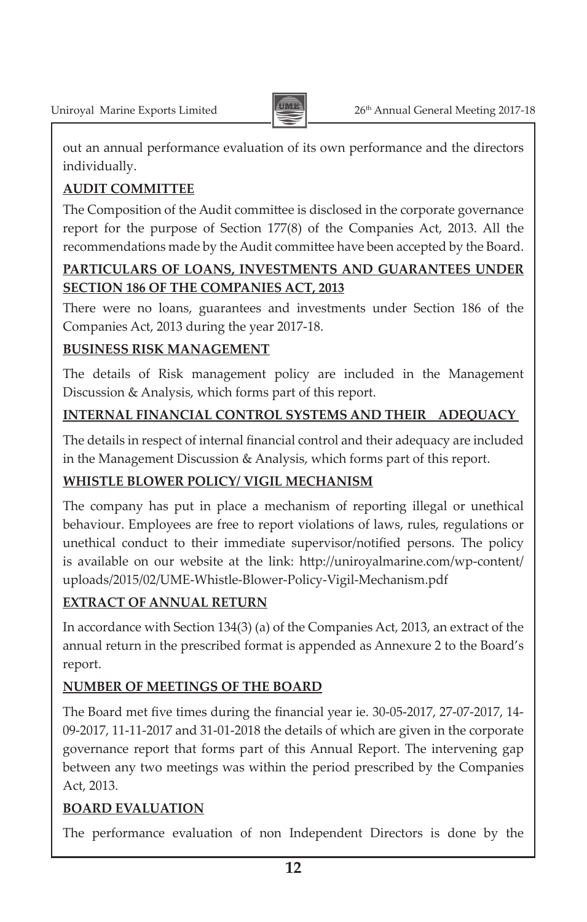out an annual performance evaluation of its own performance and the directors individually.

**AUDIT COMMITTEE**

The Composition of the Audit committee is disclosed in the corporate governance report for the purpose of Section 177(8) of the Companies Act, 2013. All the recommendations made by the Audit committee have been accepted by the Board.

**PARTICULARS OF LOANS, INVESTMENTS AND GUARANTEES UNDER SECTION 186 OF THE COMPANIES ACT, 2013**

There were no loans, guarantees and investments under Section 186 of the Companies Act, 2013 during the year 2017-18.

**BUSINESS RISK MANAGEMENT**

The details of Risk management policy are included in the Management Discussion & Analysis, which forms part of this report.

**INTERNAL FINANCIAL CONTROL SYSTEMS AND THEIR ADEQUACY**

The details in respect of internal financial control and their adequacy are included in the Management Discussion & Analysis, which forms part of this report.

**WHISTLE BLOWER POLICY/ VIGIL MECHANISM**

The company has put in place a mechanism of reporting illegal or unethical behaviour. Employees are free to report violations of laws, rules, regulations or unethical conduct to their immediate supervisor/notified persons. The policy is available on our website at the link: http://uniroyalmarine.com/wp-content/uploads/2015/02/UME-Whistle-Blower-Policy-Vigil-Mechanism.pdf

**EXTRACT OF ANNUAL RETURN**

In accordance with Section 134(3) (a) of the Companies Act, 2013, an extract of the annual return in the prescribed format is appended as Annexure 2 to the Board's report.

**NUMBER OF MEETINGS OF THE BOARD**

The Board met five times during the financial year ie. 30-05-2017, 27-07-2017, 14-09-2017, 11-11-2017 and 31-01-2018 the details of which are given in the corporate governance report that forms part of this Annual Report. The intervening gap between any two meetings was within the period prescribed by the Companies Act, 2013.

**BOARD EVALUATION**

The performance evaluation of non Independent Directors is done by the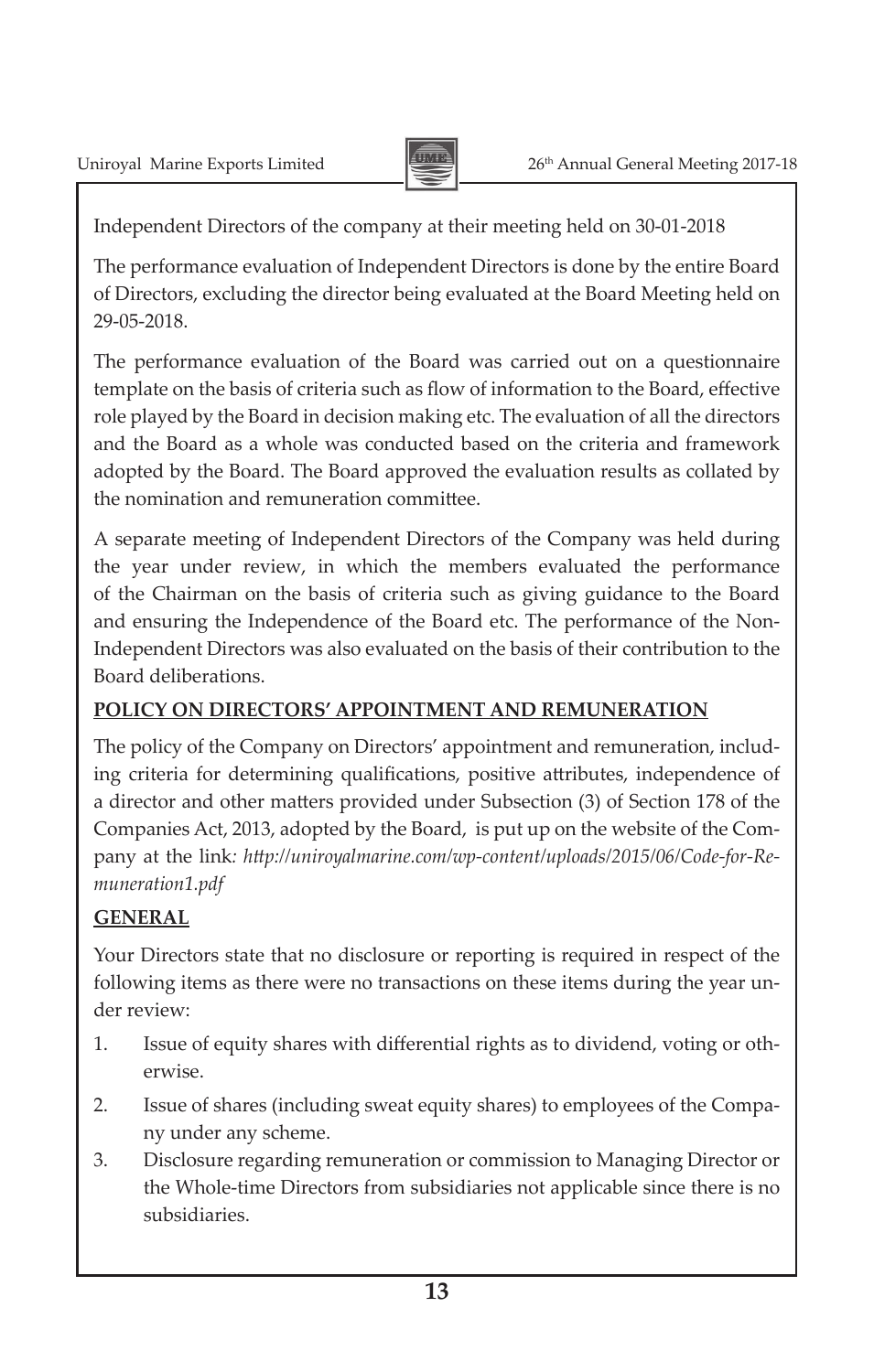Independent Directors of the company at their meeting held on 30-01-2018

The performance evaluation of Independent Directors is done by the entire Board of Directors, excluding the director being evaluated at the Board Meeting held on 29-05-2018.

The performance evaluation of the Board was carried out on a questionnaire template on the basis of criteria such as flow of information to the Board, effective role played by the Board in decision making etc. The evaluation of all the directors and the Board as a whole was conducted based on the criteria and framework adopted by the Board. The Board approved the evaluation results as collated by the nomination and remuneration committee.

A separate meeting of Independent Directors of the Company was held during the year under review, in which the members evaluated the performance of the Chairman on the basis of criteria such as giving guidance to the Board and ensuring the Independence of the Board etc. The performance of the Non-Independent Directors was also evaluated on the basis of their contribution to the Board deliberations.

**POLICY ON DIRECTORS' APPOINTMENT AND REMUNERATION**

The policy of the Company on Directors' appointment and remuneration, including criteria for determining qualifications, positive attributes, independence of a director and other matters provided under Subsection (3) of Section 178 of the Companies Act, 2013, adopted by the Board, is put up on the website of the Company at the link*: http://uniroyalmarine.com/wp-content/uploads/2015/06/Code-for-Remuneration1.pdf*

**GENERAL**

Your Directors state that no disclosure or reporting is required in respect of the following items as there were no transactions on these items during the year under review:

1. Issue of equity shares with differential rights as to dividend, voting or otherwise.
2. Issue of shares (including sweat equity shares) to employees of the Company under any scheme.
3. Disclosure regarding remuneration or commission to Managing Director or the Whole-time Directors from subsidiaries not applicable since there is no subsidiaries.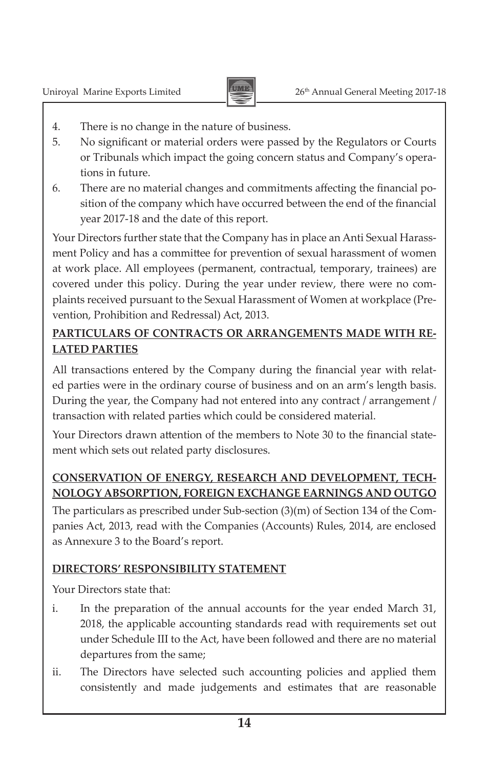4. There is no change in the nature of business.
5. No significant or material orders were passed by the Regulators or Courts or Tribunals which impact the going concern status and Company's operations in future.
6. There are no material changes and commitments affecting the financial position of the company which have occurred between the end of the financial year 2017-18 and the date of this report.

Your Directors further state that the Company has in place an Anti Sexual Harassment Policy and has a committee for prevention of sexual harassment of women at work place. All employees (permanent, contractual, temporary, trainees) are covered under this policy. During the year under review, there were no complaints received pursuant to the Sexual Harassment of Women at workplace (Prevention, Prohibition and Redressal) Act, 2013.

**PARTICULARS OF CONTRACTS OR ARRANGEMENTS MADE WITH RELATED PARTIES**

All transactions entered by the Company during the financial year with related parties were in the ordinary course of business and on an arm's length basis. During the year, the Company had not entered into any contract / arrangement / transaction with related parties which could be considered material.

Your Directors drawn attention of the members to Note 30 to the financial statement which sets out related party disclosures.

**CONSERVATION OF ENERGY, RESEARCH AND DEVELOPMENT, TECHNOLOGY ABSORPTION, FOREIGN EXCHANGE EARNINGS AND OUTGO**

The particulars as prescribed under Sub-section (3)(m) of Section 134 of the Companies Act, 2013, read with the Companies (Accounts) Rules, 2014, are enclosed as Annexure 3 to the Board's report.

**DIRECTORS' RESPONSIBILITY STATEMENT**

Your Directors state that:

i. In the preparation of the annual accounts for the year ended March 31, 2018, the applicable accounting standards read with requirements set out under Schedule III to the Act, have been followed and there are no material departures from the same;
ii. The Directors have selected such accounting policies and applied them consistently and made judgements and estimates that are reasonable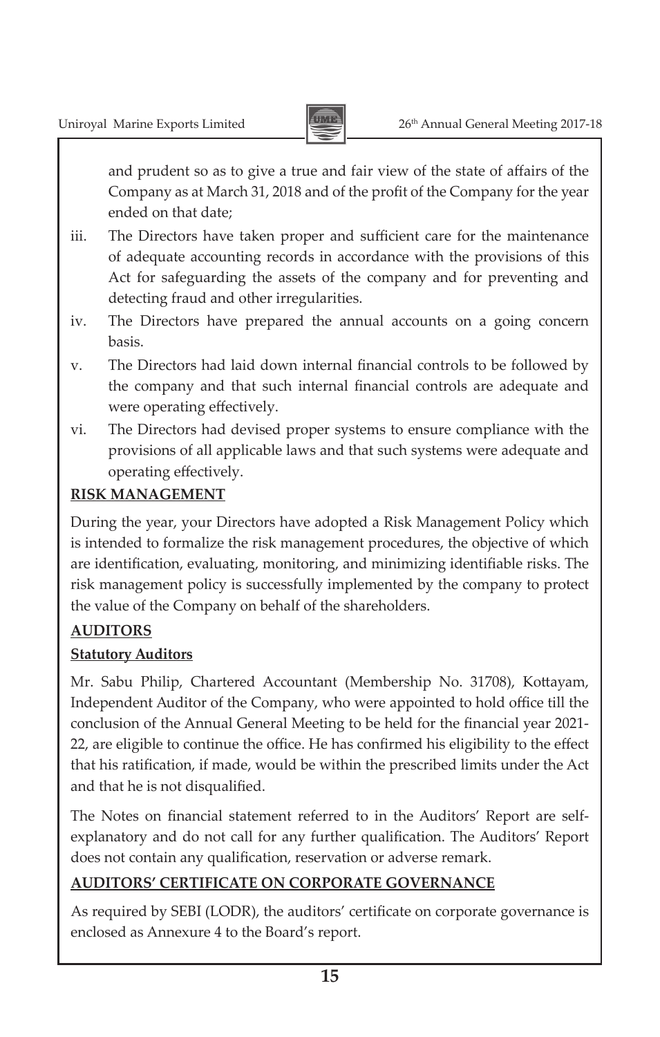and prudent so as to give a true and fair view of the state of affairs of the Company as at March 31, 2018 and of the profit of the Company for the year ended on that date;

iii. The Directors have taken proper and sufficient care for the maintenance of adequate accounting records in accordance with the provisions of this Act for safeguarding the assets of the company and for preventing and detecting fraud and other irregularities.

iv. The Directors have prepared the annual accounts on a going concern basis.

v. The Directors had laid down internal financial controls to be followed by the company and that such internal financial controls are adequate and were operating effectively.

vi. The Directors had devised proper systems to ensure compliance with the provisions of all applicable laws and that such systems were adequate and operating effectively.

**RISK MANAGEMENT**

During the year, your Directors have adopted a Risk Management Policy which is intended to formalize the risk management procedures, the objective of which are identification, evaluating, monitoring, and minimizing identifiable risks. The risk management policy is successfully implemented by the company to protect the value of the Company on behalf of the shareholders.

**AUDITORS**

**Statutory Auditors**

Mr. Sabu Philip, Chartered Accountant (Membership No. 31708), Kottayam, Independent Auditor of the Company, who were appointed to hold office till the conclusion of the Annual General Meeting to be held for the financial year 2021-22, are eligible to continue the office. He has confirmed his eligibility to the effect that his ratification, if made, would be within the prescribed limits under the Act and that he is not disqualified.

The Notes on financial statement referred to in the Auditors' Report are self-explanatory and do not call for any further qualification. The Auditors' Report does not contain any qualification, reservation or adverse remark.

**AUDITORS' CERTIFICATE ON CORPORATE GOVERNANCE**

As required by SEBI (LODR), the auditors' certificate on corporate governance is enclosed as Annexure 4 to the Board's report.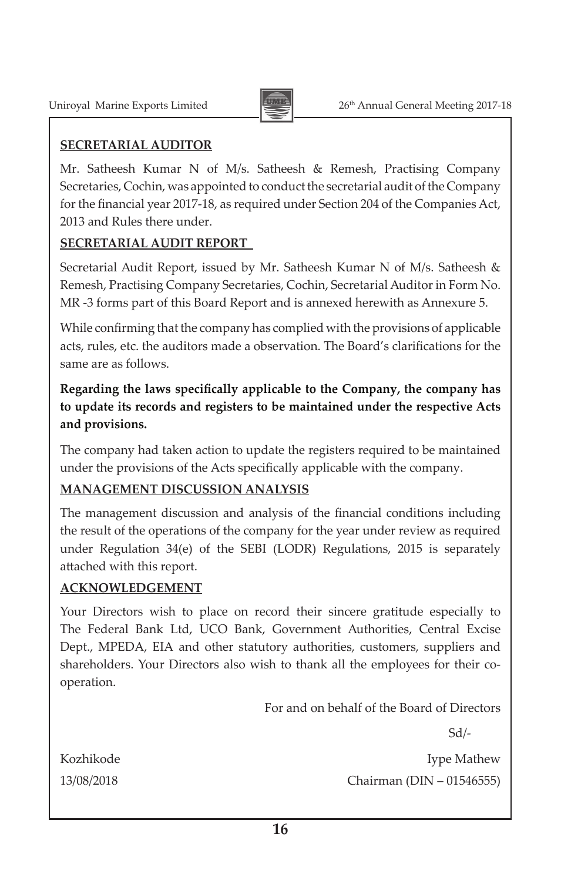**SECRETARIAL AUDITOR**

Mr. Satheesh Kumar N of M/s. Satheesh & Remesh, Practising Company Secretaries, Cochin, was appointed to conduct the secretarial audit of the Company for the financial year 2017-18, as required under Section 204 of the Companies Act, 2013 and Rules there under.

**SECRETARIAL AUDIT REPORT**

Secretarial Audit Report, issued by Mr. Satheesh Kumar N of M/s. Satheesh & Remesh, Practising Company Secretaries, Cochin, Secretarial Auditor in Form No. MR -3 forms part of this Board Report and is annexed herewith as Annexure 5.

While confirming that the company has complied with the provisions of applicable acts, rules, etc. the auditors made a observation. The Board's clarifications for the same are as follows.

**Regarding the laws specifically applicable to the Company, the company has to update its records and registers to be maintained under the respective Acts and provisions.**

The company had taken action to update the registers required to be maintained under the provisions of the Acts specifically applicable with the company.

**MANAGEMENT DISCUSSION ANALYSIS**

The management discussion and analysis of the financial conditions including the result of the operations of the company for the year under review as required under Regulation 34(e) of the SEBI (LODR) Regulations, 2015 is separately attached with this report.

**ACKNOWLEDGEMENT**

Your Directors wish to place on record their sincere gratitude especially to The Federal Bank Ltd, UCO Bank, Government Authorities, Central Excise Dept., MPEDA, EIA and other statutory authorities, customers, suppliers and shareholders. Your Directors also wish to thank all the employees for their co-operation.

For and on behalf of the Board of Directors

Sd/-

Kozhikode
13/08/2018

Iype Mathew
Chairman (DIN – 01546555)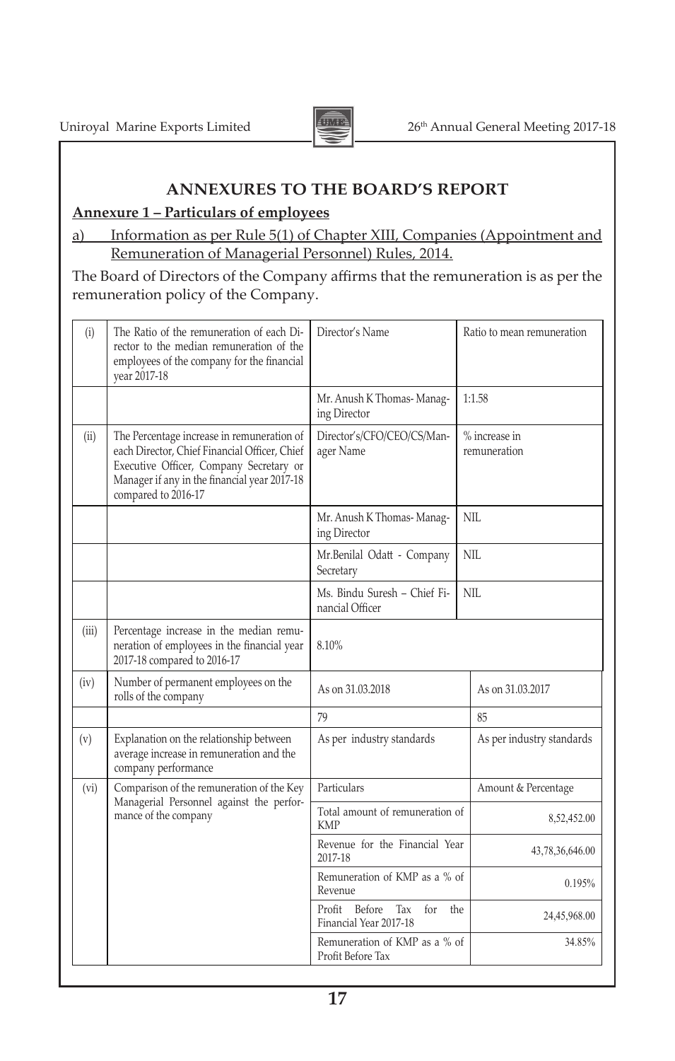## ANNEXURES TO THE BOARD'S REPORT

**Annexure 1 – Particulars of employees**

a) Information as per Rule 5(1) of Chapter XIII, Companies (Appointment and Remuneration of Managerial Personnel) Rules, 2014.

The Board of Directors of the Company affirms that the remuneration is as per the remuneration policy of the Company.

| | | | |
|---|---|---|---|
| (i) | The Ratio of the remuneration of each Director to the median remuneration of the employees of the company for the financial year 2017-18 | Director's Name | Ratio to mean remuneration |
| | | Mr. Anush K Thomas- Managing Director | 1:1.58 |
| (ii) | The Percentage increase in remuneration of each Director, Chief Financial Officer, Chief Executive Officer, Company Secretary or Manager if any in the financial year 2017-18 compared to 2016-17 | Director's/CFO/CEO/CS/Manager Name | % increase in remuneration |
| | | Mr. Anush K Thomas- Managing Director | NIL |
| | | Mr.Benilal Odatt - Company Secretary | NIL |
| | | Ms. Bindu Suresh – Chief Financial Officer | NIL |
| (iii) | Percentage increase in the median remuneration of employees in the financial year 2017-18 compared to 2016-17 | 8.10% | |
| (iv) | Number of permanent employees on the rolls of the company | As on 31.03.2018 | As on 31.03.2017 |
| | | 79 | 85 |
| (v) | Explanation on the relationship between average increase in remuneration and the company performance | As per industry standards | As per industry standards |
| (vi) | Comparison of the remuneration of the Key Managerial Personnel against the performance of the company | Particulars | Amount & Percentage |
| | | Total amount of remuneration of KMP | 8,52,452.00 |
| | | Revenue for the Financial Year 2017-18 | 43,78,36,646.00 |
| | | Remuneration of KMP as a % of Revenue | 0.195% |
| | | Profit Before Tax for the Financial Year 2017-18 | 24,45,968.00 |
| | | Remuneration of KMP as a % of Profit Before Tax | 34.85% |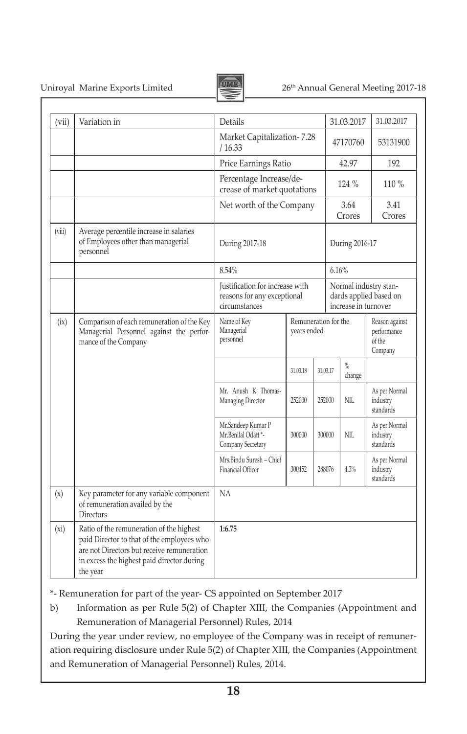| | | | | | | |
|---|---|---|---|---|---|---|
| (vii) | Variation in | Details | | 31.03.2017 | | 31.03.2017 |
| | | Market Capitalization- 7.28 / 16.33 | | 47170760 | | 53131900 |
| | | Price Earnings Ratio | | 42.97 | | 192 |
| | | Percentage Increase/decrease of market quotations | | 124 % | | 110 % |
| | | Net worth of the Company | | 3.64 Crores | | 3.41 Crores |
| (viii) | Average percentile increase in salaries of Employees other than managerial personnel | During 2017-18 | | During 2016-17 | | |
| | | 8.54% | | 6.16% | | |
| | | Justification for increase with reasons for any exceptional circumstances | | Normal industry standards applied based on increase in turnover | | |
| (ix) | Comparison of each remuneration of the Key Managerial Personnel against the performance of the Company | Name of Key Managerial personnel | Remuneration for the years ended | | | Reason against performance of the Company |
| | | | 31.03.18 | 31.03.17 | % change | |
| | | Mr. Anush K Thomas- Managing Director | 252000 | 252000 | NIL | As per Normal industry standards |
| | | Mr.Sandeep Kumar P Mr.Benilal Odatt *- Company Secretary | 300000 | 300000 | NIL | As per Normal industry standards |
| | | Mrs.Bindu Suresh – Chief Financial Officer | 300452 | 288076 | 4.3% | As per Normal industry standards |
| (x) | Key parameter for any variable component of remuneration availed by the Directors | NA | | | | |
| (xi) | Ratio of the remuneration of the highest paid Director to that of the employees who are not Directors but receive remuneration in excess the highest paid director during the year | **1:6.75** | | | | |

*- Remuneration for part of the year- CS appointed on September 2017

b) Information as per Rule 5(2) of Chapter XIII, the Companies (Appointment and Remuneration of Managerial Personnel) Rules, 2014

During the year under review, no employee of the Company was in receipt of remuneration requiring disclosure under Rule 5(2) of Chapter XIII, the Companies (Appointment and Remuneration of Managerial Personnel) Rules, 2014.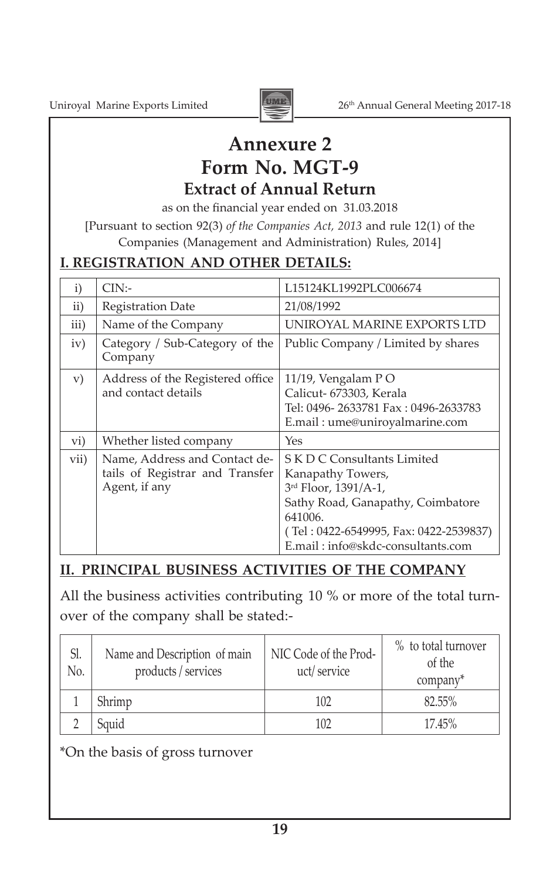# Annexure 2

# Form No. MGT-9

## Extract of Annual Return

as on the financial year ended on 31.03.2018

[Pursuant to section 92(3) *of the Companies Act, 2013* and rule 12(1) of the Companies (Management and Administration) Rules, 2014]

### I. REGISTRATION AND OTHER DETAILS:

| | | |
|---|---|---|
| i) | CIN:- | L15124KL1992PLC006674 |
| ii) | Registration Date | 21/08/1992 |
| iii) | Name of the Company | UNIROYAL MARINE EXPORTS LTD |
| iv) | Category / Sub-Category of the Company | Public Company / Limited by shares |
| v) | Address of the Registered office and contact details | 11/19, Vengalam P O<br>Calicut- 673303, Kerala<br>Tel: 0496- 2633781 Fax : 0496-2633783<br>E.mail : ume@uniroyalmarine.com |
| vi) | Whether listed company | Yes |
| vii) | Name, Address and Contact details of Registrar and Transfer Agent, if any | S K D C Consultants Limited<br>Kanapathy Towers,<br>3rd Floor, 1391/A-1,<br>Sathy Road, Ganapathy, Coimbatore 641006.<br>( Tel : 0422-6549995, Fax: 0422-2539837)<br>E.mail : info@skdc-consultants.com |

### II. PRINCIPAL BUSINESS ACTIVITIES OF THE COMPANY

All the business activities contributing 10 % or more of the total turnover of the company shall be stated:-

| Sl. No. | Name and Description of main products / services | NIC Code of the Product/ service | % to total turnover of the company* |
|---|---|---|---|
| 1 | Shrimp | 102 | 82.55% |
| 2 | Squid | 102 | 17.45% |

*On the basis of gross turnover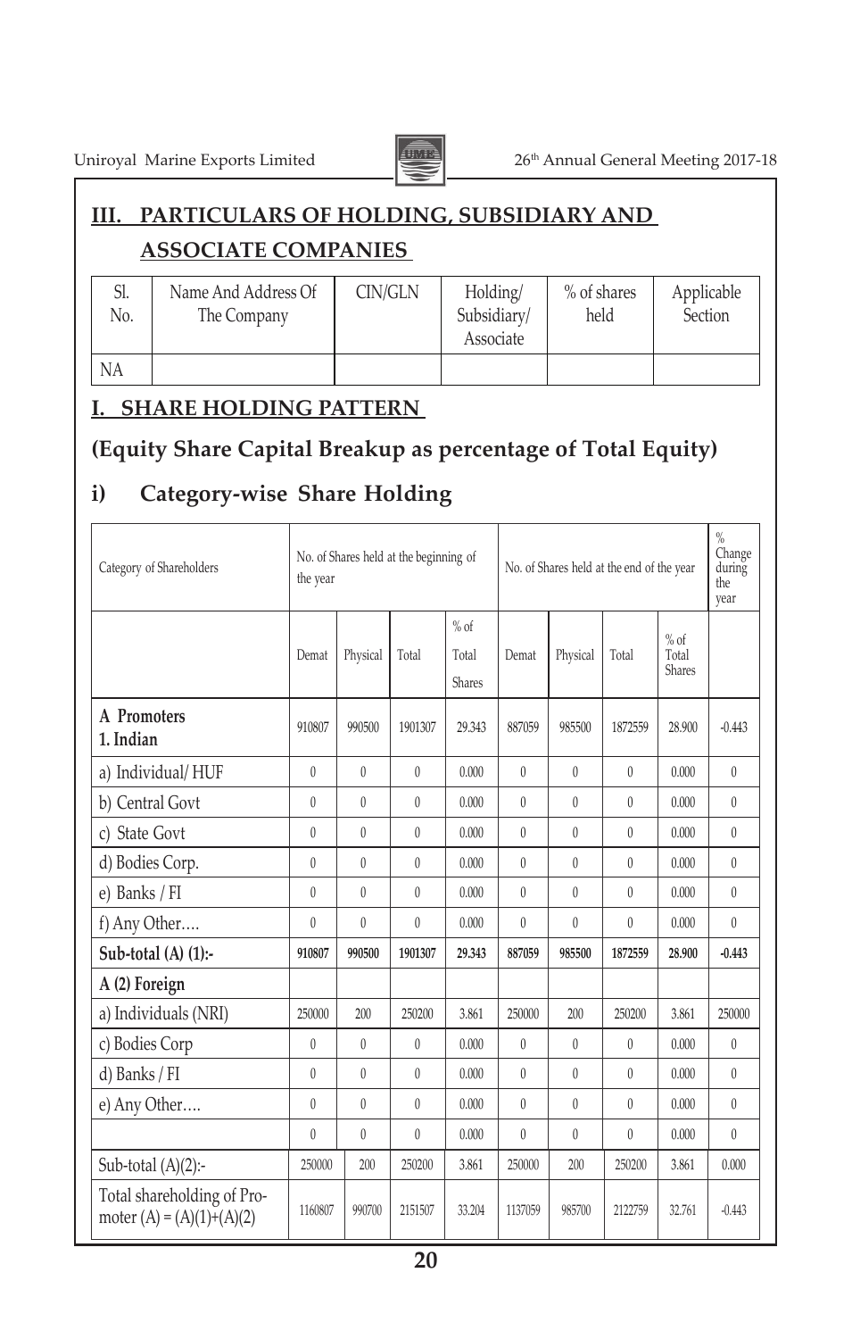## III. PARTICULARS OF HOLDING, SUBSIDIARY AND ASSOCIATE COMPANIES

| Sl. No. | Name And Address Of The Company | CIN/GLN | Holding/ Subsidiary/ Associate | % of shares held | Applicable Section |
|---|---|---|---|---|---|
| NA | | | | | |

## I. SHARE HOLDING PATTERN

### (Equity Share Capital Breakup as percentage of Total Equity)

### i) Category-wise Share Holding

| Category of Shareholders | No. of Shares held at the beginning of the year | | | | No. of Shares held at the end of the year | | | | % Change during the year |
|---|---|---|---|---|---|---|---|---|---|
| | Demat | Physical | Total | % of Total Shares | Demat | Physical | Total | % of Total Shares | |
| **A Promoters** **1. Indian** | 910807 | 990500 | 1901307 | 29.343 | 887059 | 985500 | 1872559 | 28.900 | -0.443 |
| a) Individual/ HUF | 0 | 0 | 0 | 0.000 | 0 | 0 | 0 | 0.000 | 0 |
| b) Central Govt | 0 | 0 | 0 | 0.000 | 0 | 0 | 0 | 0.000 | 0 |
| c) State Govt | 0 | 0 | 0 | 0.000 | 0 | 0 | 0 | 0.000 | 0 |
| d) Bodies Corp. | 0 | 0 | 0 | 0.000 | 0 | 0 | 0 | 0.000 | 0 |
| e) Banks / FI | 0 | 0 | 0 | 0.000 | 0 | 0 | 0 | 0.000 | 0 |
| f) Any Other…. | 0 | 0 | 0 | 0.000 | 0 | 0 | 0 | 0.000 | 0 |
| **Sub-total (A) (1):-** | **910807** | **990500** | **1901307** | **29.343** | **887059** | **985500** | **1872559** | **28.900** | **-0.443** |
| **A (2) Foreign** | | | | | | | | | |
| a) Individuals (NRI) | 250000 | 200 | 250200 | 3.861 | 250000 | 200 | 250200 | 3.861 | 250000 |
| c) Bodies Corp | 0 | 0 | 0 | 0.000 | 0 | 0 | 0 | 0.000 | 0 |
| d) Banks / FI | 0 | 0 | 0 | 0.000 | 0 | 0 | 0 | 0.000 | 0 |
| e) Any Other…. | 0 | 0 | 0 | 0.000 | 0 | 0 | 0 | 0.000 | 0 |
| | 0 | 0 | 0 | 0.000 | 0 | 0 | 0 | 0.000 | 0 |
| Sub-total (A)(2):- | 250000 | 200 | 250200 | 3.861 | 250000 | 200 | 250200 | 3.861 | 0.000 |
| Total shareholding of Promoter (A) = (A)(1)+(A)(2) | 1160807 | 990700 | 2151507 | 33.204 | 1137059 | 985700 | 2122759 | 32.761 | -0.443 |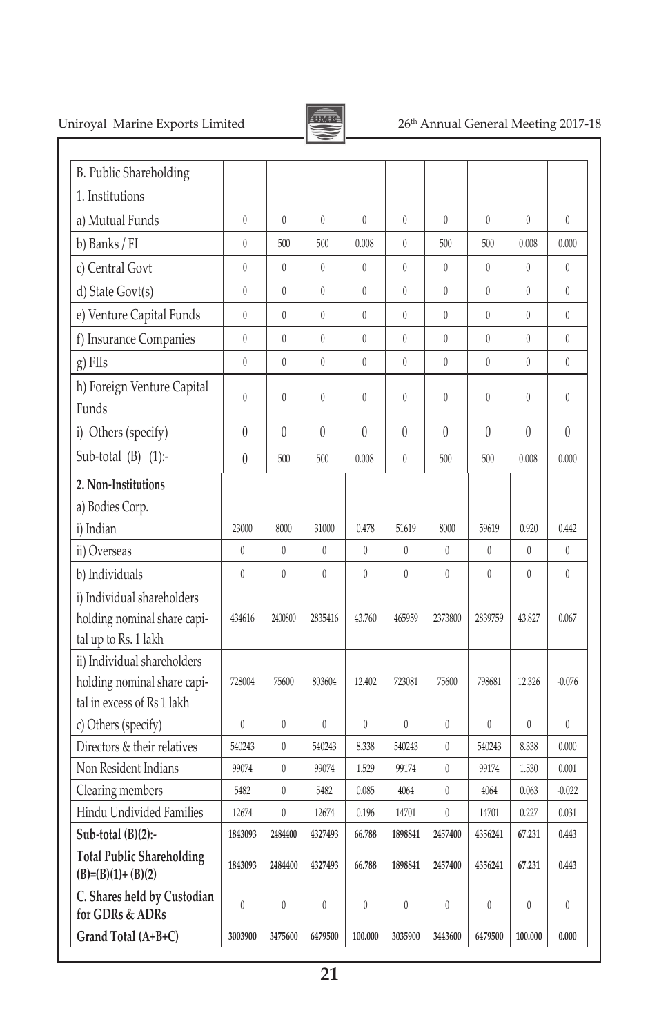| B. Public Shareholding | | | | | | | | | |
|---|---|---|---|---|---|---|---|---|---|
| 1. Institutions | | | | | | | | | |
| a) Mutual Funds | 0 | 0 | 0 | 0 | 0 | 0 | 0 | 0 | 0 |
| b) Banks / FI | 0 | 500 | 500 | 0.008 | 0 | 500 | 500 | 0.008 | 0.000 |
| c) Central Govt | 0 | 0 | 0 | 0 | 0 | 0 | 0 | 0 | 0 |
| d) State Govt(s) | 0 | 0 | 0 | 0 | 0 | 0 | 0 | 0 | 0 |
| e) Venture Capital Funds | 0 | 0 | 0 | 0 | 0 | 0 | 0 | 0 | 0 |
| f) Insurance Companies | 0 | 0 | 0 | 0 | 0 | 0 | 0 | 0 | 0 |
| g) FIIs | 0 | 0 | 0 | 0 | 0 | 0 | 0 | 0 | 0 |
| h) Foreign Venture Capital Funds | 0 | 0 | 0 | 0 | 0 | 0 | 0 | 0 | 0 |
| i) Others (specify) | 0 | 0 | 0 | 0 | 0 | 0 | 0 | 0 | 0 |
| Sub-total (B) (1):- | 0 | 500 | 500 | 0.008 | 0 | 500 | 500 | 0.008 | 0.000 |
| **2. Non-Institutions** | | | | | | | | | |
| a) Bodies Corp. | | | | | | | | | |
| i) Indian | 23000 | 8000 | 31000 | 0.478 | 51619 | 8000 | 59619 | 0.920 | 0.442 |
| ii) Overseas | 0 | 0 | 0 | 0 | 0 | 0 | 0 | 0 | 0 |
| b) Individuals | 0 | 0 | 0 | 0 | 0 | 0 | 0 | 0 | 0 |
| i) Individual shareholders holding nominal share capital up to Rs. 1 lakh | 434616 | 2400800 | 2835416 | 43.760 | 465959 | 2373800 | 2839759 | 43.827 | 0.067 |
| ii) Individual shareholders holding nominal share capital in excess of Rs 1 lakh | 728004 | 75600 | 803604 | 12.402 | 723081 | 75600 | 798681 | 12.326 | -0.076 |
| c) Others (specify) | 0 | 0 | 0 | 0 | 0 | 0 | 0 | 0 | 0 |
| Directors & their relatives | 540243 | 0 | 540243 | 8.338 | 540243 | 0 | 540243 | 8.338 | 0.000 |
| Non Resident Indians | 99074 | 0 | 99074 | 1.529 | 99174 | 0 | 99174 | 1.530 | 0.001 |
| Clearing members | 5482 | 0 | 5482 | 0.085 | 4064 | 0 | 4064 | 0.063 | -0.022 |
| Hindu Undivided Families | 12674 | 0 | 12674 | 0.196 | 14701 | 0 | 14701 | 0.227 | 0.031 |
| **Sub-total (B)(2):-** | **1843093** | **2484400** | **4327493** | **66.788** | **1898841** | **2457400** | **4356241** | **67.231** | **0.443** |
| **Total Public Shareholding (B)=(B)(1)+ (B)(2)** | **1843093** | **2484400** | **4327493** | **66.788** | **1898841** | **2457400** | **4356241** | **67.231** | **0.443** |
| **C. Shares held by Custodian for GDRs & ADRs** | 0 | 0 | 0 | 0 | 0 | 0 | 0 | 0 | 0 |
| **Grand Total (A+B+C)** | **3003900** | **3475600** | **6479500** | **100.000** | **3035900** | **3443600** | **6479500** | **100.000** | **0.000** |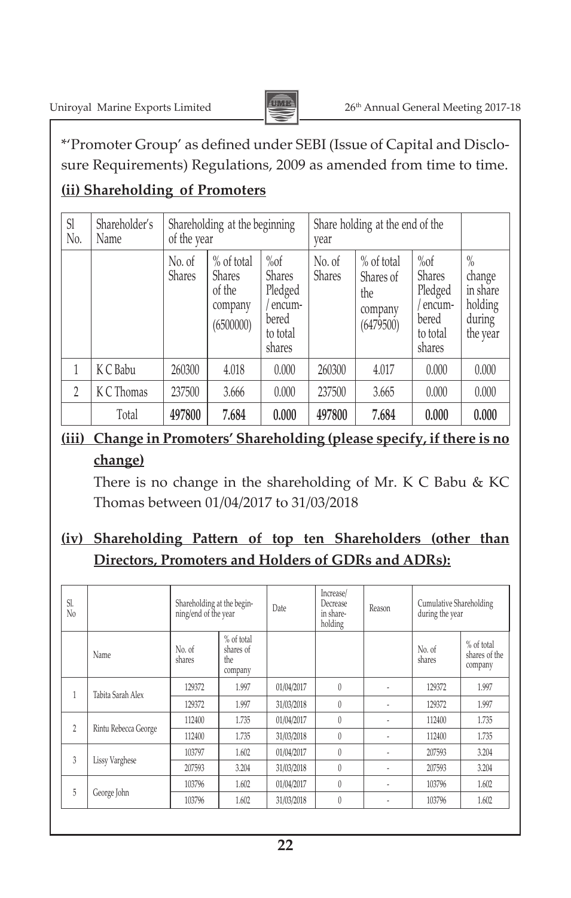*'Promoter Group' as defined under SEBI (Issue of Capital and Disclosure Requirements) Regulations, 2009 as amended from time to time.

**(ii) Shareholding of Promoters**

| Sl No. | Shareholder's Name | Shareholding at the beginning of the year | | | Share holding at the end of the year | | | |
|---|---|---|---|---|---|---|---|---|
| | | No. of Shares | % of total Shares of the company (6500000) | %of Shares Pledged / encumbered to total shares | No. of Shares | % of total Shares of the company (6479500) | %of Shares Pledged / encumbered to total shares | % change in share holding during the year |
| 1 | K C Babu | 260300 | 4.018 | 0.000 | 260300 | 4.017 | 0.000 | 0.000 |
| 2 | K C Thomas | 237500 | 3.666 | 0.000 | 237500 | 3.665 | 0.000 | 0.000 |
| | Total | **497800** | **7.684** | **0.000** | **497800** | **7.684** | **0.000** | **0.000** |

**(iii) Change in Promoters' Shareholding (please specify, if there is no change)**

There is no change in the shareholding of Mr. K C Babu & KC Thomas between 01/04/2017 to 31/03/2018

**(iv) Shareholding Pattern of top ten Shareholders (other than Directors, Promoters and Holders of GDRs and ADRs):**

| Sl. No | | Shareholding at the beginning/end of the year | | Date | Increase/ Decrease in shareholding | Reason | Cumulative Shareholding during the year | |
|---|---|---|---|---|---|---|---|---|
| | Name | No. of shares | % of total shares of the company | | | | No. of shares | % of total shares of the company |
| 1 | Tabita Sarah Alex | 129372 | 1.997 | 01/04/2017 | 0 | - | 129372 | 1.997 |
| | | 129372 | 1.997 | 31/03/2018 | 0 | - | 129372 | 1.997 |
| 2 | Rintu Rebecca George | 112400 | 1.735 | 01/04/2017 | 0 | - | 112400 | 1.735 |
| | | 112400 | 1.735 | 31/03/2018 | 0 | - | 112400 | 1.735 |
| 3 | Lissy Varghese | 103797 | 1.602 | 01/04/2017 | 0 | - | 207593 | 3.204 |
| | | 207593 | 3.204 | 31/03/2018 | 0 | - | 207593 | 3.204 |
| 5 | George John | 103796 | 1.602 | 01/04/2017 | 0 | - | 103796 | 1.602 |
| | | 103796 | 1.602 | 31/03/2018 | 0 | - | 103796 | 1.602 |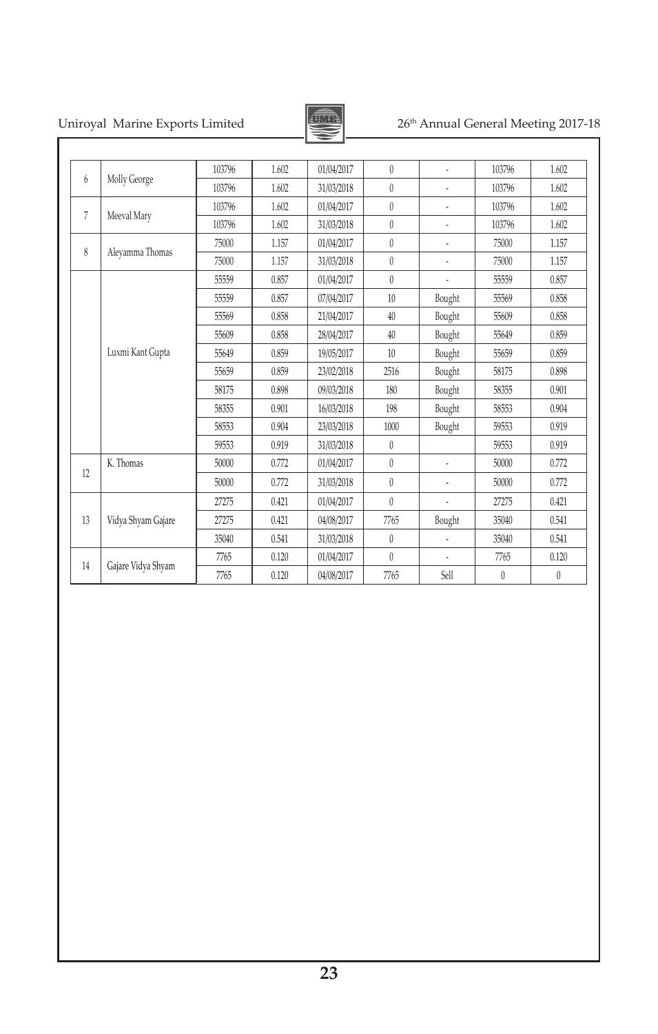| 6 | Molly George | 103796 | 1.602 | 01/04/2017 | 0 | - | 103796 | 1.602 |
|---|---|---|---|---|---|---|---|---|
| | | 103796 | 1.602 | 31/03/2018 | 0 | - | 103796 | 1.602 |
| 7 | Meeval Mary | 103796 | 1.602 | 01/04/2017 | 0 | - | 103796 | 1.602 |
| | | 103796 | 1.602 | 31/03/2018 | 0 | - | 103796 | 1.602 |
| 8 | Aleyamma Thomas | 75000 | 1.157 | 01/04/2017 | 0 | - | 75000 | 1.157 |
| | | 75000 | 1.157 | 31/03/2018 | 0 | - | 75000 | 1.157 |
| | Luxmi Kant Gupta | 55559 | 0.857 | 01/04/2017 | 0 | - | 55559 | 0.857 |
| | | 55559 | 0.857 | 07/04/2017 | 10 | Bought | 55569 | 0.858 |
| | | 55569 | 0.858 | 21/04/2017 | 40 | Bought | 55609 | 0.858 |
| | | 55609 | 0.858 | 28/04/2017 | 40 | Bought | 55649 | 0.859 |
| | | 55649 | 0.859 | 19/05/2017 | 10 | Bought | 55659 | 0.859 |
| | | 55659 | 0.859 | 23/02/2018 | 2516 | Bought | 58175 | 0.898 |
| | | 58175 | 0.898 | 09/03/2018 | 180 | Bought | 58355 | 0.901 |
| | | 58355 | 0.901 | 16/03/2018 | 198 | Bought | 58553 | 0.904 |
| | | 58553 | 0.904 | 23/03/2018 | 1000 | Bought | 59553 | 0.919 |
| | | 59553 | 0.919 | 31/03/2018 | 0 | | 59553 | 0.919 |
| 12 | K. Thomas | 50000 | 0.772 | 01/04/2017 | 0 | - | 50000 | 0.772 |
| | | 50000 | 0.772 | 31/03/2018 | 0 | - | 50000 | 0.772 |
| 13 | Vidya Shyam Gajare | 27275 | 0.421 | 01/04/2017 | 0 | - | 27275 | 0.421 |
| | | 27275 | 0.421 | 04/08/2017 | 7765 | Bought | 35040 | 0.541 |
| | | 35040 | 0.541 | 31/03/2018 | 0 | - | 35040 | 0.541 |
| 14 | Gajare Vidya Shyam | 7765 | 0.120 | 01/04/2017 | 0 | - | 7765 | 0.120 |
| | | 7765 | 0.120 | 04/08/2017 | 7765 | Sell | 0 | 0 |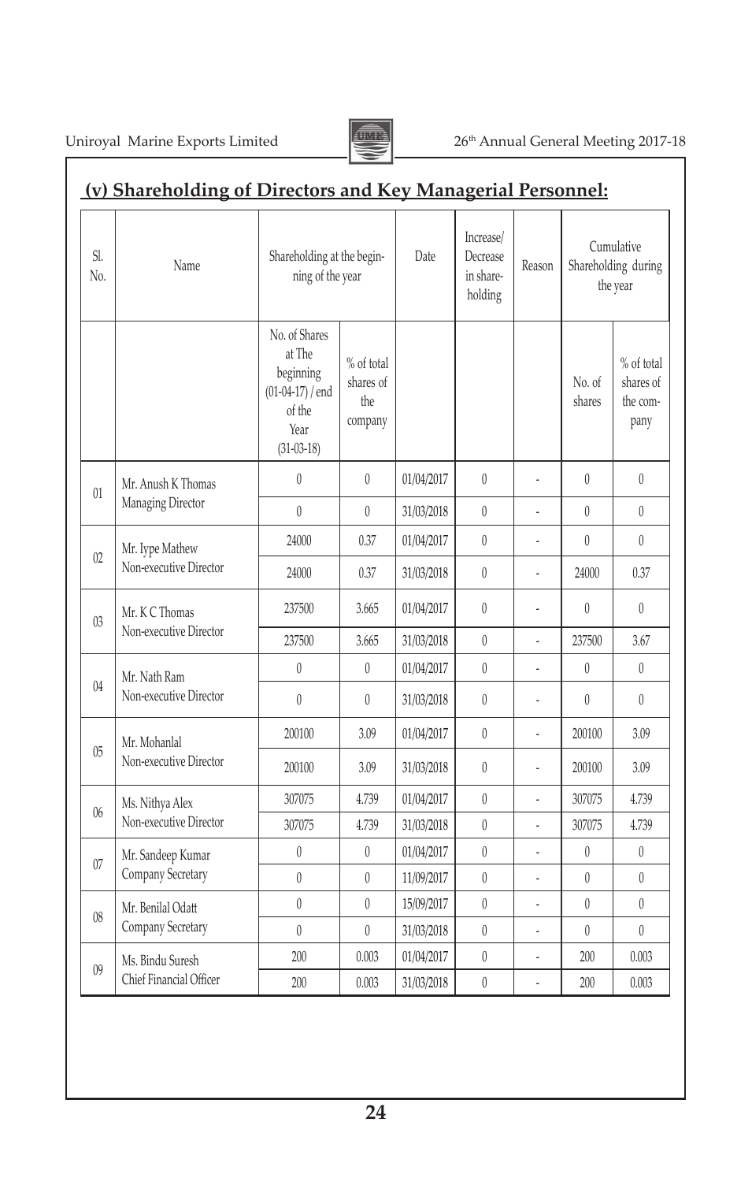## (v) Shareholding of Directors and Key Managerial Personnel:

| Sl. No. | Name | Shareholding at the beginning of the year | | Date | Increase/ Decrease in shareholding | Reason | Cumulative Shareholding during the year | |
|---|---|---|---|---|---|---|---|---|
| | | No. of Shares at The beginning (01-04-17) / end of the Year (31-03-18) | % of total shares of the company | | | | No. of shares | % of total shares of the company |
| 01 | Mr. Anush K Thomas Managing Director | 0 | 0 | 01/04/2017 | 0 | - | 0 | 0 |
| | | 0 | 0 | 31/03/2018 | 0 | - | 0 | 0 |
| 02 | Mr. Iype Mathew Non-executive Director | 24000 | 0.37 | 01/04/2017 | 0 | - | 0 | 0 |
| | | 24000 | 0.37 | 31/03/2018 | 0 | - | 24000 | 0.37 |
| 03 | Mr. K C Thomas Non-executive Director | 237500 | 3.665 | 01/04/2017 | 0 | - | 0 | 0 |
| | | 237500 | 3.665 | 31/03/2018 | 0 | - | 237500 | 3.67 |
| 04 | Mr. Nath Ram Non-executive Director | 0 | 0 | 01/04/2017 | 0 | - | 0 | 0 |
| | | 0 | 0 | 31/03/2018 | 0 | - | 0 | 0 |
| 05 | Mr. Mohanlal Non-executive Director | 200100 | 3.09 | 01/04/2017 | 0 | - | 200100 | 3.09 |
| | | 200100 | 3.09 | 31/03/2018 | 0 | - | 200100 | 3.09 |
| 06 | Ms. Nithya Alex Non-executive Director | 307075 | 4.739 | 01/04/2017 | 0 | - | 307075 | 4.739 |
| | | 307075 | 4.739 | 31/03/2018 | 0 | - | 307075 | 4.739 |
| 07 | Mr. Sandeep Kumar Company Secretary | 0 | 0 | 01/04/2017 | 0 | - | 0 | 0 |
| | | 0 | 0 | 11/09/2017 | 0 | - | 0 | 0 |
| 08 | Mr. Benilal Odatt Company Secretary | 0 | 0 | 15/09/2017 | 0 | - | 0 | 0 |
| | | 0 | 0 | 31/03/2018 | 0 | - | 0 | 0 |
| 09 | Ms. Bindu Suresh Chief Financial Officer | 200 | 0.003 | 01/04/2017 | 0 | - | 200 | 0.003 |
| | | 200 | 0.003 | 31/03/2018 | 0 | - | 200 | 0.003 |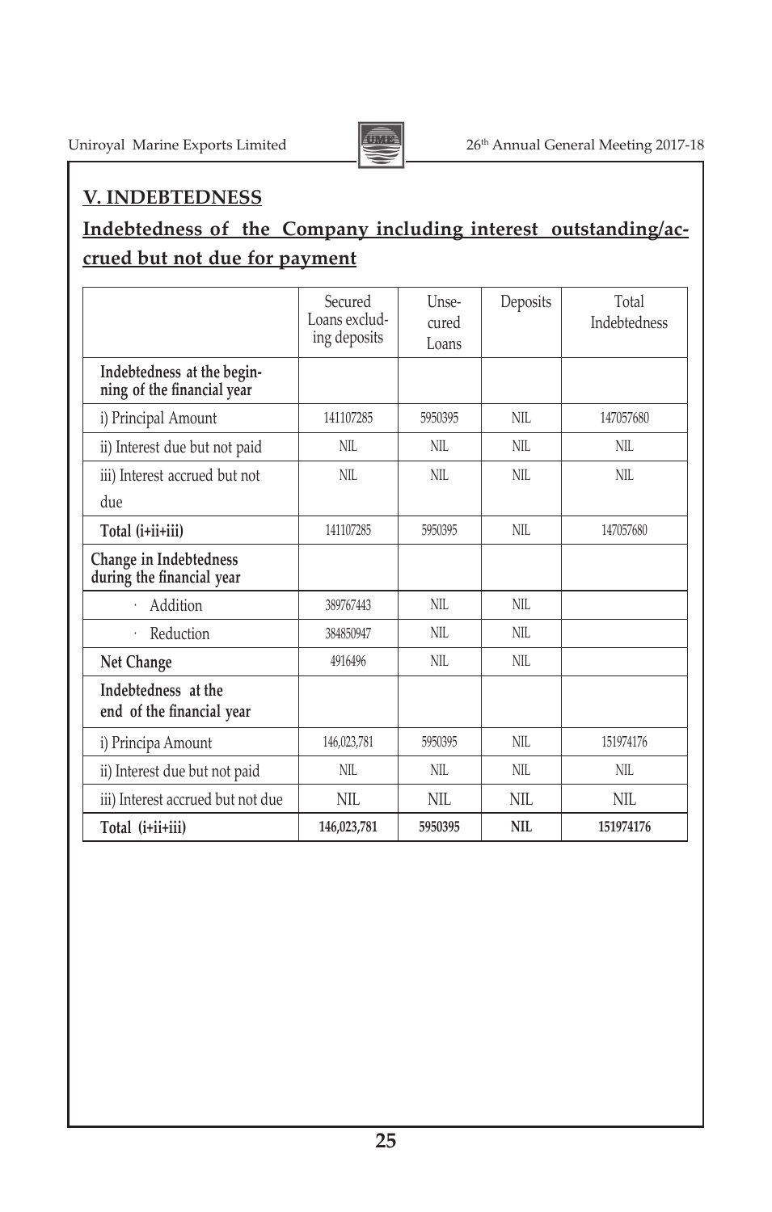## V. INDEBTEDNESS

## Indebtedness of the Company including interest outstanding/accrued but not due for payment

| | Secured Loans excluding deposits | Unsecured Loans | Deposits | Total Indebtedness |
|---|---|---|---|---|
| **Indebtedness at the beginning of the financial year** | | | | |
| i) Principal Amount | 141107285 | 5950395 | NIL | 147057680 |
| ii) Interest due but not paid | NIL | NIL | NIL | NIL |
| iii) Interest accrued but not due | NIL | NIL | NIL | NIL |
| **Total (i+ii+iii)** | 141107285 | 5950395 | NIL | 147057680 |
| **Change in Indebtedness during the financial year** | | | | |
| · Addition | 389767443 | NIL | NIL | |
| · Reduction | 384850947 | NIL | NIL | |
| **Net Change** | 4916496 | NIL | NIL | |
| **Indebtedness at the end of the financial year** | | | | |
| i) Principa Amount | 146,023,781 | 5950395 | NIL | 151974176 |
| ii) Interest due but not paid | NIL | NIL | NIL | NIL |
| iii) Interest accrued but not due | NIL | NIL | NIL | NIL |
| **Total (i+ii+iii)** | **146,023,781** | **5950395** | **NIL** | **151974176** |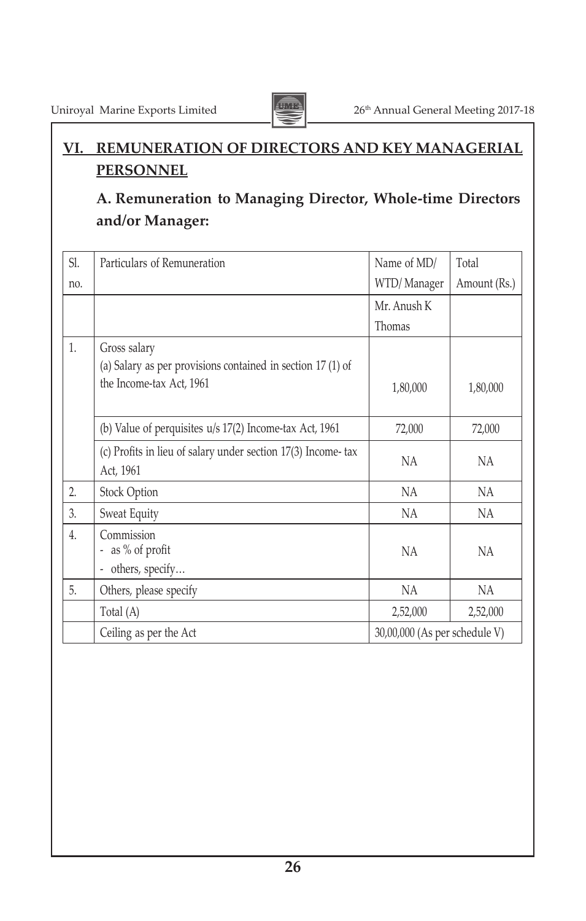## VI. REMUNERATION OF DIRECTORS AND KEY MANAGERIAL PERSONNEL

### A. Remuneration to Managing Director, Whole-time Directors and/or Manager:

| Sl. no. | Particulars of Remuneration | Name of MD/ WTD/ Manager | Total Amount (Rs.) |
|---|---|---|---|
| | | Mr. Anush K Thomas | |
| 1. | Gross salary<br>(a) Salary as per provisions contained in section 17 (1) of the Income-tax Act, 1961 | 1,80,000 | 1,80,000 |
| | (b) Value of perquisites u/s 17(2) Income-tax Act, 1961 | 72,000 | 72,000 |
| | (c) Profits in lieu of salary under section 17(3) Income- tax Act, 1961 | NA | NA |
| 2. | Stock Option | NA | NA |
| 3. | Sweat Equity | NA | NA |
| 4. | Commission<br>- as % of profit<br>- others, specify… | NA | NA |
| 5. | Others, please specify | NA | NA |
| | Total (A) | 2,52,000 | 2,52,000 |
| | Ceiling as per the Act | 30,00,000 (As per schedule V) | |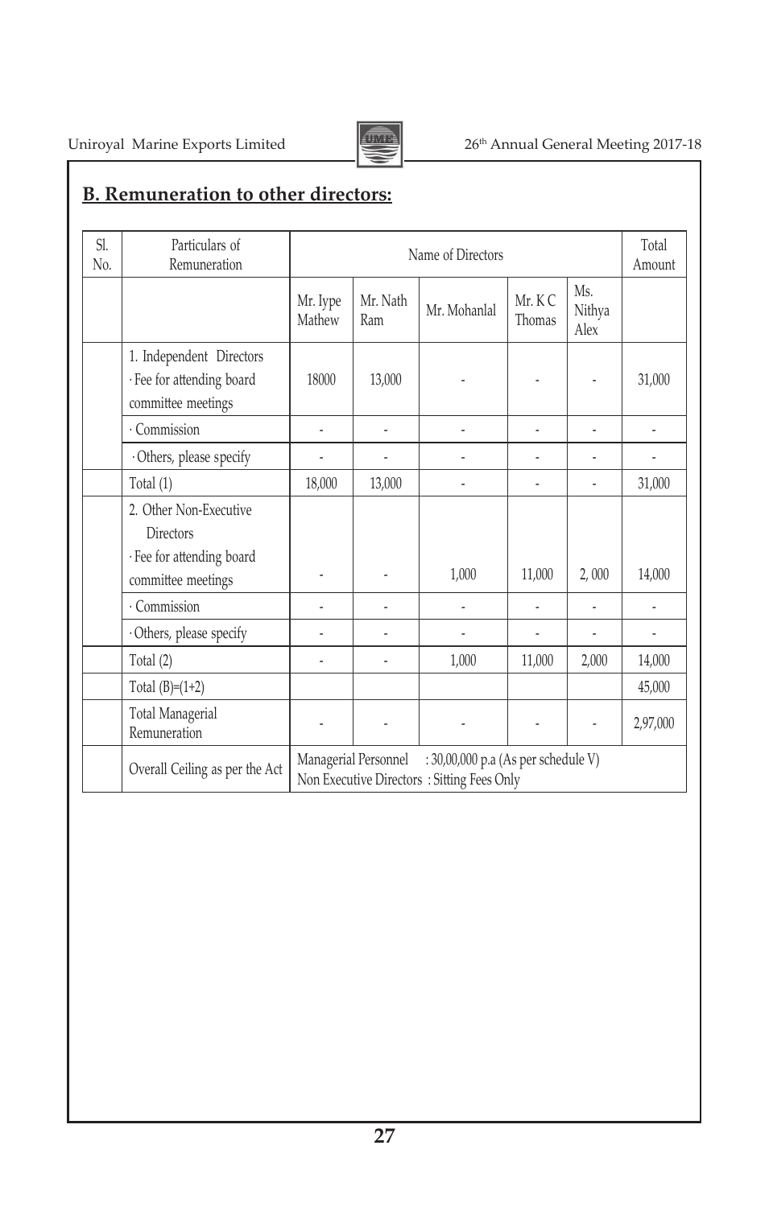## B. Remuneration to other directors:

| Sl. No. | Particulars of Remuneration | Name of Directors | | | | | Total Amount |
|---|---|---|---|---|---|---|---|
| | | Mr. Iype Mathew | Mr. Nath Ram | Mr. Mohanlal | Mr. K C Thomas | Ms. Nithya Alex | |
| | 1. Independent Directors · Fee for attending board committee meetings | 18000 | 13,000 | - | - | - | 31,000 |
| | · Commission | - | - | - | - | - | - |
| | · Others, please specify | - | - | - | - | - | - |
| | Total (1) | 18,000 | 13,000 | - | - | - | 31,000 |
| | 2. Other Non-Executive Directors · Fee for attending board committee meetings | - | - | 1,000 | 11,000 | 2, 000 | 14,000 |
| | · Commission | - | - | - | - | - | - |
| | · Others, please specify | - | - | - | - | - | - |
| | Total (2) | - | - | 1,000 | 11,000 | 2,000 | 14,000 |
| | Total (B)=(1+2) | | | | | | 45,000 |
| | Total Managerial Remuneration | - | - | - | - | - | 2,97,000 |
| | Overall Ceiling as per the Act | Managerial Personnel : 30,00,000 p.a (As per schedule V) Non Executive Directors : Sitting Fees Only | | | | | |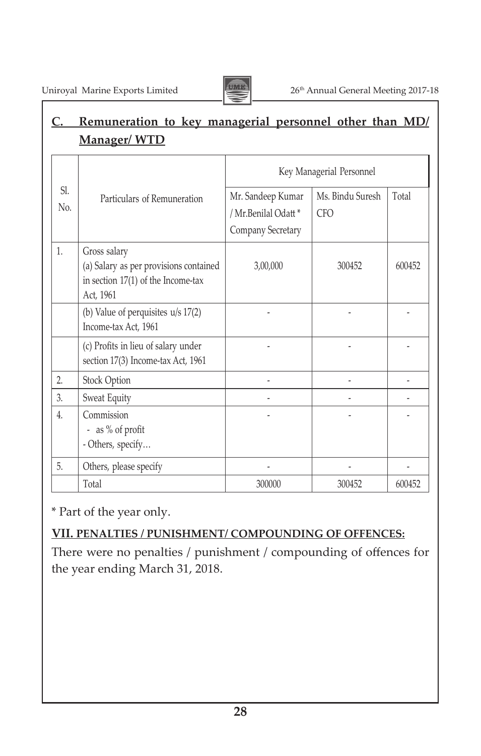## C. Remuneration to key managerial personnel other than MD/ Manager/ WTD

| Sl. No. | Particulars of Remuneration | Key Managerial Personnel | | |
|---|---|---|---|---|
| | | Mr. Sandeep Kumar / Mr.Benilal Odatt * Company Secretary | Ms. Bindu Suresh CFO | Total |
| 1. | Gross salary (a) Salary as per provisions contained in section 17(1) of the Income-tax Act, 1961 | 3,00,000 | 300452 | 600452 |
| | (b) Value of perquisites u/s 17(2) Income-tax Act, 1961 | - | - | - |
| | (c) Profits in lieu of salary under section 17(3) Income-tax Act, 1961 | - | - | - |
| 2. | Stock Option | - | - | - |
| 3. | Sweat Equity | - | - | - |
| 4. | Commission - as % of profit - Others, specify… | - | - | - |
| 5. | Others, please specify | - | - | - |
| | Total | 300000 | 300452 | 600452 |

* Part of the year only.

## VII. PENALTIES / PUNISHMENT/ COMPOUNDING OF OFFENCES:

There were no penalties / punishment / compounding of offences for the year ending March 31, 2018.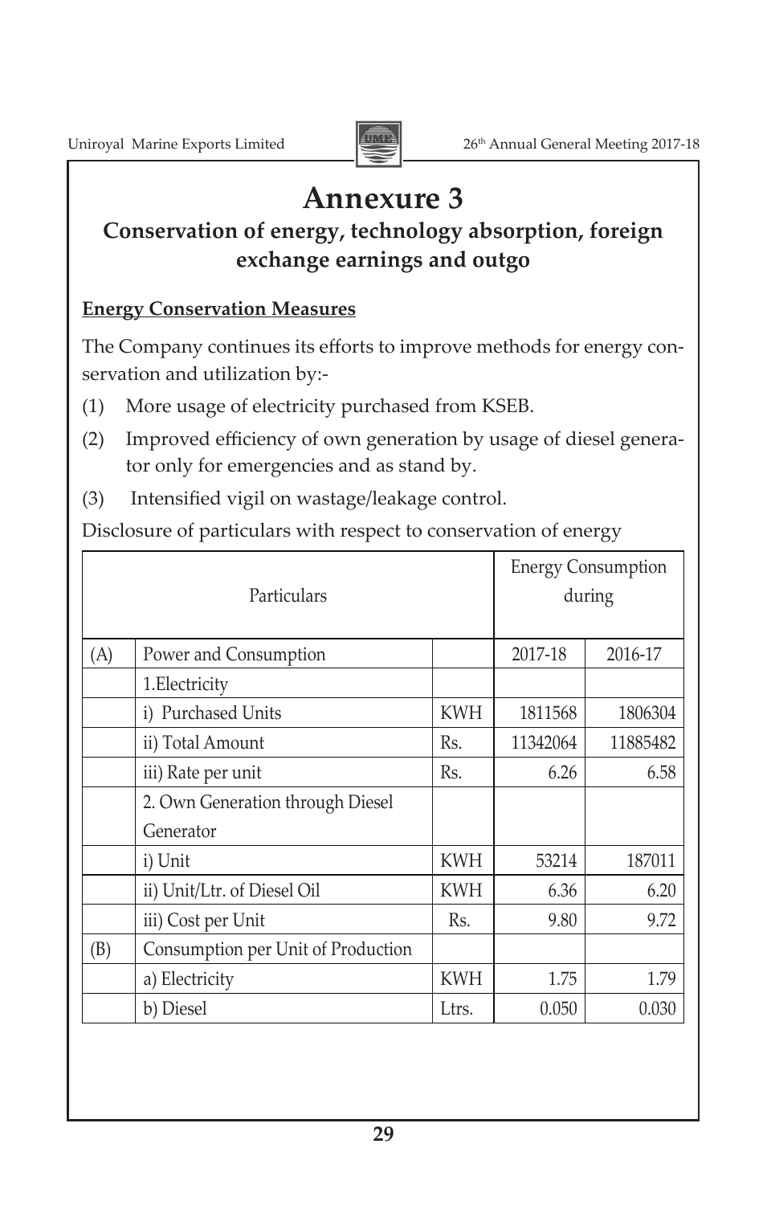# Annexure 3

## Conservation of energy, technology absorption, foreign exchange earnings and outgo

**Energy Conservation Measures**

The Company continues its efforts to improve methods for energy conservation and utilization by:-

(1) More usage of electricity purchased from KSEB.

(2) Improved efficiency of own generation by usage of diesel generator only for emergencies and as stand by.

(3) Intensified vigil on wastage/leakage control.

Disclosure of particulars with respect to conservation of energy

| Particulars | | | Energy Consumption during | |
|---|---|---|---|---|
| (A) | Power and Consumption | | 2017-18 | 2016-17 |
| | 1.Electricity | | | |
| | i) Purchased Units | KWH | 1811568 | 1806304 |
| | ii) Total Amount | Rs. | 11342064 | 11885482 |
| | iii) Rate per unit | Rs. | 6.26 | 6.58 |
| | 2. Own Generation through Diesel Generator | | | |
| | i) Unit | KWH | 53214 | 187011 |
| | ii) Unit/Ltr. of Diesel Oil | KWH | 6.36 | 6.20 |
| | iii) Cost per Unit | Rs. | 9.80 | 9.72 |
| (B) | Consumption per Unit of Production | | | |
| | a) Electricity | KWH | 1.75 | 1.79 |
| | b) Diesel | Ltrs. | 0.050 | 0.030 |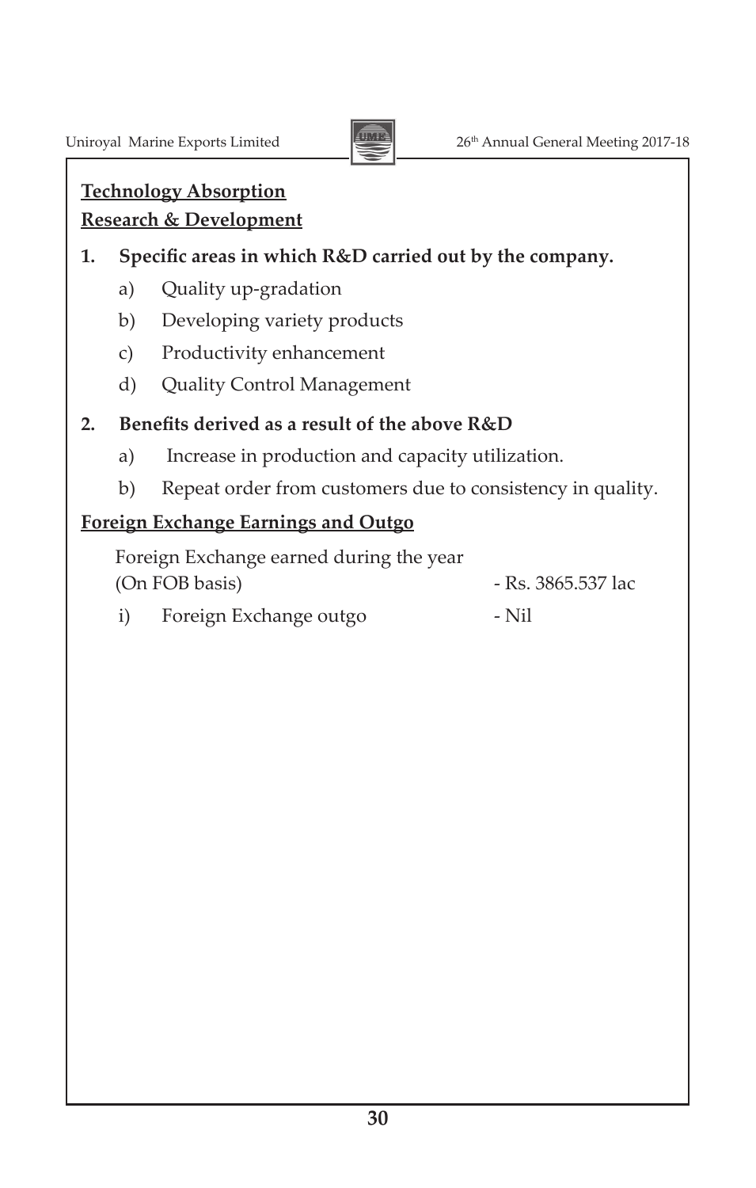**Technology Absorption**

**Research & Development**

**1. Specific areas in which R&D carried out by the company.**

a) Quality up-gradation

b) Developing variety products

c) Productivity enhancement

d) Quality Control Management

**2. Benefits derived as a result of the above R&D**

a) Increase in production and capacity utilization.

b) Repeat order from customers due to consistency in quality.

**Foreign Exchange Earnings and Outgo**

Foreign Exchange earned during the year (On FOB basis) - Rs. 3865.537 lac

i) Foreign Exchange outgo - Nil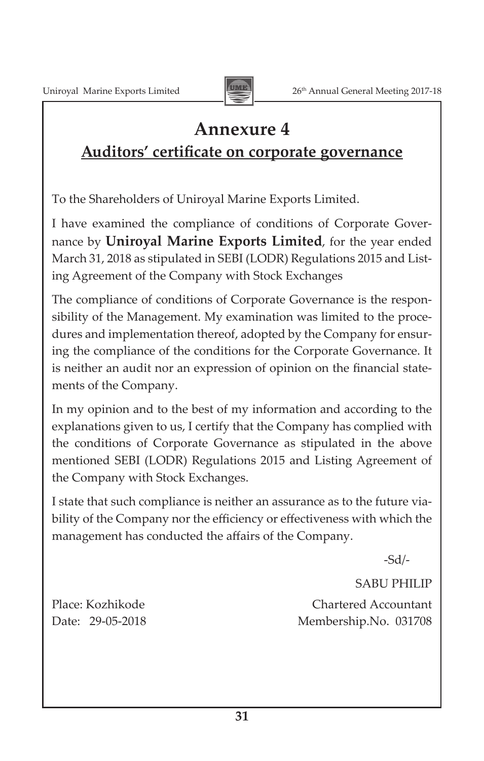# Annexure 4

## Auditors' certificate on corporate governance

To the Shareholders of Uniroyal Marine Exports Limited.

I have examined the compliance of conditions of Corporate Governance by **Uniroyal Marine Exports Limited**, for the year ended March 31, 2018 as stipulated in SEBI (LODR) Regulations 2015 and Listing Agreement of the Company with Stock Exchanges

The compliance of conditions of Corporate Governance is the responsibility of the Management. My examination was limited to the procedures and implementation thereof, adopted by the Company for ensuring the compliance of the conditions for the Corporate Governance. It is neither an audit nor an expression of opinion on the financial statements of the Company.

In my opinion and to the best of my information and according to the explanations given to us, I certify that the Company has complied with the conditions of Corporate Governance as stipulated in the above mentioned SEBI (LODR) Regulations 2015 and Listing Agreement of the Company with Stock Exchanges.

I state that such compliance is neither an assurance as to the future viability of the Company nor the efficiency or effectiveness with which the management has conducted the affairs of the Company.

-Sd/-

SABU PHILIP

Chartered Accountant

Membership.No. 031708

Place: Kozhikode

Date: 29-05-2018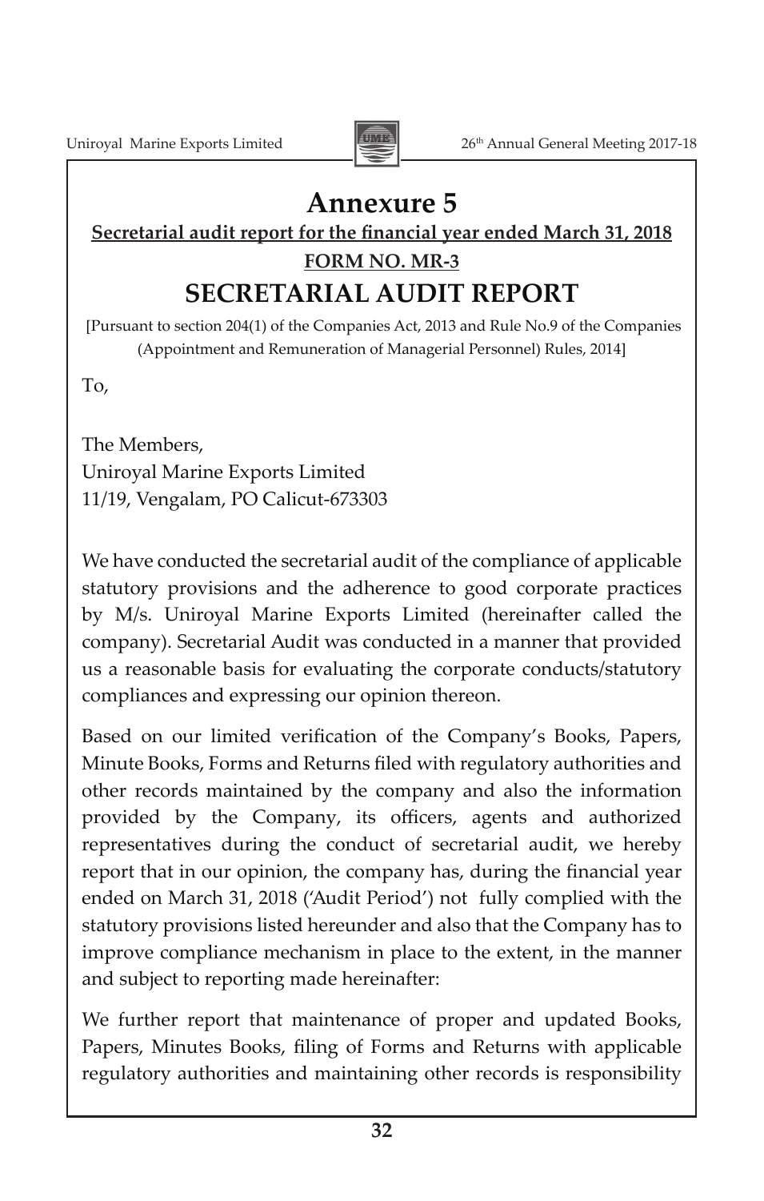# Annexure 5

**Secretarial audit report for the financial year ended March 31, 2018**

**FORM NO. MR-3**

## SECRETARIAL AUDIT REPORT

[Pursuant to section 204(1) of the Companies Act, 2013 and Rule No.9 of the Companies (Appointment and Remuneration of Managerial Personnel) Rules, 2014]

To,

The Members,
Uniroyal Marine Exports Limited
11/19, Vengalam, PO Calicut-673303

We have conducted the secretarial audit of the compliance of applicable statutory provisions and the adherence to good corporate practices by M/s. Uniroyal Marine Exports Limited (hereinafter called the company). Secretarial Audit was conducted in a manner that provided us a reasonable basis for evaluating the corporate conducts/statutory compliances and expressing our opinion thereon.

Based on our limited verification of the Company's Books, Papers, Minute Books, Forms and Returns filed with regulatory authorities and other records maintained by the company and also the information provided by the Company, its officers, agents and authorized representatives during the conduct of secretarial audit, we hereby report that in our opinion, the company has, during the financial year ended on March 31, 2018 ('Audit Period') not fully complied with the statutory provisions listed hereunder and also that the Company has to improve compliance mechanism in place to the extent, in the manner and subject to reporting made hereinafter:

We further report that maintenance of proper and updated Books, Papers, Minutes Books, filing of Forms and Returns with applicable regulatory authorities and maintaining other records is responsibility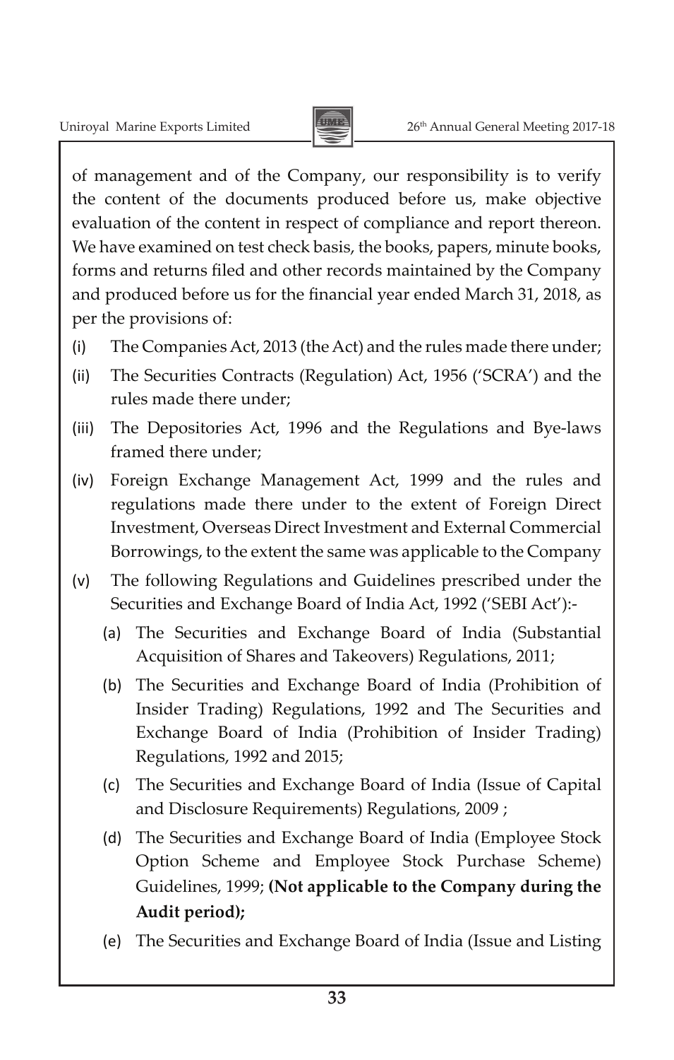of management and of the Company, our responsibility is to verify the content of the documents produced before us, make objective evaluation of the content in respect of compliance and report thereon. We have examined on test check basis, the books, papers, minute books, forms and returns filed and other records maintained by the Company and produced before us for the financial year ended March 31, 2018, as per the provisions of:

(i) The Companies Act, 2013 (the Act) and the rules made there under;

(ii) The Securities Contracts (Regulation) Act, 1956 ('SCRA') and the rules made there under;

(iii) The Depositories Act, 1996 and the Regulations and Bye-laws framed there under;

(iv) Foreign Exchange Management Act, 1999 and the rules and regulations made there under to the extent of Foreign Direct Investment, Overseas Direct Investment and External Commercial Borrowings, to the extent the same was applicable to the Company

(v) The following Regulations and Guidelines prescribed under the Securities and Exchange Board of India Act, 1992 ('SEBI Act'):-

   (a) The Securities and Exchange Board of India (Substantial Acquisition of Shares and Takeovers) Regulations, 2011;

   (b) The Securities and Exchange Board of India (Prohibition of Insider Trading) Regulations, 1992 and The Securities and Exchange Board of India (Prohibition of Insider Trading) Regulations, 1992 and 2015;

   (c) The Securities and Exchange Board of India (Issue of Capital and Disclosure Requirements) Regulations, 2009 ;

   (d) The Securities and Exchange Board of India (Employee Stock Option Scheme and Employee Stock Purchase Scheme) Guidelines, 1999; **(Not applicable to the Company during the Audit period);**

   (e) The Securities and Exchange Board of India (Issue and Listing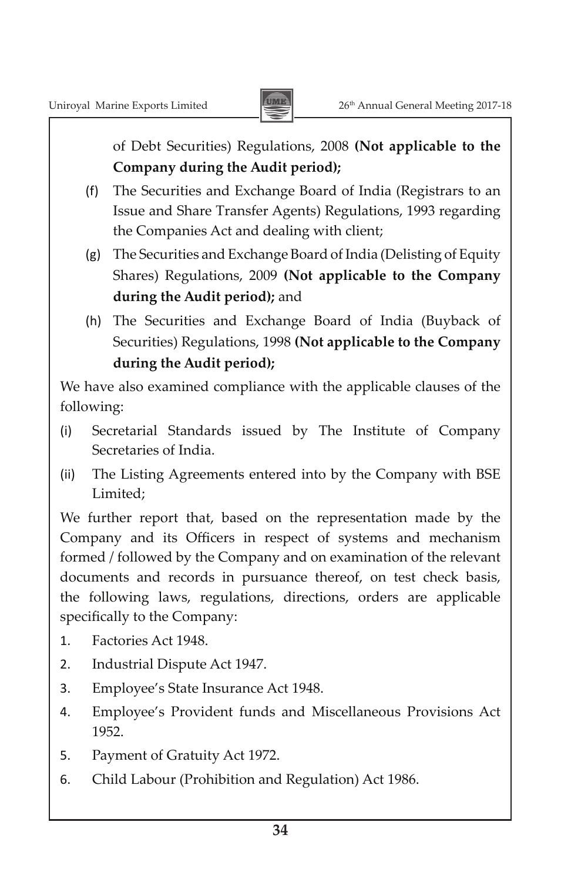of Debt Securities) Regulations, 2008 **(Not applicable to the Company during the Audit period);**

(f) The Securities and Exchange Board of India (Registrars to an Issue and Share Transfer Agents) Regulations, 1993 regarding the Companies Act and dealing with client;

(g) The Securities and Exchange Board of India (Delisting of Equity Shares) Regulations, 2009 **(Not applicable to the Company during the Audit period);** and

(h) The Securities and Exchange Board of India (Buyback of Securities) Regulations, 1998 **(Not applicable to the Company during the Audit period);**

We have also examined compliance with the applicable clauses of the following:

(i) Secretarial Standards issued by The Institute of Company Secretaries of India.

(ii) The Listing Agreements entered into by the Company with BSE Limited;

We further report that, based on the representation made by the Company and its Officers in respect of systems and mechanism formed / followed by the Company and on examination of the relevant documents and records in pursuance thereof, on test check basis, the following laws, regulations, directions, orders are applicable specifically to the Company:

1. Factories Act 1948.
2. Industrial Dispute Act 1947.
3. Employee's State Insurance Act 1948.
4. Employee's Provident funds and Miscellaneous Provisions Act 1952.
5. Payment of Gratuity Act 1972.
6. Child Labour (Prohibition and Regulation) Act 1986.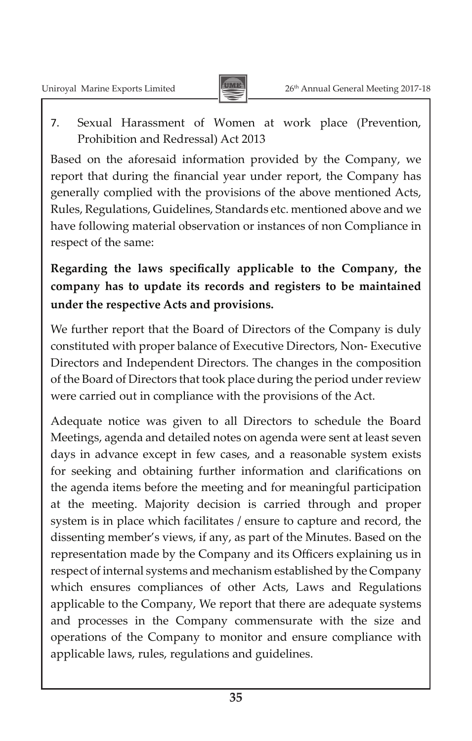7. Sexual Harassment of Women at work place (Prevention, Prohibition and Redressal) Act 2013

Based on the aforesaid information provided by the Company, we report that during the financial year under report, the Company has generally complied with the provisions of the above mentioned Acts, Rules, Regulations, Guidelines, Standards etc. mentioned above and we have following material observation or instances of non Compliance in respect of the same:

**Regarding the laws specifically applicable to the Company, the company has to update its records and registers to be maintained under the respective Acts and provisions.**

We further report that the Board of Directors of the Company is duly constituted with proper balance of Executive Directors, Non- Executive Directors and Independent Directors. The changes in the composition of the Board of Directors that took place during the period under review were carried out in compliance with the provisions of the Act.

Adequate notice was given to all Directors to schedule the Board Meetings, agenda and detailed notes on agenda were sent at least seven days in advance except in few cases, and a reasonable system exists for seeking and obtaining further information and clarifications on the agenda items before the meeting and for meaningful participation at the meeting. Majority decision is carried through and proper system is in place which facilitates / ensure to capture and record, the dissenting member's views, if any, as part of the Minutes. Based on the representation made by the Company and its Officers explaining us in respect of internal systems and mechanism established by the Company which ensures compliances of other Acts, Laws and Regulations applicable to the Company, We report that there are adequate systems and processes in the Company commensurate with the size and operations of the Company to monitor and ensure compliance with applicable laws, rules, regulations and guidelines.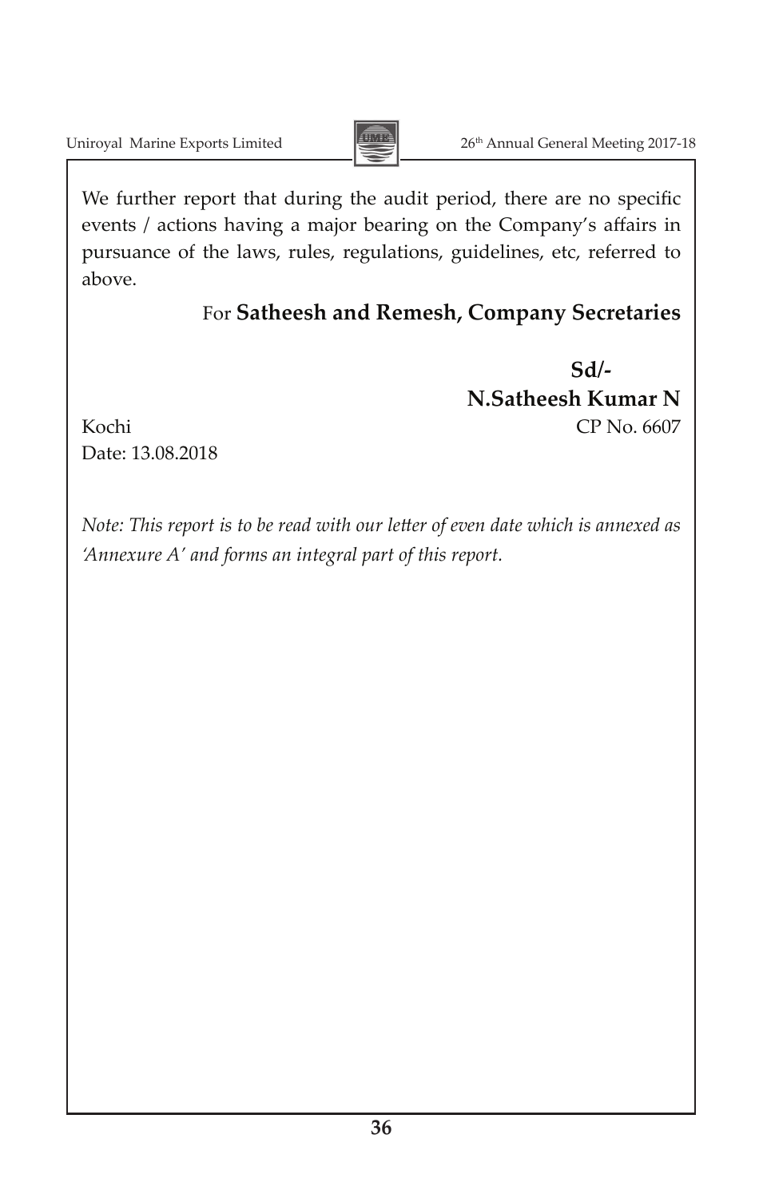We further report that during the audit period, there are no specific events / actions having a major bearing on the Company's affairs in pursuance of the laws, rules, regulations, guidelines, etc, referred to above.

For **Satheesh and Remesh, Company Secretaries**

**Sd/-**
**N.Satheesh Kumar N**
CP No. 6607

Kochi
Date: 13.08.2018

*Note: This report is to be read with our letter of even date which is annexed as 'Annexure A' and forms an integral part of this report.*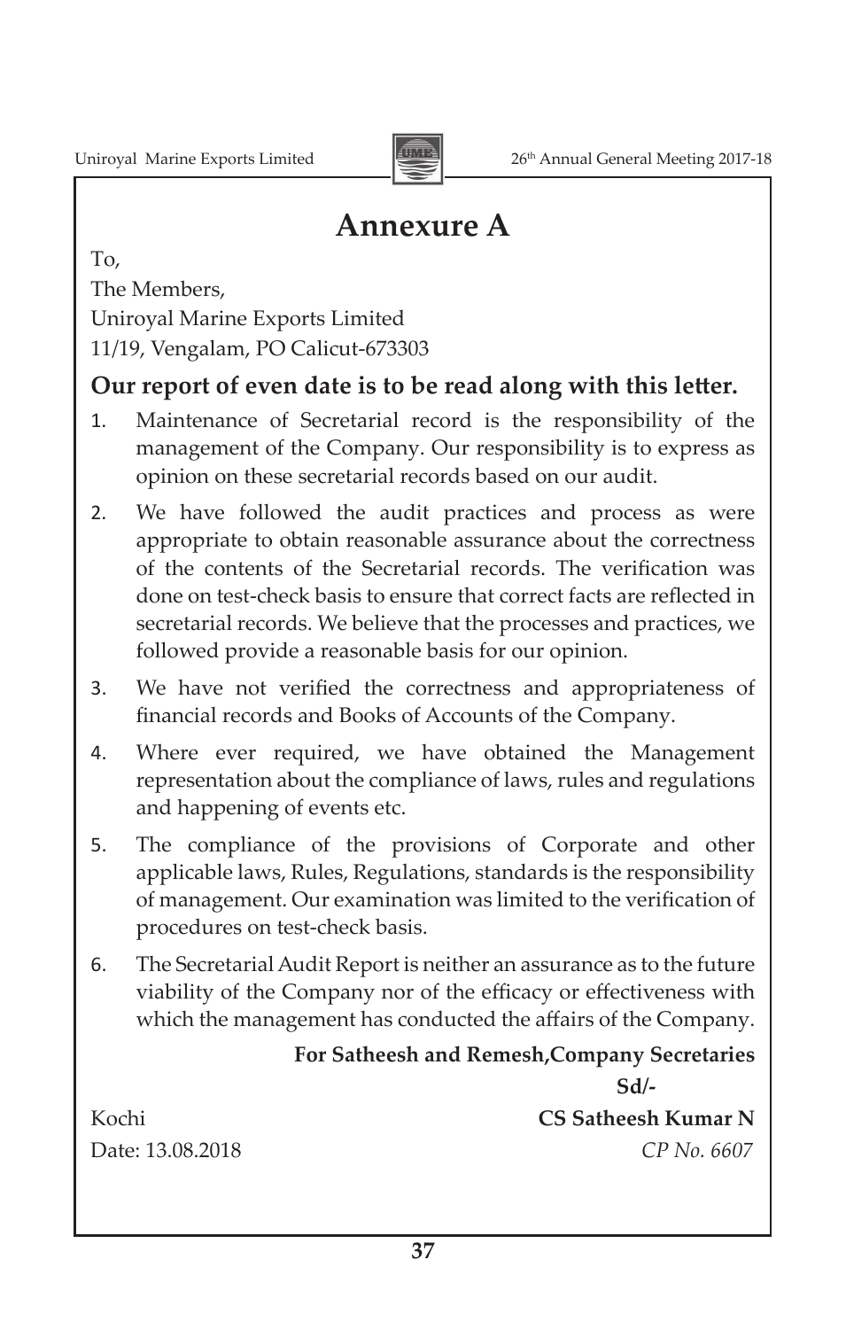# Annexure A

To,

The Members,

Uniroyal Marine Exports Limited

11/19, Vengalam, PO Calicut-673303

**Our report of even date is to be read along with this letter.**

1. Maintenance of Secretarial record is the responsibility of the management of the Company. Our responsibility is to express as opinion on these secretarial records based on our audit.
2. We have followed the audit practices and process as were appropriate to obtain reasonable assurance about the correctness of the contents of the Secretarial records. The verification was done on test-check basis to ensure that correct facts are reflected in secretarial records. We believe that the processes and practices, we followed provide a reasonable basis for our opinion.
3. We have not verified the correctness and appropriateness of financial records and Books of Accounts of the Company.
4. Where ever required, we have obtained the Management representation about the compliance of laws, rules and regulations and happening of events etc.
5. The compliance of the provisions of Corporate and other applicable laws, Rules, Regulations, standards is the responsibility of management. Our examination was limited to the verification of procedures on test-check basis.
6. The Secretarial Audit Report is neither an assurance as to the future viability of the Company nor of the efficacy or effectiveness with which the management has conducted the affairs of the Company.

**For Satheesh and Remesh,Company Secretaries**

**Sd/-**

Kochi

**CS Satheesh Kumar N**

Date: 13.08.2018

*CP No. 6607*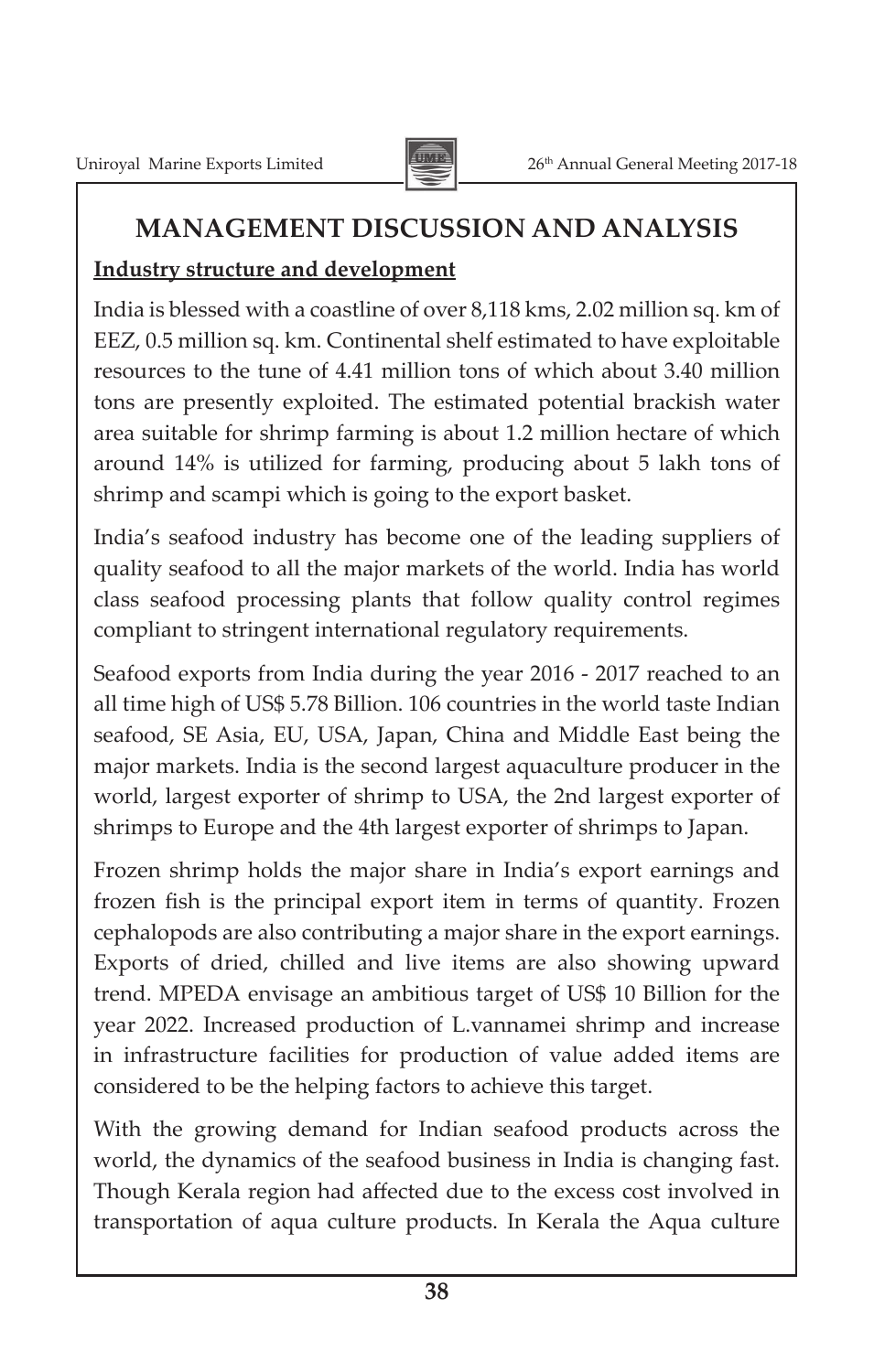# MANAGEMENT DISCUSSION AND ANALYSIS

**Industry structure and development**

India is blessed with a coastline of over 8,118 kms, 2.02 million sq. km of EEZ, 0.5 million sq. km. Continental shelf estimated to have exploitable resources to the tune of 4.41 million tons of which about 3.40 million tons are presently exploited. The estimated potential brackish water area suitable for shrimp farming is about 1.2 million hectare of which around 14% is utilized for farming, producing about 5 lakh tons of shrimp and scampi which is going to the export basket.

India's seafood industry has become one of the leading suppliers of quality seafood to all the major markets of the world. India has world class seafood processing plants that follow quality control regimes compliant to stringent international regulatory requirements.

Seafood exports from India during the year 2016 - 2017 reached to an all time high of US$ 5.78 Billion. 106 countries in the world taste Indian seafood, SE Asia, EU, USA, Japan, China and Middle East being the major markets. India is the second largest aquaculture producer in the world, largest exporter of shrimp to USA, the 2nd largest exporter of shrimps to Europe and the 4th largest exporter of shrimps to Japan.

Frozen shrimp holds the major share in India's export earnings and frozen fish is the principal export item in terms of quantity. Frozen cephalopods are also contributing a major share in the export earnings. Exports of dried, chilled and live items are also showing upward trend. MPEDA envisage an ambitious target of US$ 10 Billion for the year 2022. Increased production of L.vannamei shrimp and increase in infrastructure facilities for production of value added items are considered to be the helping factors to achieve this target.

With the growing demand for Indian seafood products across the world, the dynamics of the seafood business in India is changing fast. Though Kerala region had affected due to the excess cost involved in transportation of aqua culture products. In Kerala the Aqua culture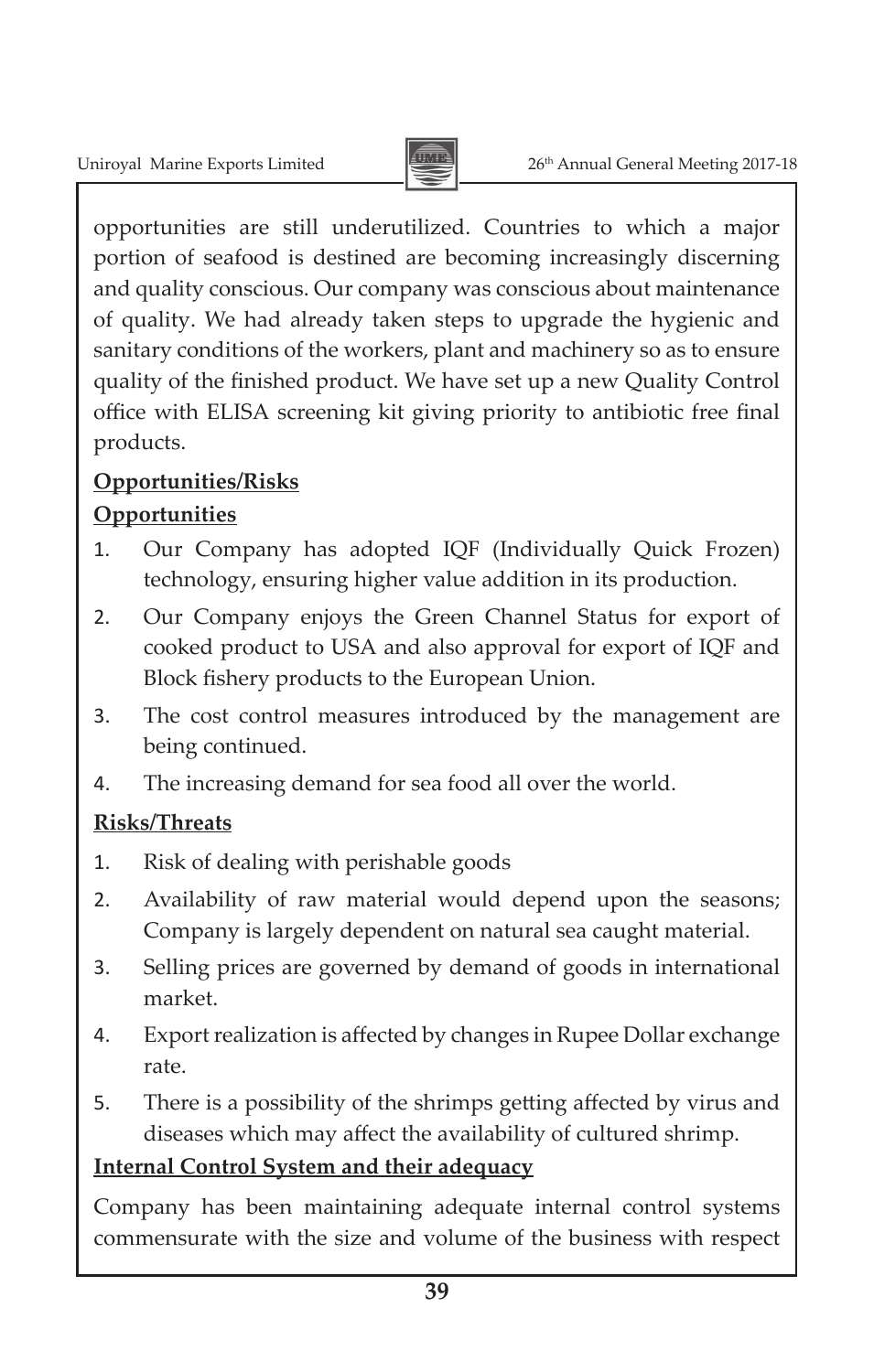opportunities are still underutilized. Countries to which a major portion of seafood is destined are becoming increasingly discerning and quality conscious. Our company was conscious about maintenance of quality. We had already taken steps to upgrade the hygienic and sanitary conditions of the workers, plant and machinery so as to ensure quality of the finished product. We have set up a new Quality Control office with ELISA screening kit giving priority to antibiotic free final products.

**Opportunities/Risks**

**Opportunities**

1. Our Company has adopted IQF (Individually Quick Frozen) technology, ensuring higher value addition in its production.
2. Our Company enjoys the Green Channel Status for export of cooked product to USA and also approval for export of IQF and Block fishery products to the European Union.
3. The cost control measures introduced by the management are being continued.
4. The increasing demand for sea food all over the world.

**Risks/Threats**

1. Risk of dealing with perishable goods
2. Availability of raw material would depend upon the seasons; Company is largely dependent on natural sea caught material.
3. Selling prices are governed by demand of goods in international market.
4. Export realization is affected by changes in Rupee Dollar exchange rate.
5. There is a possibility of the shrimps getting affected by virus and diseases which may affect the availability of cultured shrimp.

**Internal Control System and their adequacy**

Company has been maintaining adequate internal control systems commensurate with the size and volume of the business with respect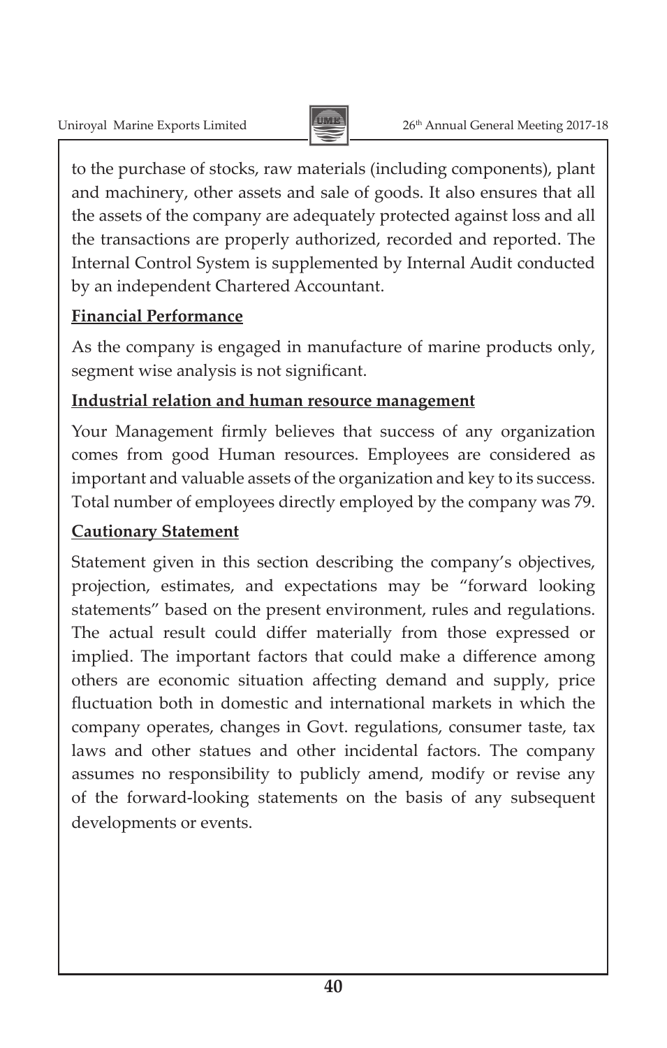to the purchase of stocks, raw materials (including components), plant and machinery, other assets and sale of goods. It also ensures that all the assets of the company are adequately protected against loss and all the transactions are properly authorized, recorded and reported. The Internal Control System is supplemented by Internal Audit conducted by an independent Chartered Accountant.

**Financial Performance**

As the company is engaged in manufacture of marine products only, segment wise analysis is not significant.

**Industrial relation and human resource management**

Your Management firmly believes that success of any organization comes from good Human resources. Employees are considered as important and valuable assets of the organization and key to its success. Total number of employees directly employed by the company was 79.

**Cautionary Statement**

Statement given in this section describing the company's objectives, projection, estimates, and expectations may be "forward looking statements" based on the present environment, rules and regulations. The actual result could differ materially from those expressed or implied. The important factors that could make a difference among others are economic situation affecting demand and supply, price fluctuation both in domestic and international markets in which the company operates, changes in Govt. regulations, consumer taste, tax laws and other statues and other incidental factors. The company assumes no responsibility to publicly amend, modify or revise any of the forward-looking statements on the basis of any subsequent developments or events.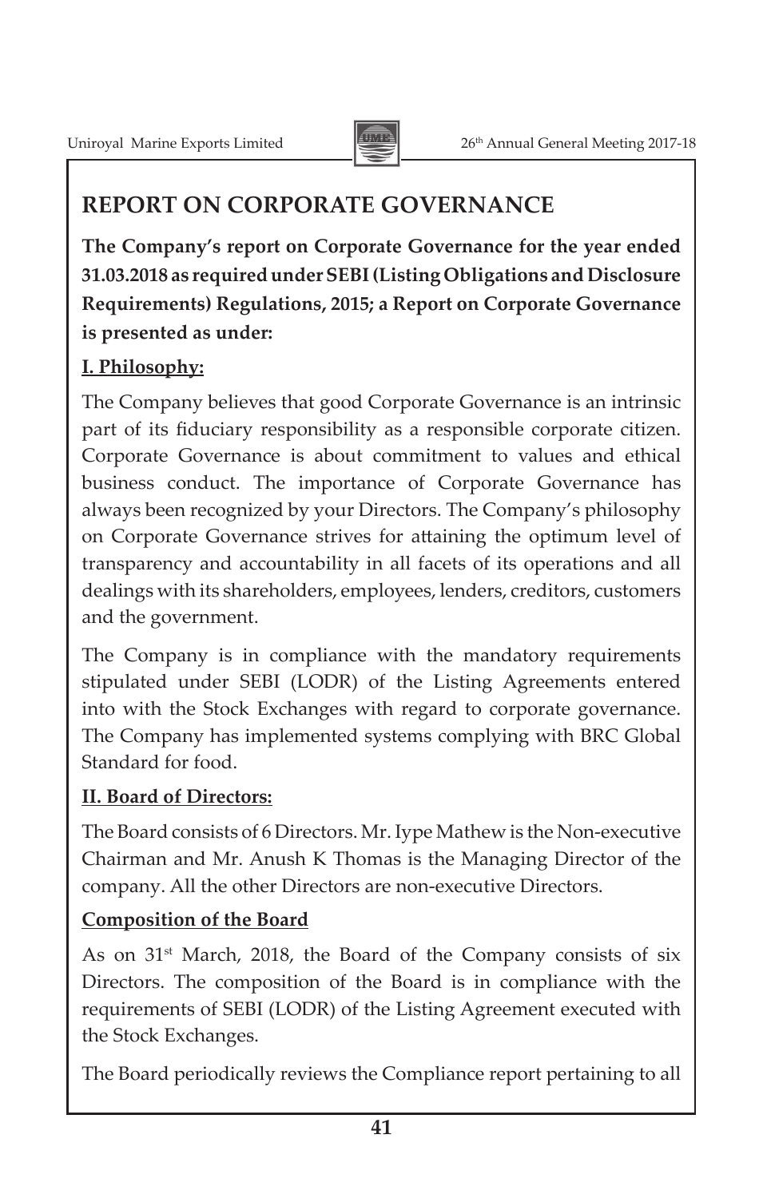# REPORT ON CORPORATE GOVERNANCE

**The Company's report on Corporate Governance for the year ended 31.03.2018 as required under SEBI (Listing Obligations and Disclosure Requirements) Regulations, 2015; a Report on Corporate Governance is presented as under:**

## I. Philosophy:

The Company believes that good Corporate Governance is an intrinsic part of its fiduciary responsibility as a responsible corporate citizen. Corporate Governance is about commitment to values and ethical business conduct. The importance of Corporate Governance has always been recognized by your Directors. The Company's philosophy on Corporate Governance strives for attaining the optimum level of transparency and accountability in all facets of its operations and all dealings with its shareholders, employees, lenders, creditors, customers and the government.

The Company is in compliance with the mandatory requirements stipulated under SEBI (LODR) of the Listing Agreements entered into with the Stock Exchanges with regard to corporate governance. The Company has implemented systems complying with BRC Global Standard for food.

## II. Board of Directors:

The Board consists of 6 Directors. Mr. Iype Mathew is the Non-executive Chairman and Mr. Anush K Thomas is the Managing Director of the company. All the other Directors are non-executive Directors.

### Composition of the Board

As on 31st March, 2018, the Board of the Company consists of six Directors. The composition of the Board is in compliance with the requirements of SEBI (LODR) of the Listing Agreement executed with the Stock Exchanges.

The Board periodically reviews the Compliance report pertaining to all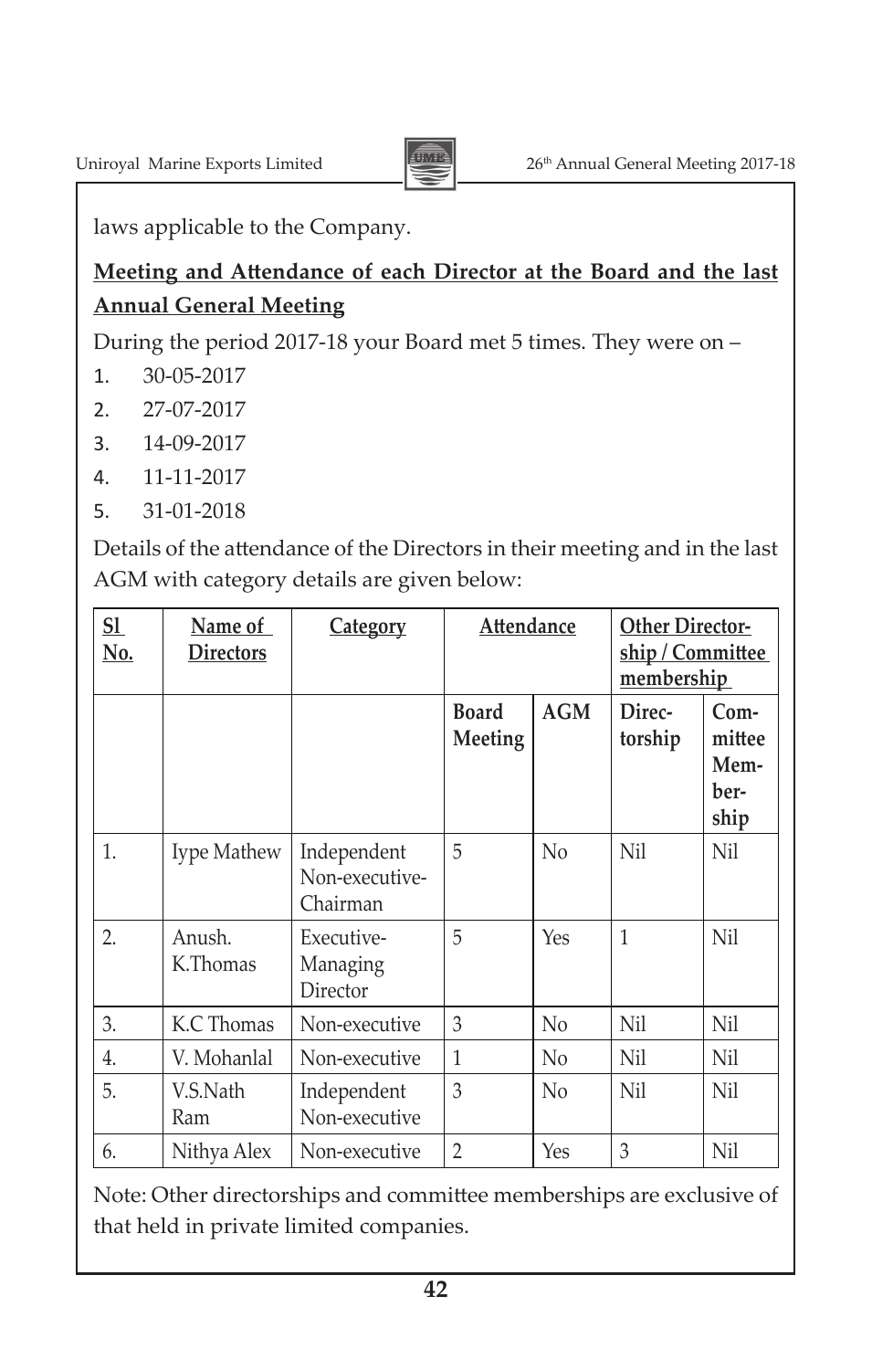laws applicable to the Company.

**Meeting and Attendance of each Director at the Board and the last Annual General Meeting**

During the period 2017-18 your Board met 5 times. They were on –

1. 30-05-2017
2. 27-07-2017
3. 14-09-2017
4. 11-11-2017
5. 31-01-2018

Details of the attendance of the Directors in their meeting and in the last AGM with category details are given below:

| Sl No. | Name of Directors | Category | Attendance | | Other Directorship / Committee membership | |
|---|---|---|---|---|---|---|
| | | | Board Meeting | AGM | Directorship | Committee Membership |
| 1. | Iype Mathew | Independent Non-executive-Chairman | 5 | No | Nil | Nil |
| 2. | Anush. K.Thomas | Executive-Managing Director | 5 | Yes | 1 | Nil |
| 3. | K.C Thomas | Non-executive | 3 | No | Nil | Nil |
| 4. | V. Mohanlal | Non-executive | 1 | No | Nil | Nil |
| 5. | V.S.Nath Ram | Independent Non-executive | 3 | No | Nil | Nil |
| 6. | Nithya Alex | Non-executive | 2 | Yes | 3 | Nil |

Note: Other directorships and committee memberships are exclusive of that held in private limited companies.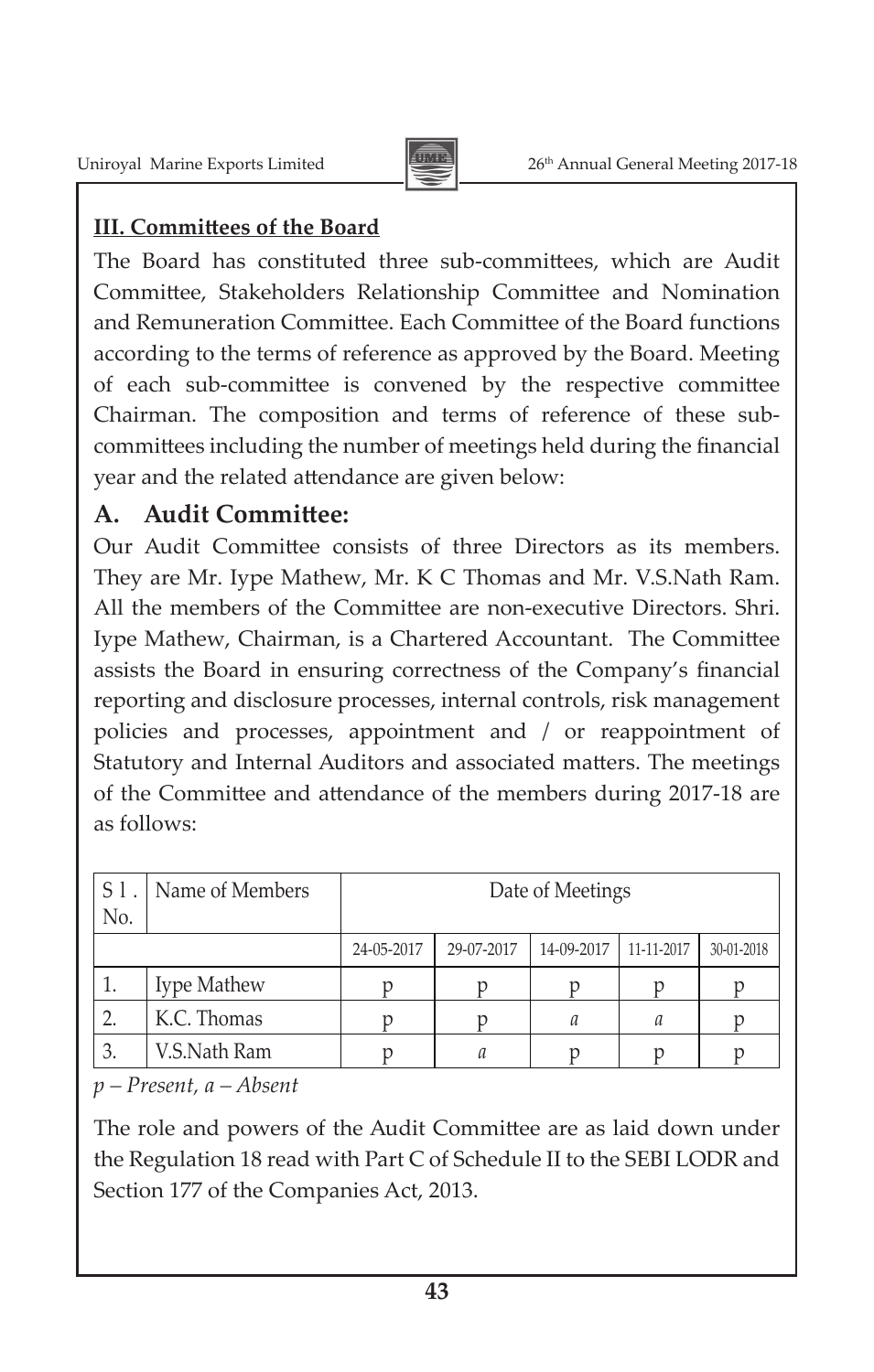## III. Committees of the Board

The Board has constituted three sub-committees, which are Audit Committee, Stakeholders Relationship Committee and Nomination and Remuneration Committee. Each Committee of the Board functions according to the terms of reference as approved by the Board. Meeting of each sub-committee is convened by the respective committee Chairman. The composition and terms of reference of these sub-committees including the number of meetings held during the financial year and the related attendance are given below:

### A. Audit Committee:

Our Audit Committee consists of three Directors as its members. They are Mr. Iype Mathew, Mr. K C Thomas and Mr. V.S.Nath Ram. All the members of the Committee are non-executive Directors. Shri. Iype Mathew, Chairman, is a Chartered Accountant. The Committee assists the Board in ensuring correctness of the Company's financial reporting and disclosure processes, internal controls, risk management policies and processes, appointment and / or reappointment of Statutory and Internal Auditors and associated matters. The meetings of the Committee and attendance of the members during 2017-18 are as follows:

| Sl. No. | Name of Members | Date of Meetings | | | | |
|---|---|---|---|---|---|---|
| | | 24-05-2017 | 29-07-2017 | 14-09-2017 | 11-11-2017 | 30-01-2018 |
| 1. | Iype Mathew | p | p | p | p | p |
| 2. | K.C. Thomas | p | p | *a* | *a* | p |
| 3. | V.S.Nath Ram | p | *a* | p | p | p |

*p – Present, a – Absent*

The role and powers of the Audit Committee are as laid down under the Regulation 18 read with Part C of Schedule II to the SEBI LODR and Section 177 of the Companies Act, 2013.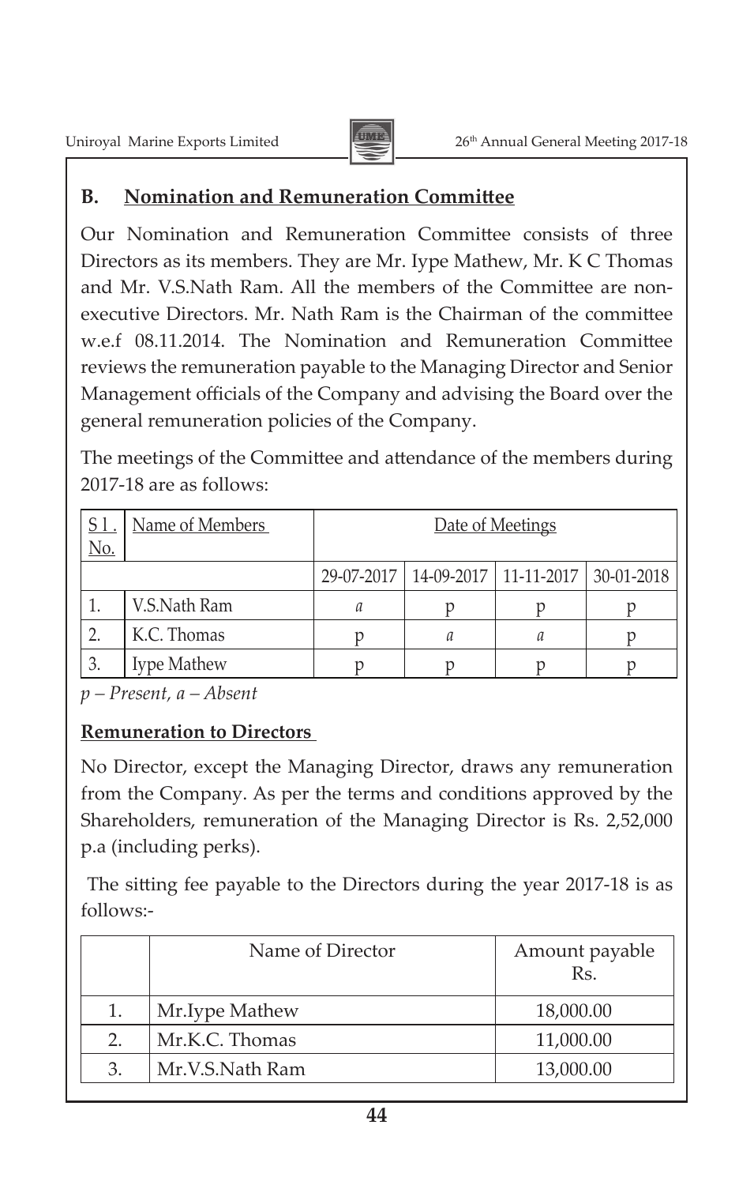## B. Nomination and Remuneration Committee

Our Nomination and Remuneration Committee consists of three Directors as its members. They are Mr. Iype Mathew, Mr. K C Thomas and Mr. V.S.Nath Ram. All the members of the Committee are non-executive Directors. Mr. Nath Ram is the Chairman of the committee w.e.f 08.11.2014. The Nomination and Remuneration Committee reviews the remuneration payable to the Managing Director and Senior Management officials of the Company and advising the Board over the general remuneration policies of the Company.

The meetings of the Committee and attendance of the members during 2017-18 are as follows:

| Sl. No. | Name of Members | Date of Meetings | | | |
|---|---|---|---|---|---|
| | | 29-07-2017 | 14-09-2017 | 11-11-2017 | 30-01-2018 |
| 1. | V.S.Nath Ram | a | p | p | p |
| 2. | K.C. Thomas | p | a | a | p |
| 3. | Iype Mathew | p | p | p | p |

*p – Present, a – Absent*

**Remuneration to Directors**

No Director, except the Managing Director, draws any remuneration from the Company. As per the terms and conditions approved by the Shareholders, remuneration of the Managing Director is Rs. 2,52,000 p.a (including perks).

The sitting fee payable to the Directors during the year 2017-18 is as follows:-

| | Name of Director | Amount payable Rs. |
|---|---|---|
| 1. | Mr.Iype Mathew | 18,000.00 |
| 2. | Mr.K.C. Thomas | 11,000.00 |
| 3. | Mr.V.S.Nath Ram | 13,000.00 |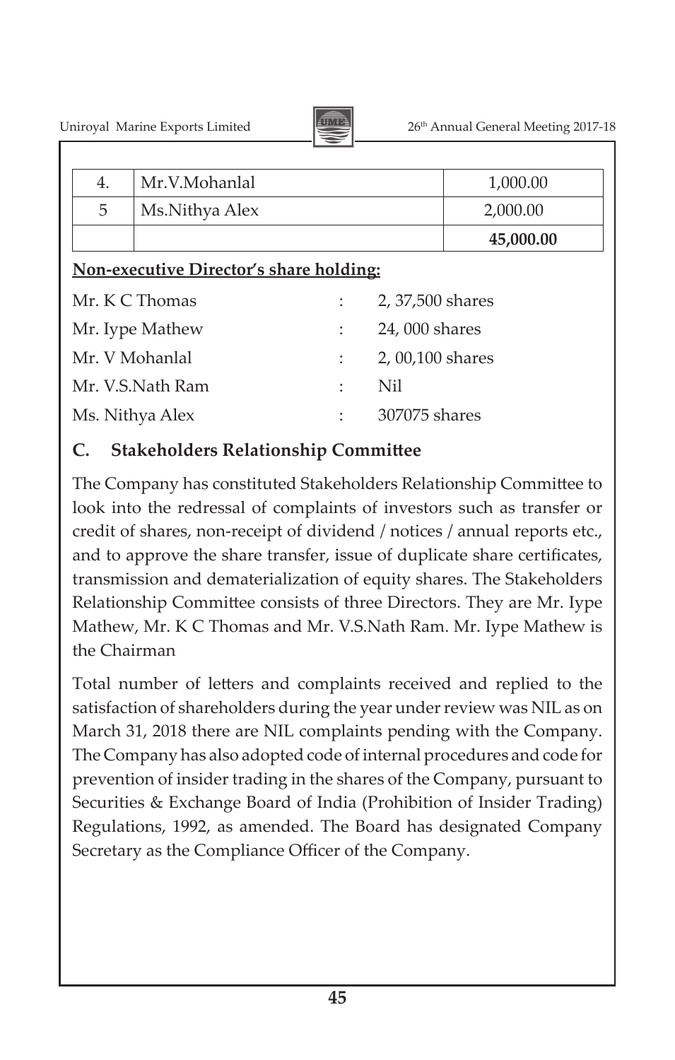| 4. | Mr.V.Mohanlal | 1,000.00 |
|---|---|---|
| 5 | Ms.Nithya Alex | 2,000.00 |
| | | **45,000.00** |

**Non-executive Director's share holding:**

| | | |
|---|---|---|
| Mr. K C Thomas | : | 2, 37,500 shares |
| Mr. Iype Mathew | : | 24, 000 shares |
| Mr. V Mohanlal | : | 2, 00,100 shares |
| Mr. V.S.Nath Ram | : | Nil |
| Ms. Nithya Alex | : | 307075 shares |

## C. Stakeholders Relationship Committee

The Company has constituted Stakeholders Relationship Committee to look into the redressal of complaints of investors such as transfer or credit of shares, non-receipt of dividend / notices / annual reports etc., and to approve the share transfer, issue of duplicate share certificates, transmission and dematerialization of equity shares. The Stakeholders Relationship Committee consists of three Directors. They are Mr. Iype Mathew, Mr. K C Thomas and Mr. V.S.Nath Ram. Mr. Iype Mathew is the Chairman

Total number of letters and complaints received and replied to the satisfaction of shareholders during the year under review was NIL as on March 31, 2018 there are NIL complaints pending with the Company. The Company has also adopted code of internal procedures and code for prevention of insider trading in the shares of the Company, pursuant to Securities & Exchange Board of India (Prohibition of Insider Trading) Regulations, 1992, as amended. The Board has designated Company Secretary as the Compliance Officer of the Company.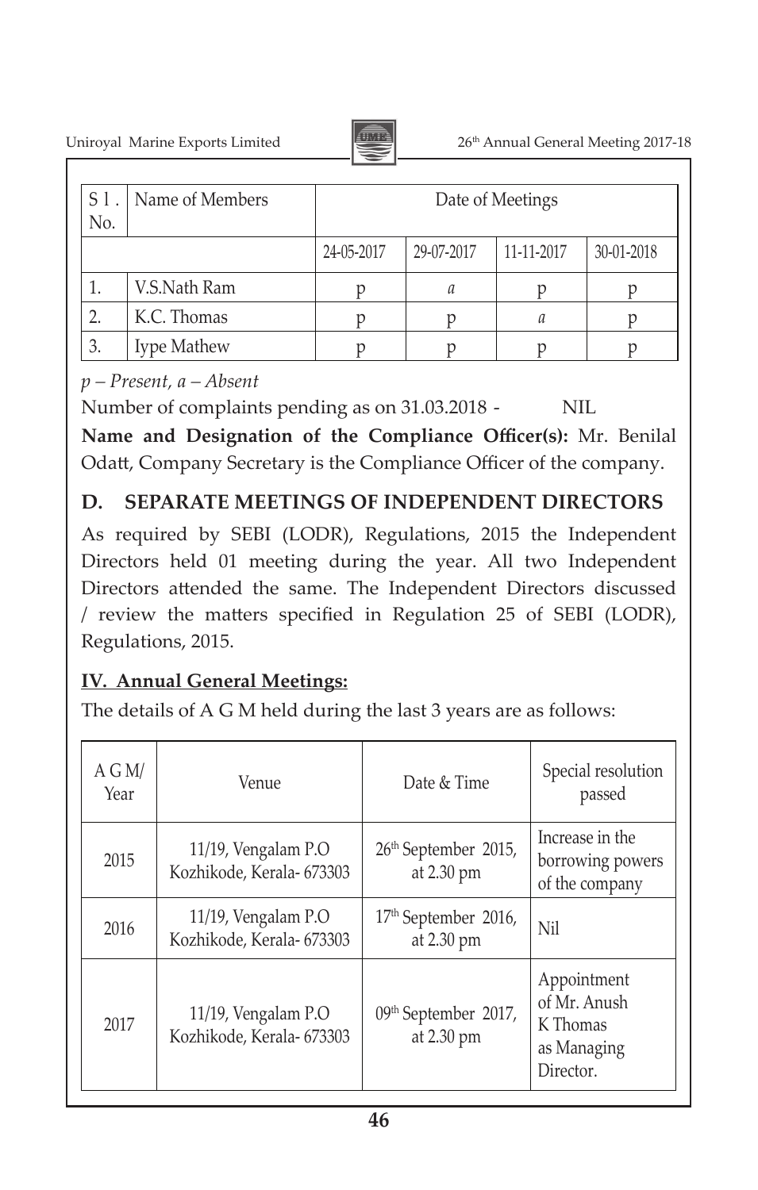| Sl. No. | Name of Members | Date of Meetings | | | |
|---|---|---|---|---|---|
| | | 24-05-2017 | 29-07-2017 | 11-11-2017 | 30-01-2018 |
| 1. | V.S.Nath Ram | p | a | p | p |
| 2. | K.C. Thomas | p | p | a | p |
| 3. | Iype Mathew | p | p | p | p |

*p – Present, a – Absent*

Number of complaints pending as on 31.03.2018 - NIL

**Name and Designation of the Compliance Officer(s):** Mr. Benilal Odatt, Company Secretary is the Compliance Officer of the company.

## D. SEPARATE MEETINGS OF INDEPENDENT DIRECTORS

As required by SEBI (LODR), Regulations, 2015 the Independent Directors held 01 meeting during the year. All two Independent Directors attended the same. The Independent Directors discussed / review the matters specified in Regulation 25 of SEBI (LODR), Regulations, 2015.

## IV. Annual General Meetings:

The details of A G M held during the last 3 years are as follows:

| A G M/ Year | Venue | Date & Time | Special resolution passed |
|---|---|---|---|
| 2015 | 11/19, Vengalam P.O Kozhikode, Kerala- 673303 | 26th September 2015, at 2.30 pm | Increase in the borrowing powers of the company |
| 2016 | 11/19, Vengalam P.O Kozhikode, Kerala- 673303 | 17th September 2016, at 2.30 pm | Nil |
| 2017 | 11/19, Vengalam P.O Kozhikode, Kerala- 673303 | 09th September 2017, at 2.30 pm | Appointment of Mr. Anush K Thomas as Managing Director. |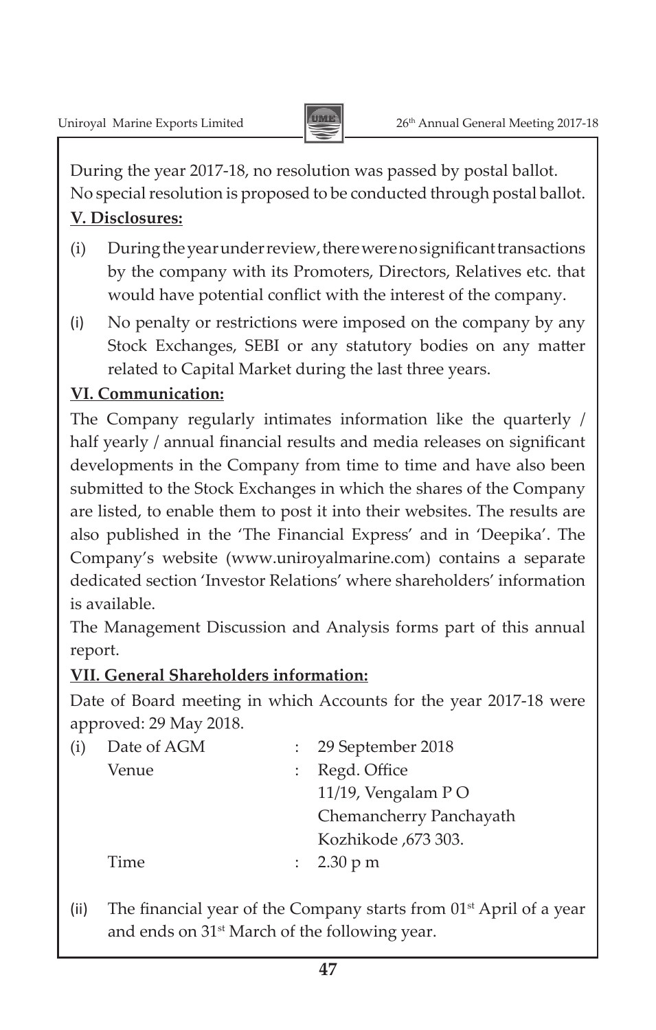During the year 2017-18, no resolution was passed by postal ballot. No special resolution is proposed to be conducted through postal ballot.

**V. Disclosures:**

(i) During the year under review, there were no significant transactions by the company with its Promoters, Directors, Relatives etc. that would have potential conflict with the interest of the company.

(i) No penalty or restrictions were imposed on the company by any Stock Exchanges, SEBI or any statutory bodies on any matter related to Capital Market during the last three years.

**VI. Communication:**

The Company regularly intimates information like the quarterly / half yearly / annual financial results and media releases on significant developments in the Company from time to time and have also been submitted to the Stock Exchanges in which the shares of the Company are listed, to enable them to post it into their websites. The results are also published in the 'The Financial Express' and in 'Deepika'. The Company's website (www.uniroyalmarine.com) contains a separate dedicated section 'Investor Relations' where shareholders' information is available.

The Management Discussion and Analysis forms part of this annual report.

**VII. General Shareholders information:**

Date of Board meeting in which Accounts for the year 2017-18 were approved: 29 May 2018.

(i) Date of AGM : 29 September 2018

Venue : Regd. Office
11/19, Vengalam P O
Chemancherry Panchayath
Kozhikode ,673 303.

Time : 2.30 p m

(ii) The financial year of the Company starts from 01st April of a year and ends on 31st March of the following year.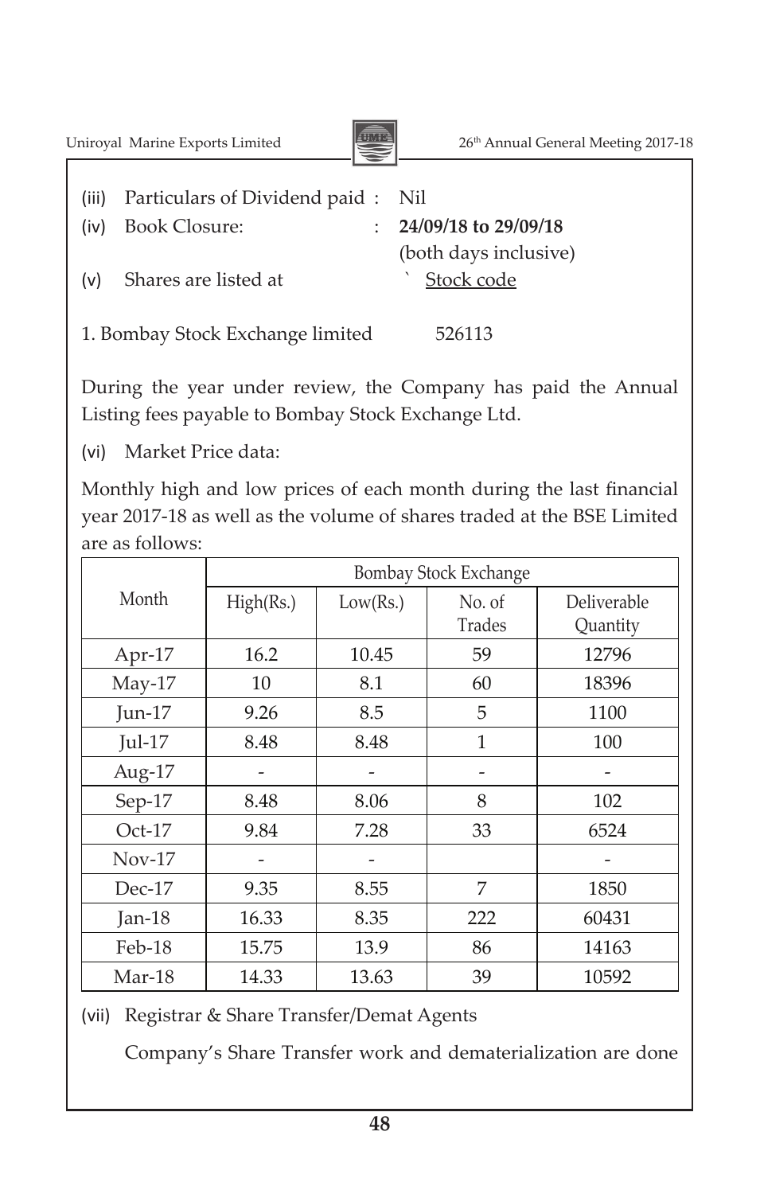(iii) Particulars of Dividend paid : Nil

(iv) Book Closure: : **24/09/18 to 29/09/18** (both days inclusive)

(v) Shares are listed at ` Stock code

1. Bombay Stock Exchange limited 526113

During the year under review, the Company has paid the Annual Listing fees payable to Bombay Stock Exchange Ltd.

(vi) Market Price data:

Monthly high and low prices of each month during the last financial year 2017-18 as well as the volume of shares traded at the BSE Limited are as follows:

| Month | Bombay Stock Exchange | | | |
|---|---|---|---|---|
| | High(Rs.) | Low(Rs.) | No. of Trades | Deliverable Quantity |
| Apr-17 | 16.2 | 10.45 | 59 | 12796 |
| May-17 | 10 | 8.1 | 60 | 18396 |
| Jun-17 | 9.26 | 8.5 | 5 | 1100 |
| Jul-17 | 8.48 | 8.48 | 1 | 100 |
| Aug-17 | - | - | - | - |
| Sep-17 | 8.48 | 8.06 | 8 | 102 |
| Oct-17 | 9.84 | 7.28 | 33 | 6524 |
| Nov-17 | - | - | | - |
| Dec-17 | 9.35 | 8.55 | 7 | 1850 |
| Jan-18 | 16.33 | 8.35 | 222 | 60431 |
| Feb-18 | 15.75 | 13.9 | 86 | 14163 |
| Mar-18 | 14.33 | 13.63 | 39 | 10592 |

(vii) Registrar & Share Transfer/Demat Agents

Company's Share Transfer work and dematerialization are done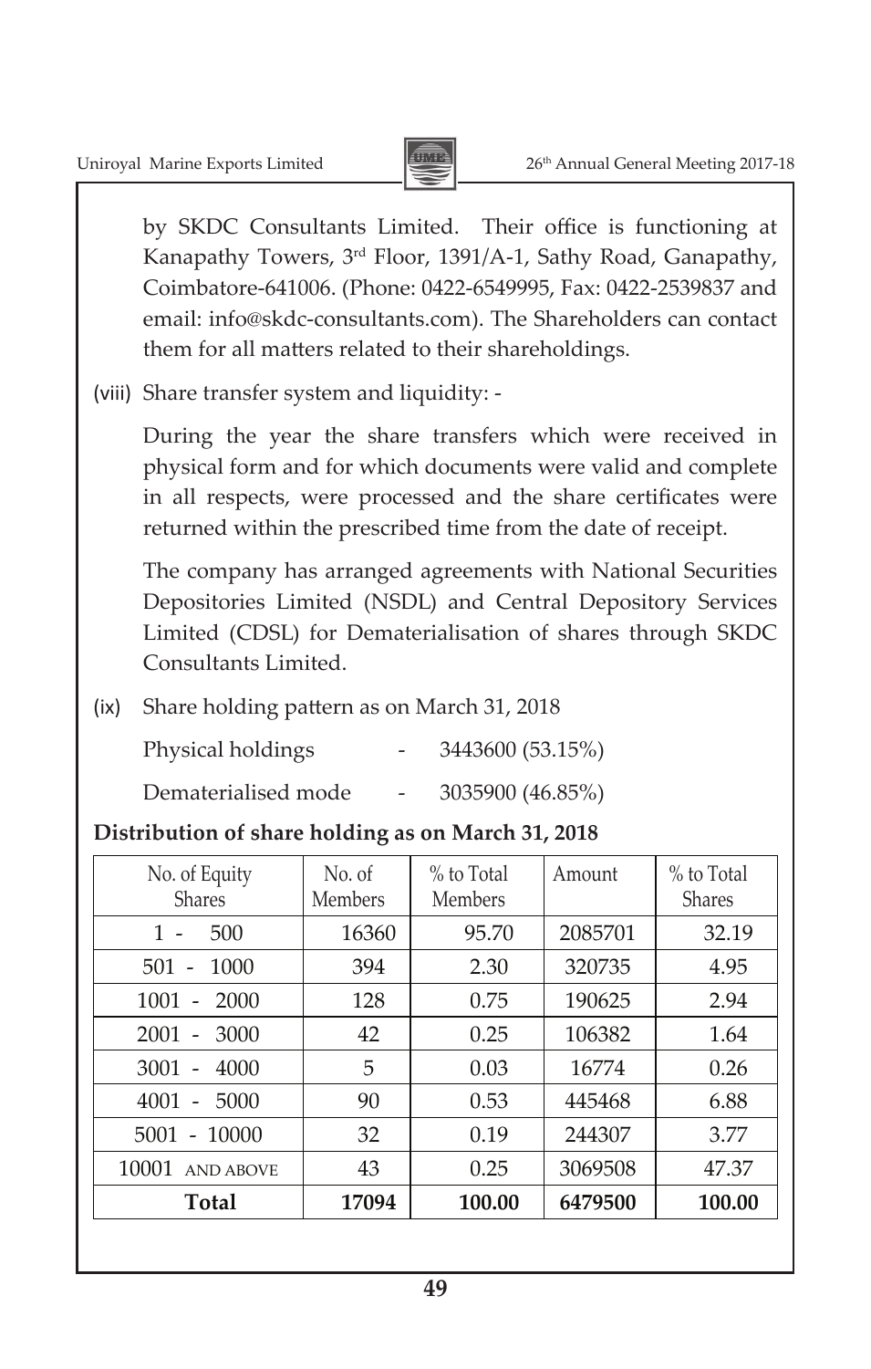by SKDC Consultants Limited. Their office is functioning at Kanapathy Towers, 3rd Floor, 1391/A-1, Sathy Road, Ganapathy, Coimbatore-641006. (Phone: 0422-6549995, Fax: 0422-2539837 and email: info@skdc-consultants.com). The Shareholders can contact them for all matters related to their shareholdings.

(viii) Share transfer system and liquidity: -

During the year the share transfers which were received in physical form and for which documents were valid and complete in all respects, were processed and the share certificates were returned within the prescribed time from the date of receipt.

The company has arranged agreements with National Securities Depositories Limited (NSDL) and Central Depository Services Limited (CDSL) for Dematerialisation of shares through SKDC Consultants Limited.

(ix) Share holding pattern as on March 31, 2018

Physical holdings - 3443600 (53.15%)

Dematerialised mode - 3035900 (46.85%)

**Distribution of share holding as on March 31, 2018**

| No. of Equity Shares | No. of Members | % to Total Members | Amount | % to Total Shares |
|---|---|---|---|---|
| 1 - 500 | 16360 | 95.70 | 2085701 | 32.19 |
| 501 - 1000 | 394 | 2.30 | 320735 | 4.95 |
| 1001 - 2000 | 128 | 0.75 | 190625 | 2.94 |
| 2001 - 3000 | 42 | 0.25 | 106382 | 1.64 |
| 3001 - 4000 | 5 | 0.03 | 16774 | 0.26 |
| 4001 - 5000 | 90 | 0.53 | 445468 | 6.88 |
| 5001 - 10000 | 32 | 0.19 | 244307 | 3.77 |
| 10001 AND ABOVE | 43 | 0.25 | 3069508 | 47.37 |
| **Total** | **17094** | **100.00** | **6479500** | **100.00** |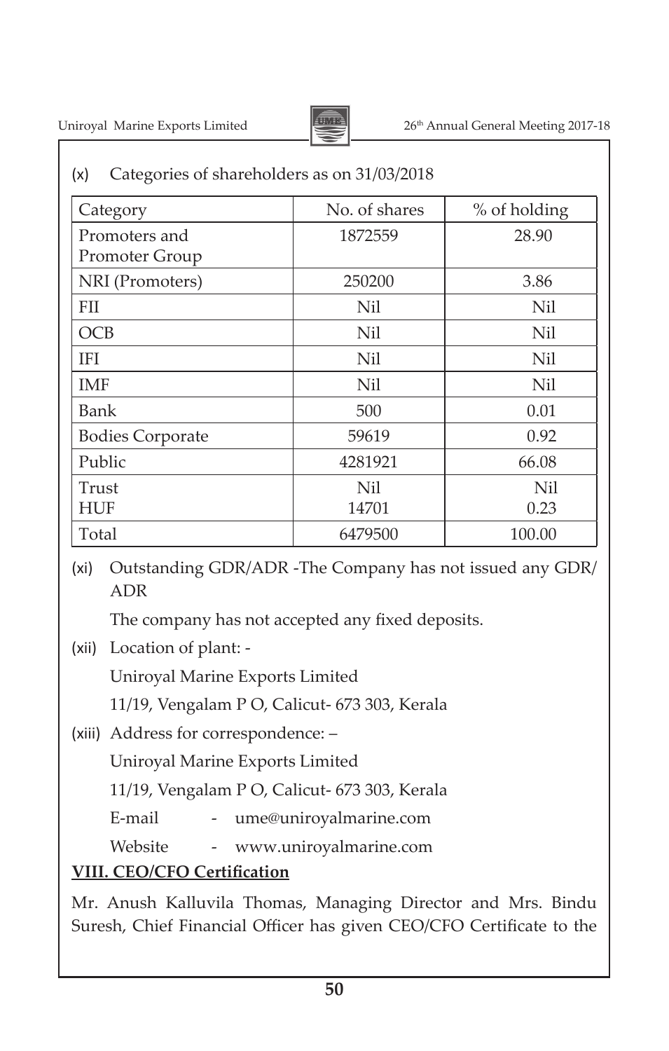(x) Categories of shareholders as on 31/03/2018

| Category | No. of shares | % of holding |
|---|---|---|
| Promoters and Promoter Group | 1872559 | 28.90 |
| NRI (Promoters) | 250200 | 3.86 |
| FII | Nil | Nil |
| OCB | Nil | Nil |
| IFI | Nil | Nil |
| IMF | Nil | Nil |
| Bank | 500 | 0.01 |
| Bodies Corporate | 59619 | 0.92 |
| Public | 4281921 | 66.08 |
| Trust | Nil | Nil |
| HUF | 14701 | 0.23 |
| Total | 6479500 | 100.00 |

(xi) Outstanding GDR/ADR -The Company has not issued any GDR/ADR

The company has not accepted any fixed deposits.

(xii) Location of plant: -

Uniroyal Marine Exports Limited

11/19, Vengalam P O, Calicut- 673 303, Kerala

(xiii) Address for correspondence: –

Uniroyal Marine Exports Limited

11/19, Vengalam P O, Calicut- 673 303, Kerala

E-mail - ume@uniroyalmarine.com

Website - www.uniroyalmarine.com

**VIII. CEO/CFO Certification**

Mr. Anush Kalluvila Thomas, Managing Director and Mrs. Bindu Suresh, Chief Financial Officer has given CEO/CFO Certificate to the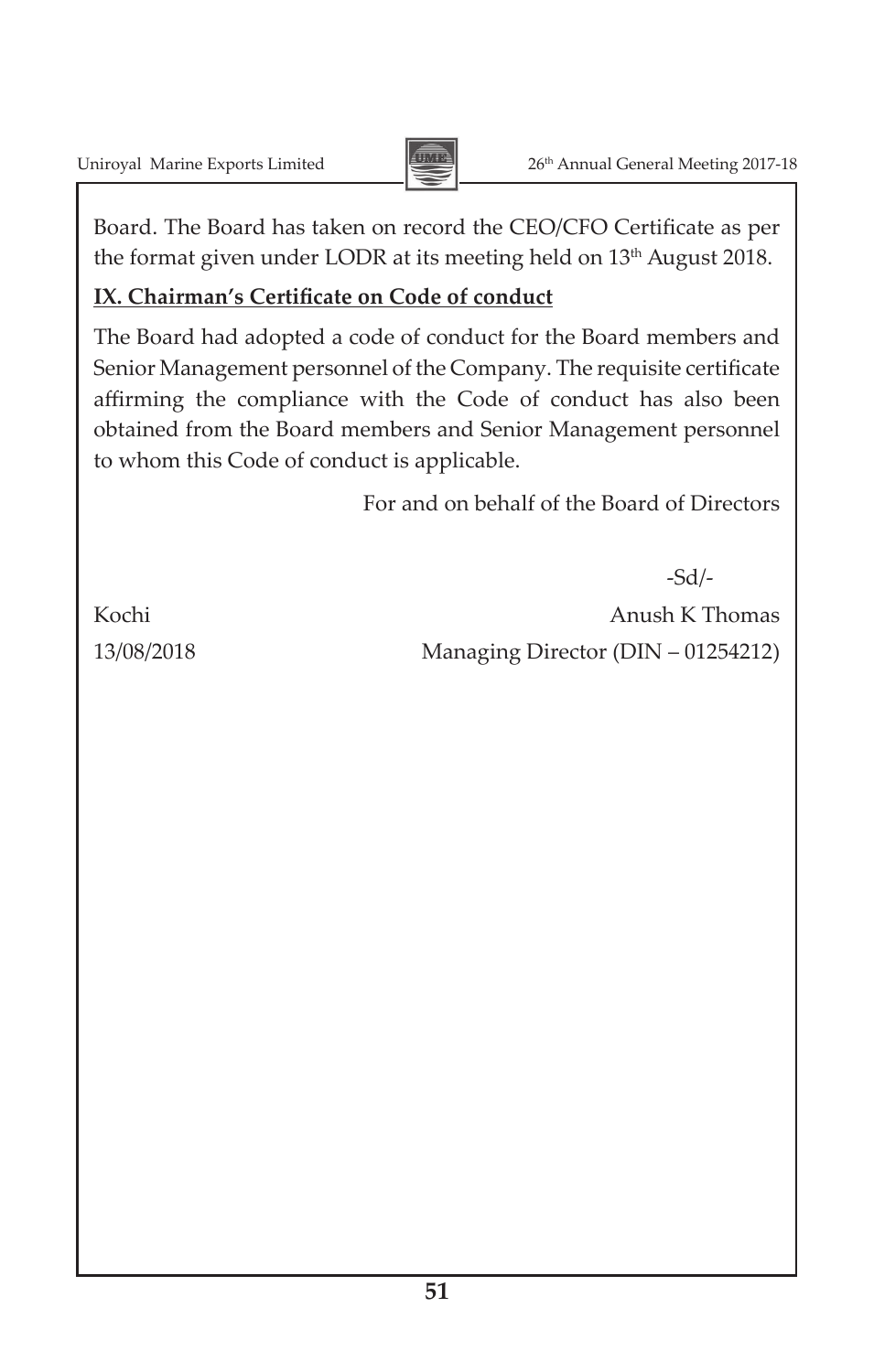Board. The Board has taken on record the CEO/CFO Certificate as per the format given under LODR at its meeting held on 13th August 2018.

**IX. Chairman's Certificate on Code of conduct**

The Board had adopted a code of conduct for the Board members and Senior Management personnel of the Company. The requisite certificate affirming the compliance with the Code of conduct has also been obtained from the Board members and Senior Management personnel to whom this Code of conduct is applicable.

For and on behalf of the Board of Directors

-Sd/-

Kochi  
13/08/2018

Anush K Thomas  
Managing Director (DIN – 01254212)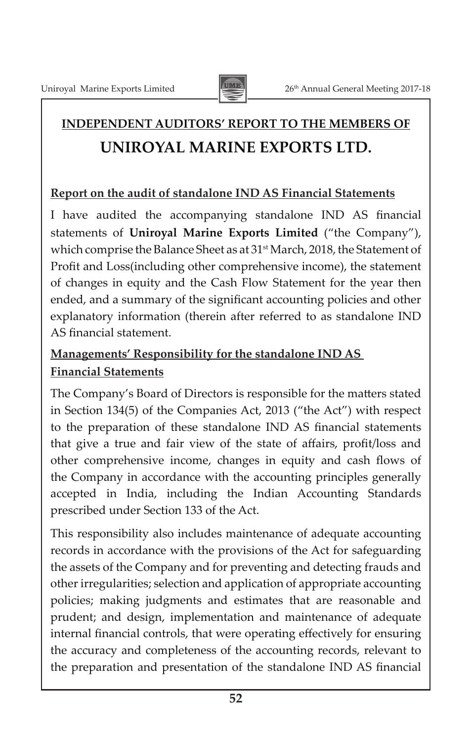## INDEPENDENT AUDITORS' REPORT TO THE MEMBERS OF

# UNIROYAL MARINE EXPORTS LTD.

### Report on the audit of standalone IND AS Financial Statements

I have audited the accompanying standalone IND AS financial statements of **Uniroyal Marine Exports Limited** ("the Company"), which comprise the Balance Sheet as at 31st March, 2018, the Statement of Profit and Loss(including other comprehensive income), the statement of changes in equity and the Cash Flow Statement for the year then ended, and a summary of the significant accounting policies and other explanatory information (therein after referred to as standalone IND AS financial statement.

### Managements' Responsibility for the standalone IND AS Financial Statements

The Company's Board of Directors is responsible for the matters stated in Section 134(5) of the Companies Act, 2013 ("the Act") with respect to the preparation of these standalone IND AS financial statements that give a true and fair view of the state of affairs, profit/loss and other comprehensive income, changes in equity and cash flows of the Company in accordance with the accounting principles generally accepted in India, including the Indian Accounting Standards prescribed under Section 133 of the Act.

This responsibility also includes maintenance of adequate accounting records in accordance with the provisions of the Act for safeguarding the assets of the Company and for preventing and detecting frauds and other irregularities; selection and application of appropriate accounting policies; making judgments and estimates that are reasonable and prudent; and design, implementation and maintenance of adequate internal financial controls, that were operating effectively for ensuring the accuracy and completeness of the accounting records, relevant to the preparation and presentation of the standalone IND AS financial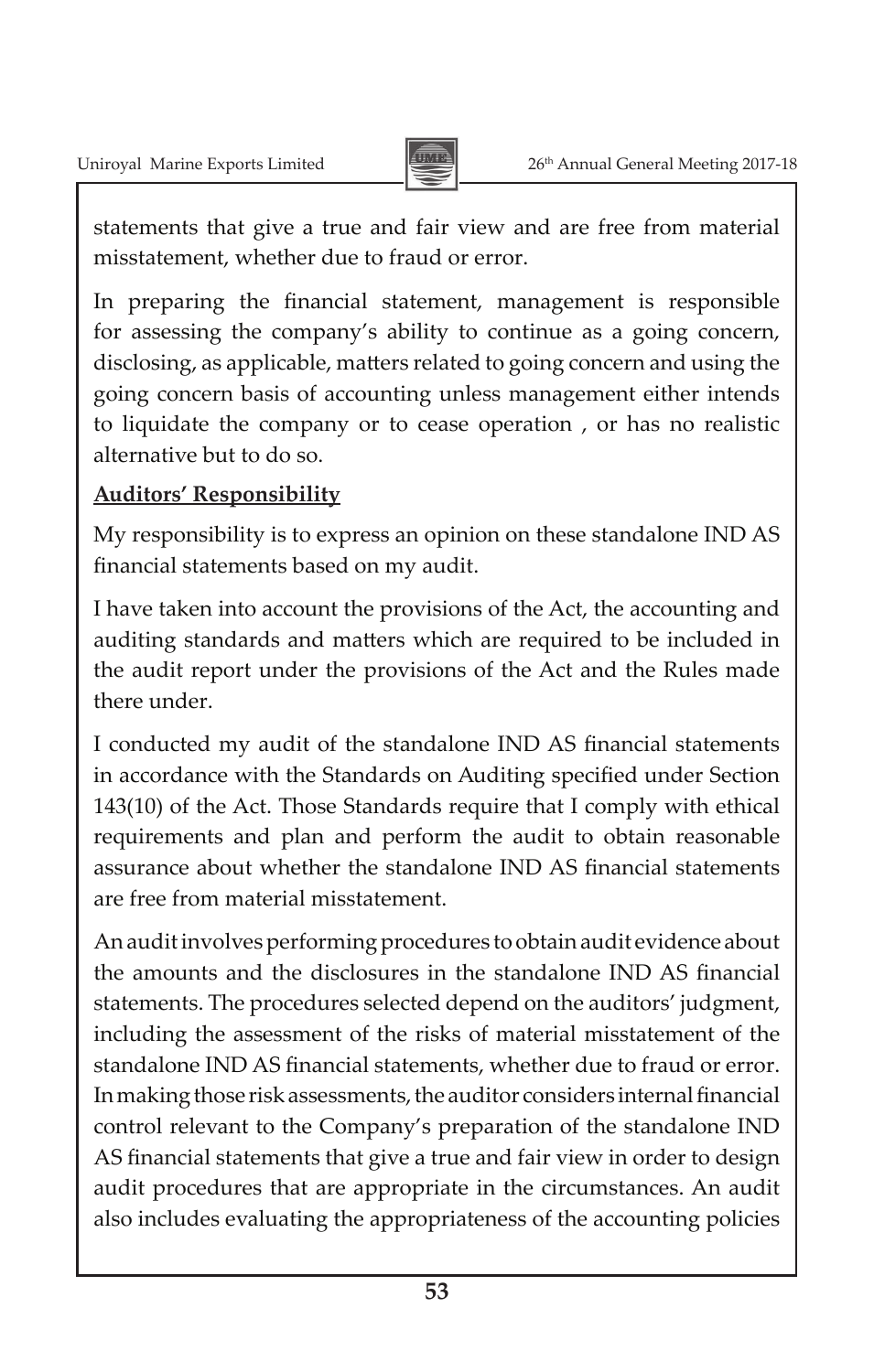statements that give a true and fair view and are free from material misstatement, whether due to fraud or error.

In preparing the financial statement, management is responsible for assessing the company's ability to continue as a going concern, disclosing, as applicable, matters related to going concern and using the going concern basis of accounting unless management either intends to liquidate the company or to cease operation , or has no realistic alternative but to do so.

**Auditors' Responsibility**

My responsibility is to express an opinion on these standalone IND AS financial statements based on my audit.

I have taken into account the provisions of the Act, the accounting and auditing standards and matters which are required to be included in the audit report under the provisions of the Act and the Rules made there under.

I conducted my audit of the standalone IND AS financial statements in accordance with the Standards on Auditing specified under Section 143(10) of the Act. Those Standards require that I comply with ethical requirements and plan and perform the audit to obtain reasonable assurance about whether the standalone IND AS financial statements are free from material misstatement.

An audit involves performing procedures to obtain audit evidence about the amounts and the disclosures in the standalone IND AS financial statements. The procedures selected depend on the auditors' judgment, including the assessment of the risks of material misstatement of the standalone IND AS financial statements, whether due to fraud or error. In making those risk assessments, the auditor considers internal financial control relevant to the Company's preparation of the standalone IND AS financial statements that give a true and fair view in order to design audit procedures that are appropriate in the circumstances. An audit also includes evaluating the appropriateness of the accounting policies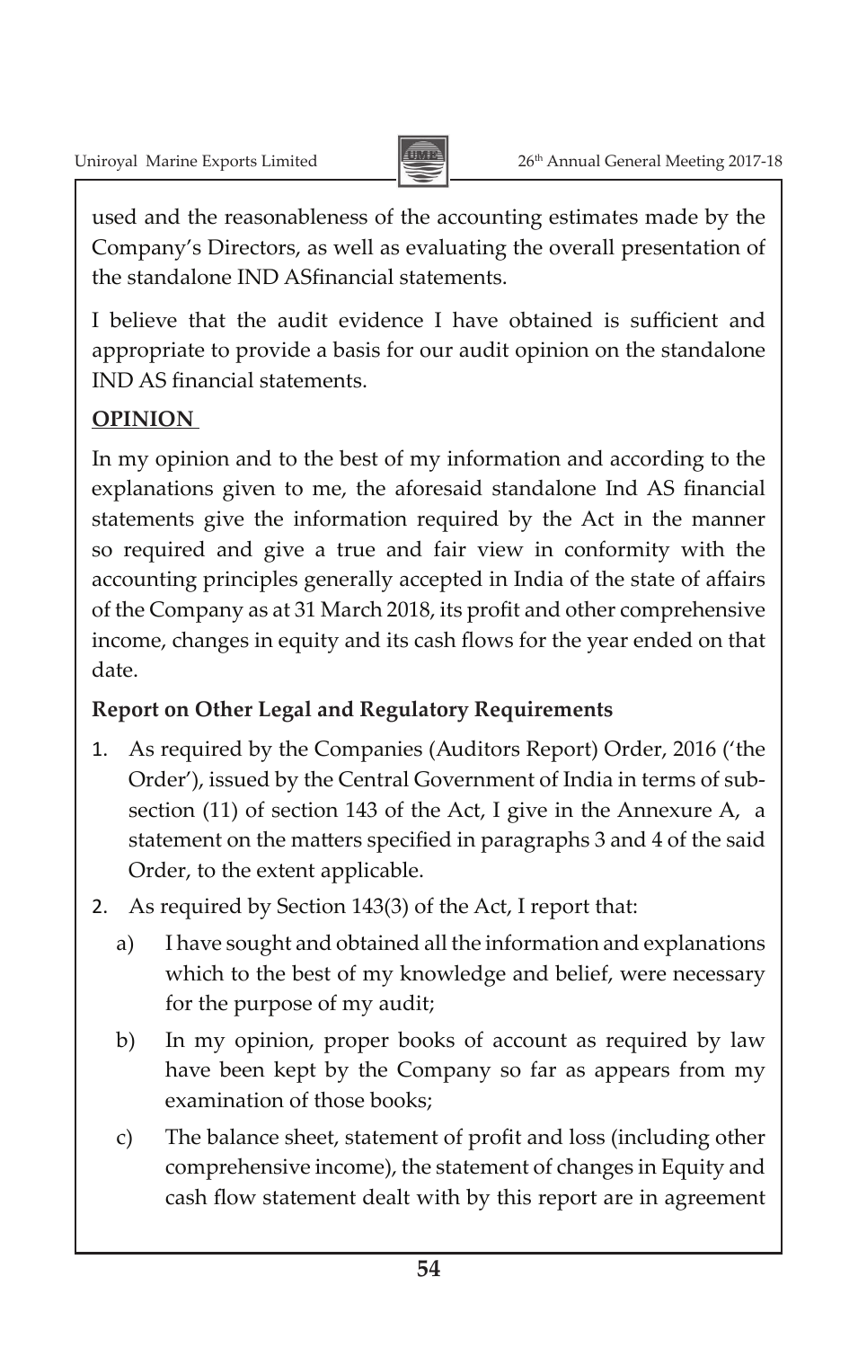used and the reasonableness of the accounting estimates made by the Company's Directors, as well as evaluating the overall presentation of the standalone IND ASfinancial statements.

I believe that the audit evidence I have obtained is sufficient and appropriate to provide a basis for our audit opinion on the standalone IND AS financial statements.

**OPINION**

In my opinion and to the best of my information and according to the explanations given to me, the aforesaid standalone Ind AS financial statements give the information required by the Act in the manner so required and give a true and fair view in conformity with the accounting principles generally accepted in India of the state of affairs of the Company as at 31 March 2018, its profit and other comprehensive income, changes in equity and its cash flows for the year ended on that date.

**Report on Other Legal and Regulatory Requirements**

1. As required by the Companies (Auditors Report) Order, 2016 ('the Order'), issued by the Central Government of India in terms of sub-section (11) of section 143 of the Act, I give in the Annexure A, a statement on the matters specified in paragraphs 3 and 4 of the said Order, to the extent applicable.
2. As required by Section 143(3) of the Act, I report that:
   a) I have sought and obtained all the information and explanations which to the best of my knowledge and belief, were necessary for the purpose of my audit;
   b) In my opinion, proper books of account as required by law have been kept by the Company so far as appears from my examination of those books;
   c) The balance sheet, statement of profit and loss (including other comprehensive income), the statement of changes in Equity and cash flow statement dealt with by this report are in agreement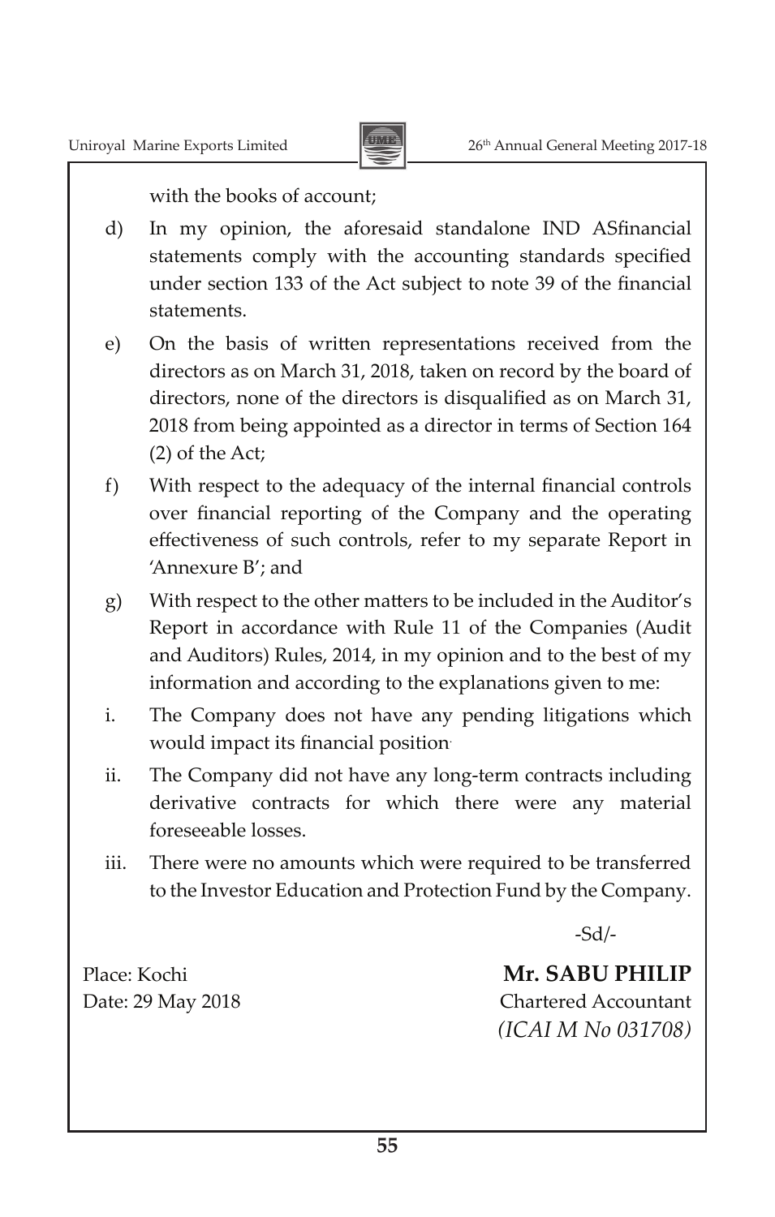with the books of account;

d) In my opinion, the aforesaid standalone IND ASfinancial statements comply with the accounting standards specified under section 133 of the Act subject to note 39 of the financial statements.

e) On the basis of written representations received from the directors as on March 31, 2018, taken on record by the board of directors, none of the directors is disqualified as on March 31, 2018 from being appointed as a director in terms of Section 164 (2) of the Act;

f) With respect to the adequacy of the internal financial controls over financial reporting of the Company and the operating effectiveness of such controls, refer to my separate Report in 'Annexure B'; and

g) With respect to the other matters to be included in the Auditor's Report in accordance with Rule 11 of the Companies (Audit and Auditors) Rules, 2014, in my opinion and to the best of my information and according to the explanations given to me:

i. The Company does not have any pending litigations which would impact its financial position.

ii. The Company did not have any long-term contracts including derivative contracts for which there were any material foreseeable losses.

iii. There were no amounts which were required to be transferred to the Investor Education and Protection Fund by the Company.

-Sd/-

Place: Kochi
Date: 29 May 2018

**Mr. SABU PHILIP**
Chartered Accountant
*(ICAI M No 031708)*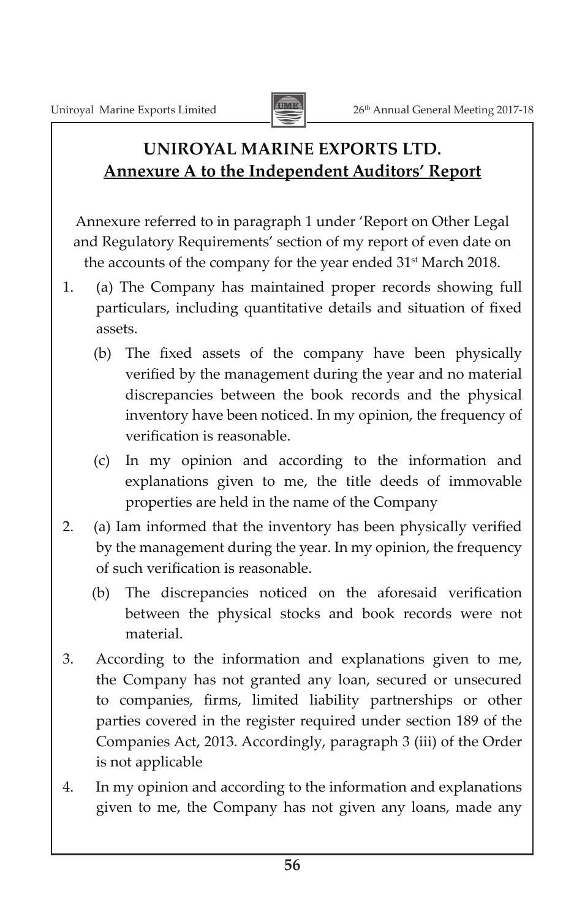# UNIROYAL MARINE EXPORTS LTD.

## Annexure A to the Independent Auditors' Report

Annexure referred to in paragraph 1 under 'Report on Other Legal and Regulatory Requirements' section of my report of even date on the accounts of the company for the year ended 31st March 2018.

1. (a) The Company has maintained proper records showing full particulars, including quantitative details and situation of fixed assets.

   (b) The fixed assets of the company have been physically verified by the management during the year and no material discrepancies between the book records and the physical inventory have been noticed. In my opinion, the frequency of verification is reasonable.

   (c) In my opinion and according to the information and explanations given to me, the title deeds of immovable properties are held in the name of the Company

2. (a) Iam informed that the inventory has been physically verified by the management during the year. In my opinion, the frequency of such verification is reasonable.

   (b) The discrepancies noticed on the aforesaid verification between the physical stocks and book records were not material.

3. According to the information and explanations given to me, the Company has not granted any loan, secured or unsecured to companies, firms, limited liability partnerships or other parties covered in the register required under section 189 of the Companies Act, 2013. Accordingly, paragraph 3 (iii) of the Order is not applicable

4. In my opinion and according to the information and explanations given to me, the Company has not given any loans, made any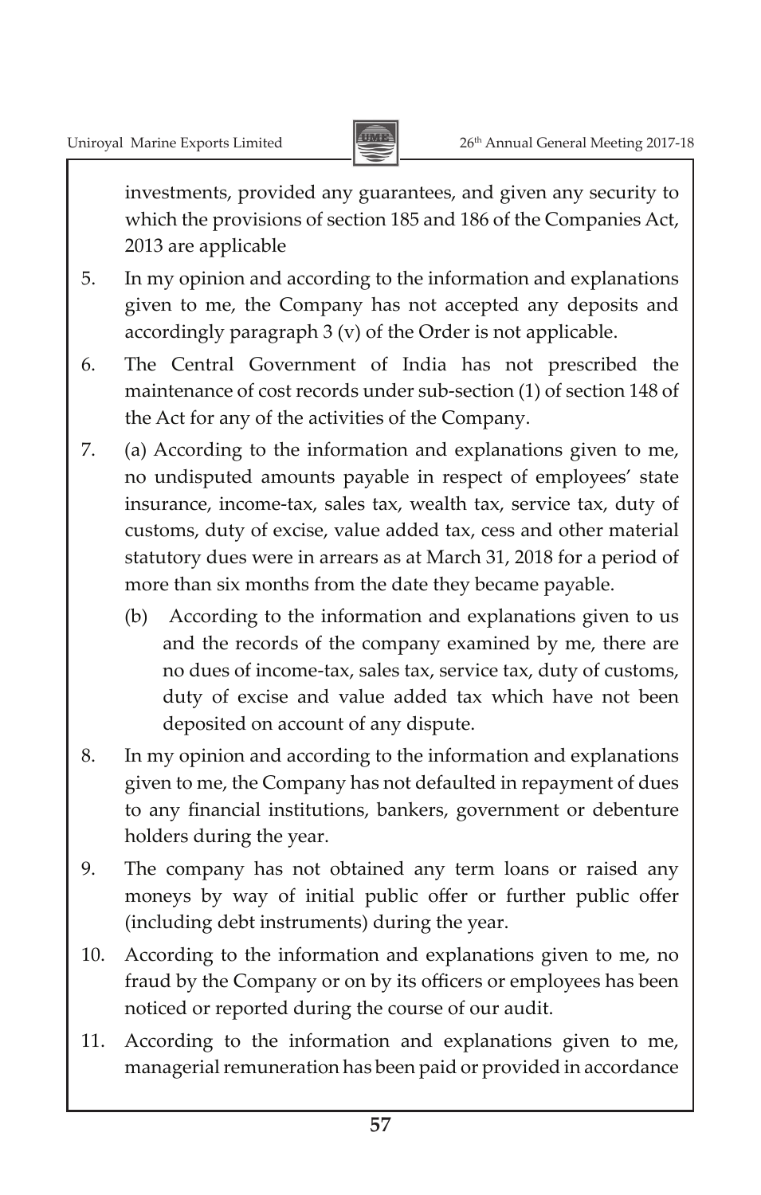investments, provided any guarantees, and given any security to which the provisions of section 185 and 186 of the Companies Act, 2013 are applicable

5. In my opinion and according to the information and explanations given to me, the Company has not accepted any deposits and accordingly paragraph 3 (v) of the Order is not applicable.

6. The Central Government of India has not prescribed the maintenance of cost records under sub-section (1) of section 148 of the Act for any of the activities of the Company.

7. (a) According to the information and explanations given to me, no undisputed amounts payable in respect of employees' state insurance, income-tax, sales tax, wealth tax, service tax, duty of customs, duty of excise, value added tax, cess and other material statutory dues were in arrears as at March 31, 2018 for a period of more than six months from the date they became payable.

   (b) According to the information and explanations given to us and the records of the company examined by me, there are no dues of income-tax, sales tax, service tax, duty of customs, duty of excise and value added tax which have not been deposited on account of any dispute.

8. In my opinion and according to the information and explanations given to me, the Company has not defaulted in repayment of dues to any financial institutions, bankers, government or debenture holders during the year.

9. The company has not obtained any term loans or raised any moneys by way of initial public offer or further public offer (including debt instruments) during the year.

10. According to the information and explanations given to me, no fraud by the Company or on by its officers or employees has been noticed or reported during the course of our audit.

11. According to the information and explanations given to me, managerial remuneration has been paid or provided in accordance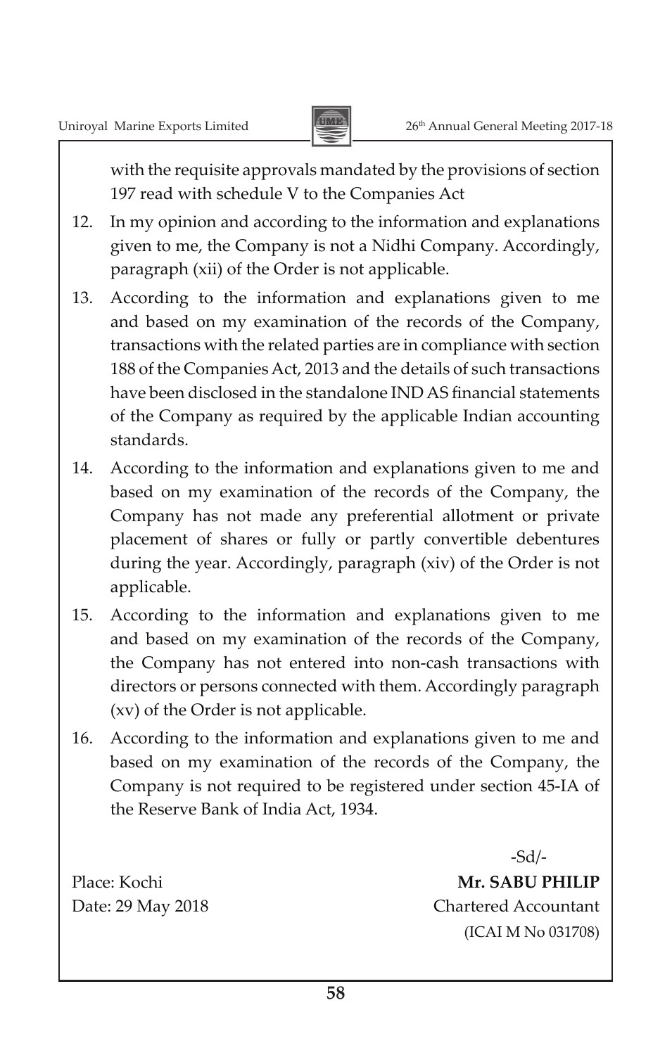with the requisite approvals mandated by the provisions of section 197 read with schedule V to the Companies Act

12. In my opinion and according to the information and explanations given to me, the Company is not a Nidhi Company. Accordingly, paragraph (xii) of the Order is not applicable.

13. According to the information and explanations given to me and based on my examination of the records of the Company, transactions with the related parties are in compliance with section 188 of the Companies Act, 2013 and the details of such transactions have been disclosed in the standalone IND AS financial statements of the Company as required by the applicable Indian accounting standards.

14. According to the information and explanations given to me and based on my examination of the records of the Company, the Company has not made any preferential allotment or private placement of shares or fully or partly convertible debentures during the year. Accordingly, paragraph (xiv) of the Order is not applicable.

15. According to the information and explanations given to me and based on my examination of the records of the Company, the Company has not entered into non-cash transactions with directors or persons connected with them. Accordingly paragraph (xv) of the Order is not applicable.

16. According to the information and explanations given to me and based on my examination of the records of the Company, the Company is not required to be registered under section 45-IA of the Reserve Bank of India Act, 1934.

-Sd/-

Place: Kochi **Mr. SABU PHILIP**

Date: 29 May 2018 Chartered Accountant

(ICAI M No 031708)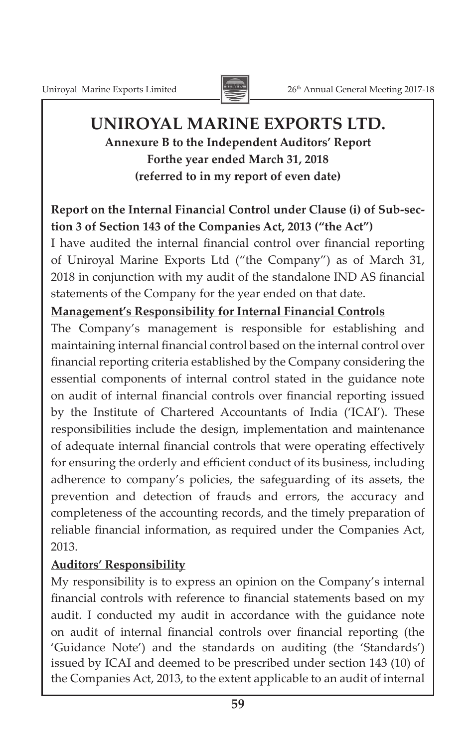# UNIROYAL MARINE EXPORTS LTD.

**Annexure B to the Independent Auditors' Report**
**Forthe year ended March 31, 2018**
**(referred to in my report of even date)**

**Report on the Internal Financial Control under Clause (i) of Sub-section 3 of Section 143 of the Companies Act, 2013 ("the Act")**

I have audited the internal financial control over financial reporting of Uniroyal Marine Exports Ltd ("the Company") as of March 31, 2018 in conjunction with my audit of the standalone IND AS financial statements of the Company for the year ended on that date.

**Management's Responsibility for Internal Financial Controls**

The Company's management is responsible for establishing and maintaining internal financial control based on the internal control over financial reporting criteria established by the Company considering the essential components of internal control stated in the guidance note on audit of internal financial controls over financial reporting issued by the Institute of Chartered Accountants of India ('ICAI'). These responsibilities include the design, implementation and maintenance of adequate internal financial controls that were operating effectively for ensuring the orderly and efficient conduct of its business, including adherence to company's policies, the safeguarding of its assets, the prevention and detection of frauds and errors, the accuracy and completeness of the accounting records, and the timely preparation of reliable financial information, as required under the Companies Act, 2013.

**Auditors' Responsibility**

My responsibility is to express an opinion on the Company's internal financial controls with reference to financial statements based on my audit. I conducted my audit in accordance with the guidance note on audit of internal financial controls over financial reporting (the 'Guidance Note') and the standards on auditing (the 'Standards') issued by ICAI and deemed to be prescribed under section 143 (10) of the Companies Act, 2013, to the extent applicable to an audit of internal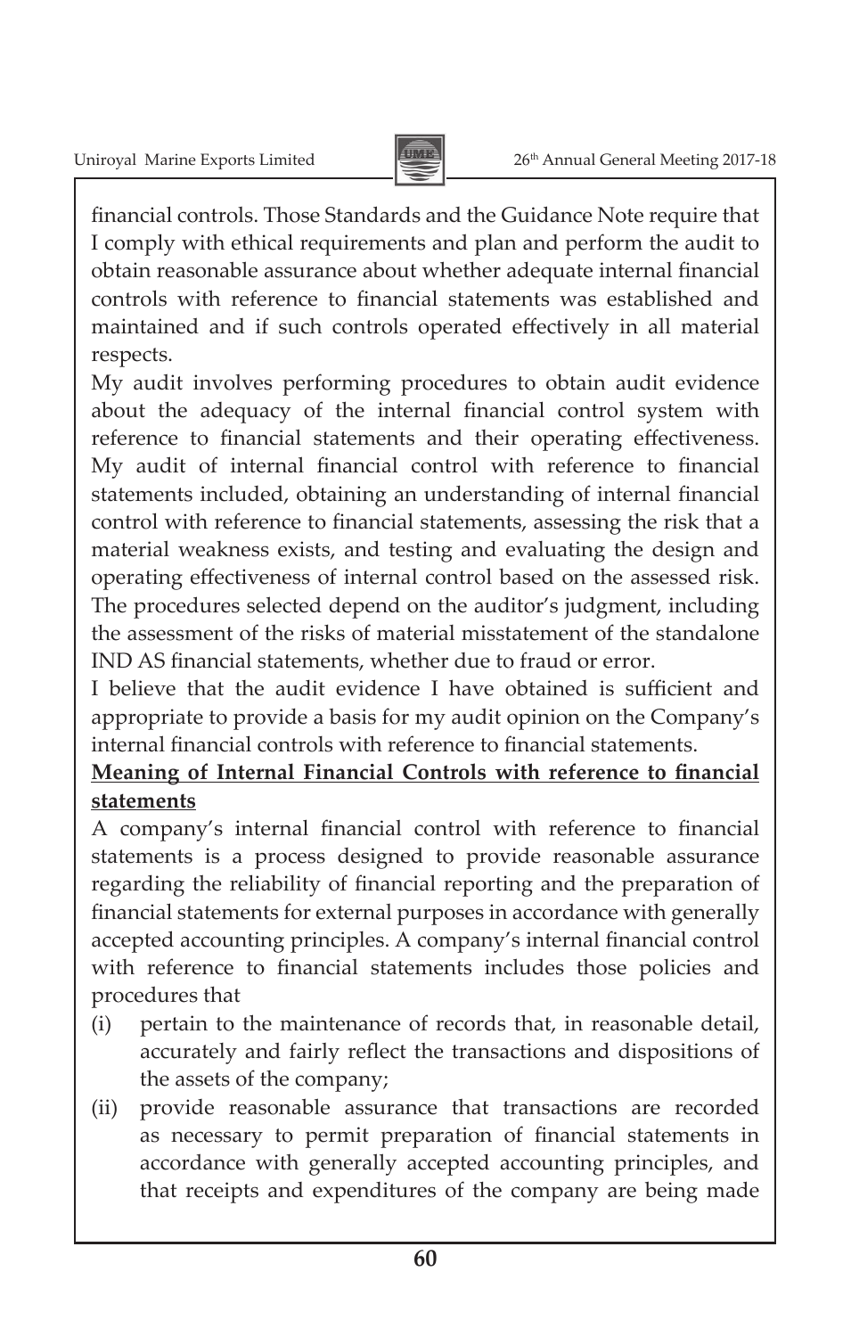financial controls. Those Standards and the Guidance Note require that I comply with ethical requirements and plan and perform the audit to obtain reasonable assurance about whether adequate internal financial controls with reference to financial statements was established and maintained and if such controls operated effectively in all material respects.

My audit involves performing procedures to obtain audit evidence about the adequacy of the internal financial control system with reference to financial statements and their operating effectiveness. My audit of internal financial control with reference to financial statements included, obtaining an understanding of internal financial control with reference to financial statements, assessing the risk that a material weakness exists, and testing and evaluating the design and operating effectiveness of internal control based on the assessed risk. The procedures selected depend on the auditor's judgment, including the assessment of the risks of material misstatement of the standalone IND AS financial statements, whether due to fraud or error.

I believe that the audit evidence I have obtained is sufficient and appropriate to provide a basis for my audit opinion on the Company's internal financial controls with reference to financial statements.

**Meaning of Internal Financial Controls with reference to financial statements**

A company's internal financial control with reference to financial statements is a process designed to provide reasonable assurance regarding the reliability of financial reporting and the preparation of financial statements for external purposes in accordance with generally accepted accounting principles. A company's internal financial control with reference to financial statements includes those policies and procedures that

(i) pertain to the maintenance of records that, in reasonable detail, accurately and fairly reflect the transactions and dispositions of the assets of the company;

(ii) provide reasonable assurance that transactions are recorded as necessary to permit preparation of financial statements in accordance with generally accepted accounting principles, and that receipts and expenditures of the company are being made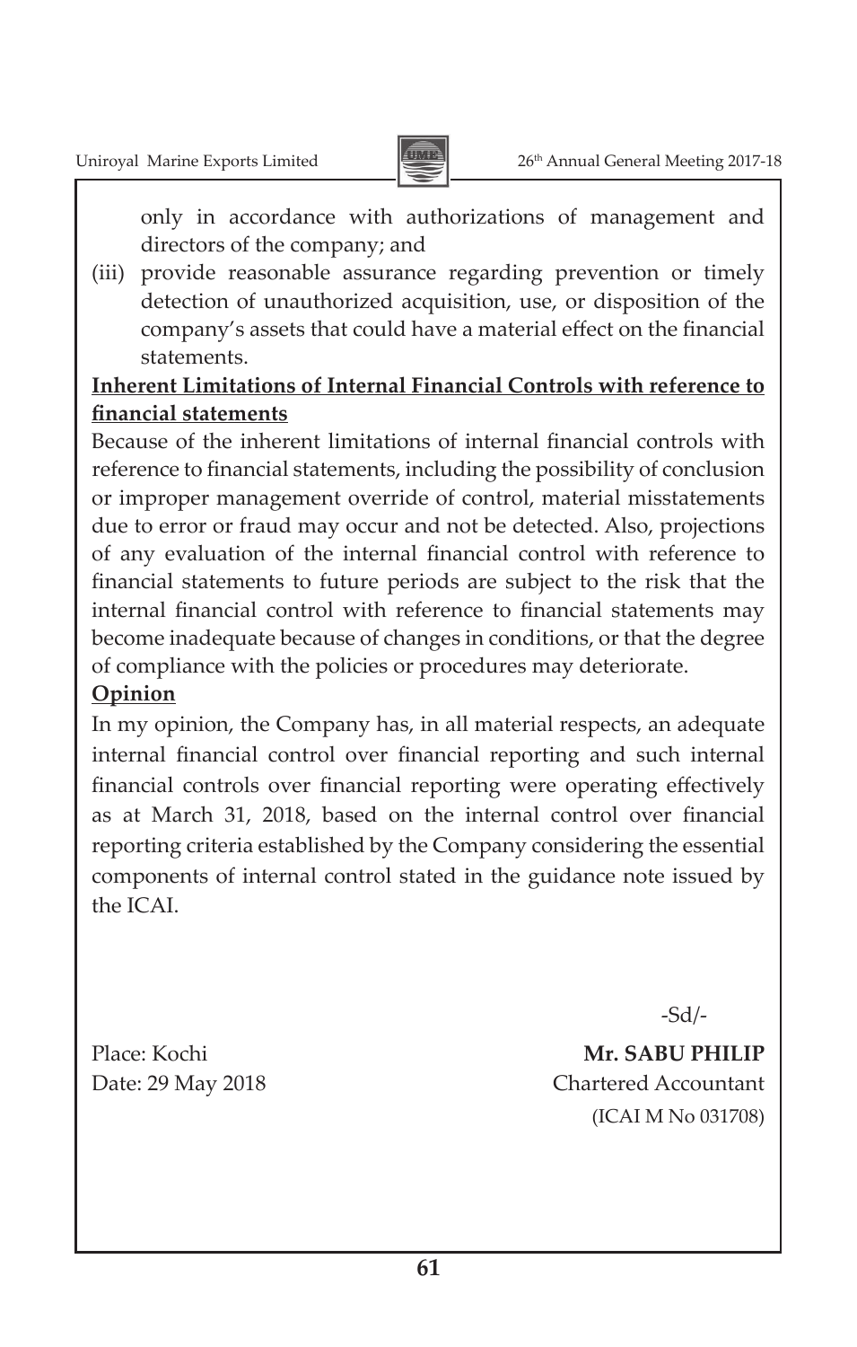only in accordance with authorizations of management and directors of the company; and

(iii) provide reasonable assurance regarding prevention or timely detection of unauthorized acquisition, use, or disposition of the company's assets that could have a material effect on the financial statements.

**Inherent Limitations of Internal Financial Controls with reference to financial statements**

Because of the inherent limitations of internal financial controls with reference to financial statements, including the possibility of conclusion or improper management override of control, material misstatements due to error or fraud may occur and not be detected. Also, projections of any evaluation of the internal financial control with reference to financial statements to future periods are subject to the risk that the internal financial control with reference to financial statements may become inadequate because of changes in conditions, or that the degree of compliance with the policies or procedures may deteriorate.

**Opinion**

In my opinion, the Company has, in all material respects, an adequate internal financial control over financial reporting and such internal financial controls over financial reporting were operating effectively as at March 31, 2018, based on the internal control over financial reporting criteria established by the Company considering the essential components of internal control stated in the guidance note issued by the ICAI.

-Sd/-

Place: Kochi

Date: 29 May 2018

**Mr. SABU PHILIP**

Chartered Accountant

(ICAI M No 031708)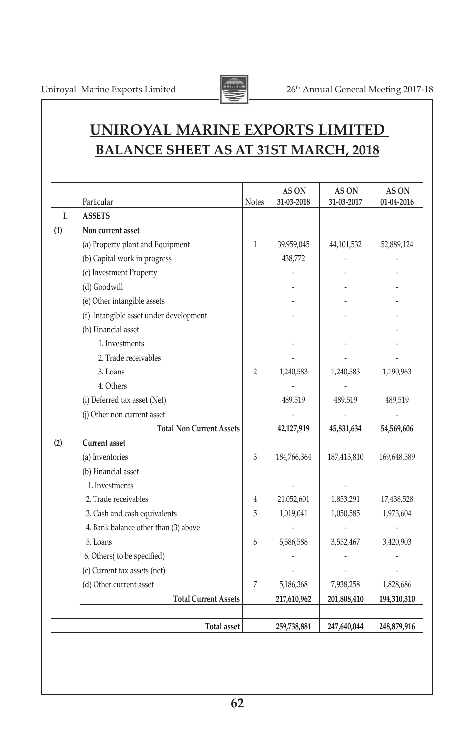# UNIROYAL MARINE EXPORTS LIMITED

## BALANCE SHEET AS AT 31ST MARCH, 2018

| | Particular | Notes | AS ON 31-03-2018 | AS ON 31-03-2017 | AS ON 01-04-2016 |
|---|---|---|---|---|---|
| **I.** | **ASSETS** | | | | |
| **(1)** | **Non current asset** | | | | |
| | (a) Property plant and Equipment | 1 | 39,959,045 | 44,101,532 | 52,889,124 |
| | (b) Capital work in progress | | 438,772 | - | - |
| | (c) Investment Property | | - | - | - |
| | (d) Goodwill | | - | - | - |
| | (e) Other intangible assets | | - | - | - |
| | (f) Intangible asset under development | | - | - | - |
| | (h) Financial asset | | | | - |
| | 1. Investments | | - | - | - |
| | 2. Trade receivables | | - | - | - |
| | 3. Loans | 2 | 1,240,583 | 1,240,583 | 1,190,963 |
| | 4. Others | | - | - | |
| | (i) Deferred tax asset (Net) | | 489,519 | 489,519 | 489,519 |
| | (j) Other non current asset | | - | - | - |
| | **Total Non Current Assets** | | **42,127,919** | **45,831,634** | **54,569,606** |
| **(2)** | **Current asset** | | | | |
| | (a) Inventories | 3 | 184,766,364 | 187,413,810 | 169,648,589 |
| | (b) Financial asset | | | | |
| | 1. Investments | | - | - | |
| | 2. Trade receivables | 4 | 21,052,601 | 1,853,291 | 17,438,528 |
| | 3. Cash and cash equivalents | 5 | 1,019,041 | 1,050,585 | 1,973,604 |
| | 4. Bank balance other than (3) above | | - | - | - |
| | 5. Loans | 6 | 5,586,588 | 3,552,467 | 3,420,903 |
| | 6. Others( to be specified) | | - | - | - |
| | (c) Current tax assets (net) | | - | - | - |
| | (d) Other current asset | 7 | 5,186,368 | 7,938,258 | 1,828,686 |
| | **Total Current Assets** | | **217,610,962** | **201,808,410** | **194,310,310** |
| | | | | | |
| | **Total asset** | | **259,738,881** | **247,640,044** | **248,879,916** |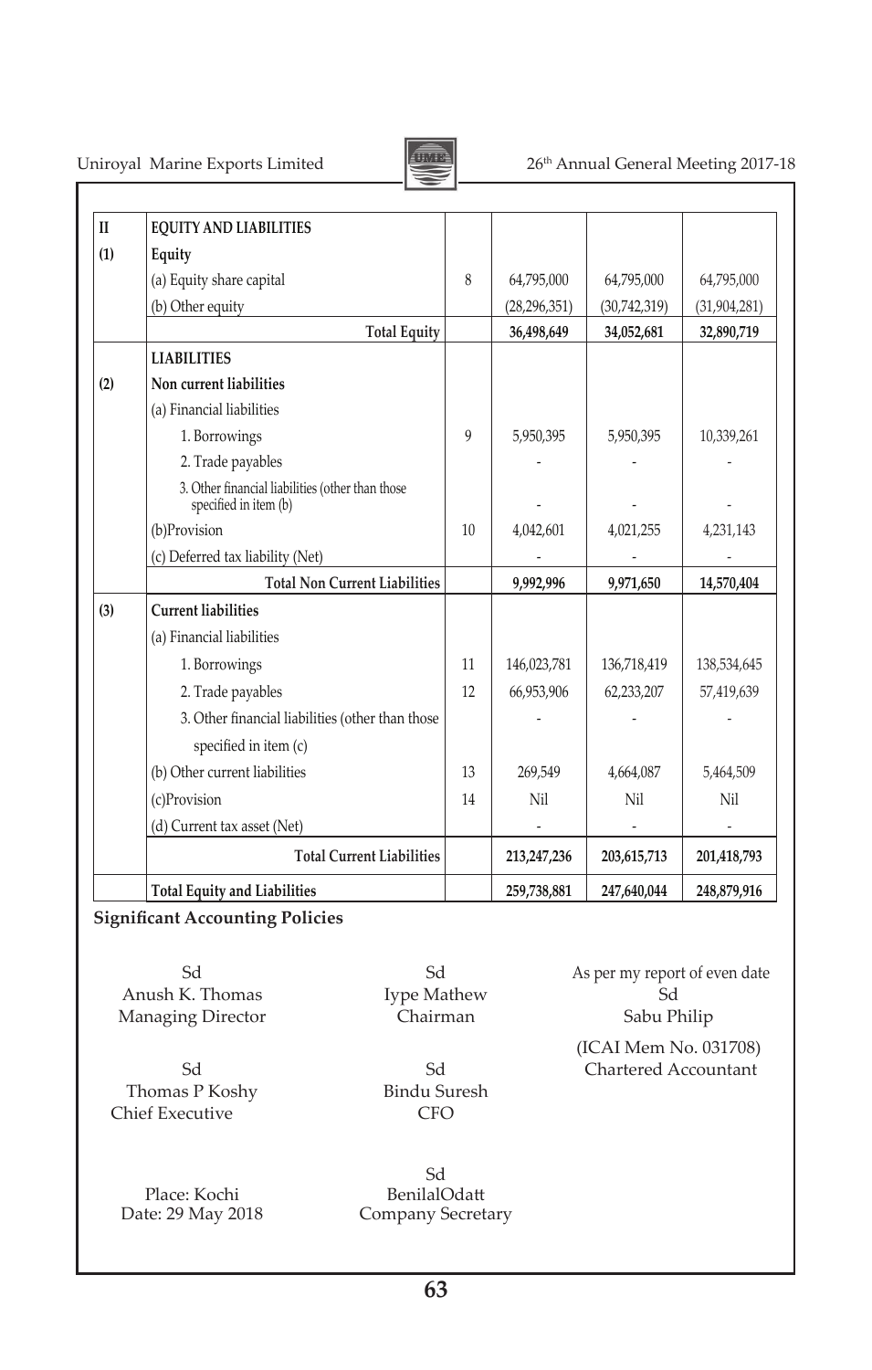| II | EQUITY AND LIABILITIES | | | | |
|---|---|---|---|---|---|
| (1) | Equity | | | | |
| | (a) Equity share capital | 8 | 64,795,000 | 64,795,000 | 64,795,000 |
| | (b) Other equity | | (28,296,351) | (30,742,319) | (31,904,281) |
| | **Total Equity** | | **36,498,649** | **34,052,681** | **32,890,719** |
| | **LIABILITIES** | | | | |
| (2) | Non current liabilities | | | | |
| | (a) Financial liabilities | | | | |
| | 1. Borrowings | 9 | 5,950,395 | 5,950,395 | 10,339,261 |
| | 2. Trade payables | | - | - | - |
| | 3. Other financial liabilities (other than those specified in item (b) | | - | - | - |
| | (b)Provision | 10 | 4,042,601 | 4,021,255 | 4,231,143 |
| | (c) Deferred tax liability (Net) | | - | - | - |
| | **Total Non Current Liabilities** | | **9,992,996** | **9,971,650** | **14,570,404** |
| (3) | Current liabilities | | | | |
| | (a) Financial liabilities | | | | |
| | 1. Borrowings | 11 | 146,023,781 | 136,718,419 | 138,534,645 |
| | 2. Trade payables | 12 | 66,953,906 | 62,233,207 | 57,419,639 |
| | 3. Other financial liabilities (other than those specified in item (c) | | - | - | - |
| | (b) Other current liabilities | 13 | 269,549 | 4,664,087 | 5,464,509 |
| | (c)Provision | 14 | Nil | Nil | Nil |
| | (d) Current tax asset (Net) | | - | - | - |
| | **Total Current Liabilities** | | **213,247,236** | **203,615,713** | **201,418,793** |
| | **Total Equity and Liabilities** | | **259,738,881** | **247,640,044** | **248,879,916** |

**Significant Accounting Policies**

Sd
Anush K. Thomas
Managing Director

Sd
Iype Mathew
Chairman

As per my report of even date
Sd
Sabu Philip
(ICAI Mem No. 031708)
Chartered Accountant

Sd
Thomas P Koshy
Chief Executive

Sd
Bindu Suresh
CFO

Place: Kochi
Date: 29 May 2018

Sd
BenilalOdatt
Company Secretary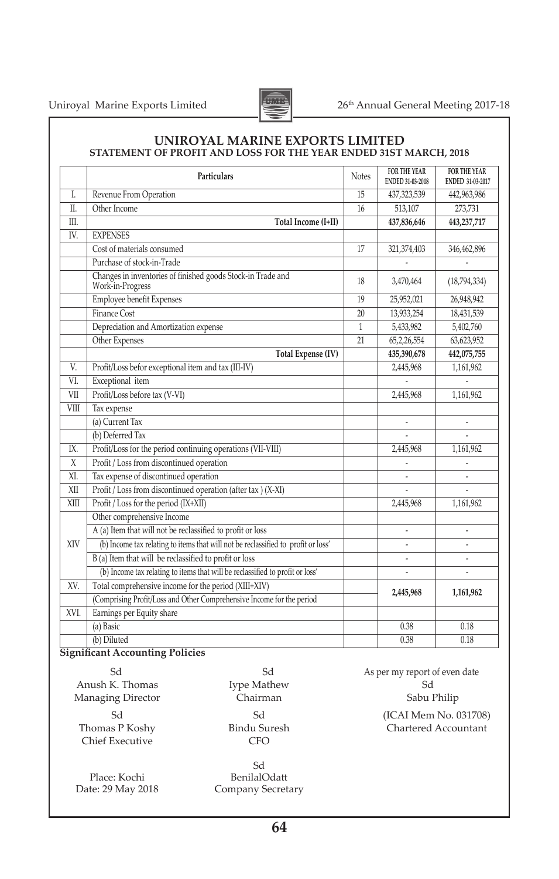# UNIROYAL MARINE EXPORTS LIMITED

## STATEMENT OF PROFIT AND LOSS FOR THE YEAR ENDED 31ST MARCH, 2018

| | Particulars | Notes | FOR THE YEAR ENDED 31-03-2018 | FOR THE YEAR ENDED 31-03-2017 |
|---|---|---|---|---|
| I. | Revenue From Operation | 15 | 437,323,539 | 442,963,986 |
| II. | Other Income | 16 | 513,107 | 273,731 |
| III. | **Total Income (I+II)** | | **437,836,646** | **443,237,717** |
| IV. | EXPENSES | | | |
| | Cost of materials consumed | 17 | 321,374,403 | 346,462,896 |
| | Purchase of stock-in-Trade | | - | - |
| | Changes in inventories of finished goods Stock-in Trade and Work-in-Progress | 18 | 3,470,464 | (18,794,334) |
| | Employee benefit Expenses | 19 | 25,952,021 | 26,948,942 |
| | Finance Cost | 20 | 13,933,254 | 18,431,539 |
| | Depreciation and Amortization expense | 1 | 5,433,982 | 5,402,760 |
| | Other Expenses | 21 | 65,2,26,554 | 63,623,952 |
| | **Total Expense (IV)** | | **435,390,678** | **442,075,755** |
| V. | Profit/Loss befor exceptional item and tax (III-IV) | | 2,445,968 | 1,161,962 |
| VI. | Exceptional item | | - | - |
| VII | Profit/Loss before tax (V-VI) | | 2,445,968 | 1,161,962 |
| VIII | Tax expense | | | |
| | (a) Current Tax | | - | - |
| | (b) Deferred Tax | | - | - |
| IX. | Profit/Loss for the period continuing operations (VII-VIII) | | 2,445,968 | 1,161,962 |
| X | Profit / Loss from discontinued operation | | - | - |
| XI. | Tax expense of discontinued operation | | - | - |
| XII | Profit / Loss from discontinued operation (after tax ) (X-XI) | | - | - |
| XIII | Profit / Loss for the period (IX+XII) | | 2,445,968 | 1,161,962 |
| XIV | Other comprehensive Income | | | |
| | A (a) Item that will not be reclassified to profit or loss | | - | - |
| | (b) Income tax relating to items that will not be reclassified to profit or loss' | | - | - |
| | B (a) Item that will be reclassified to profit or loss | | - | - |
| | (b) Income tax relating to items that will be reclassified to profit or loss' | | - | - |
| XV. | Total comprehensive income for the period (XIII+XIV) (Comprising Profit/Loss and Other Comprehensive Income for the period | | **2,445,968** | **1,161,962** |
| XVI. | Earnings per Equity share | | | |
| | (a) Basic | | 0.38 | 0.18 |
| | (b) Diluted | | 0.38 | 0.18 |

**Significant Accounting Policies**

Sd
Anush K. Thomas
Managing Director

Sd
Iype Mathew
Chairman

As per my report of even date
Sd
Sabu Philip
(ICAI Mem No. 031708)
Chartered Accountant

Sd
Thomas P Koshy
Chief Executive

Sd
Bindu Suresh
CFO

Place: Kochi
Date: 29 May 2018

Sd
BenilalOdatt
Company Secretary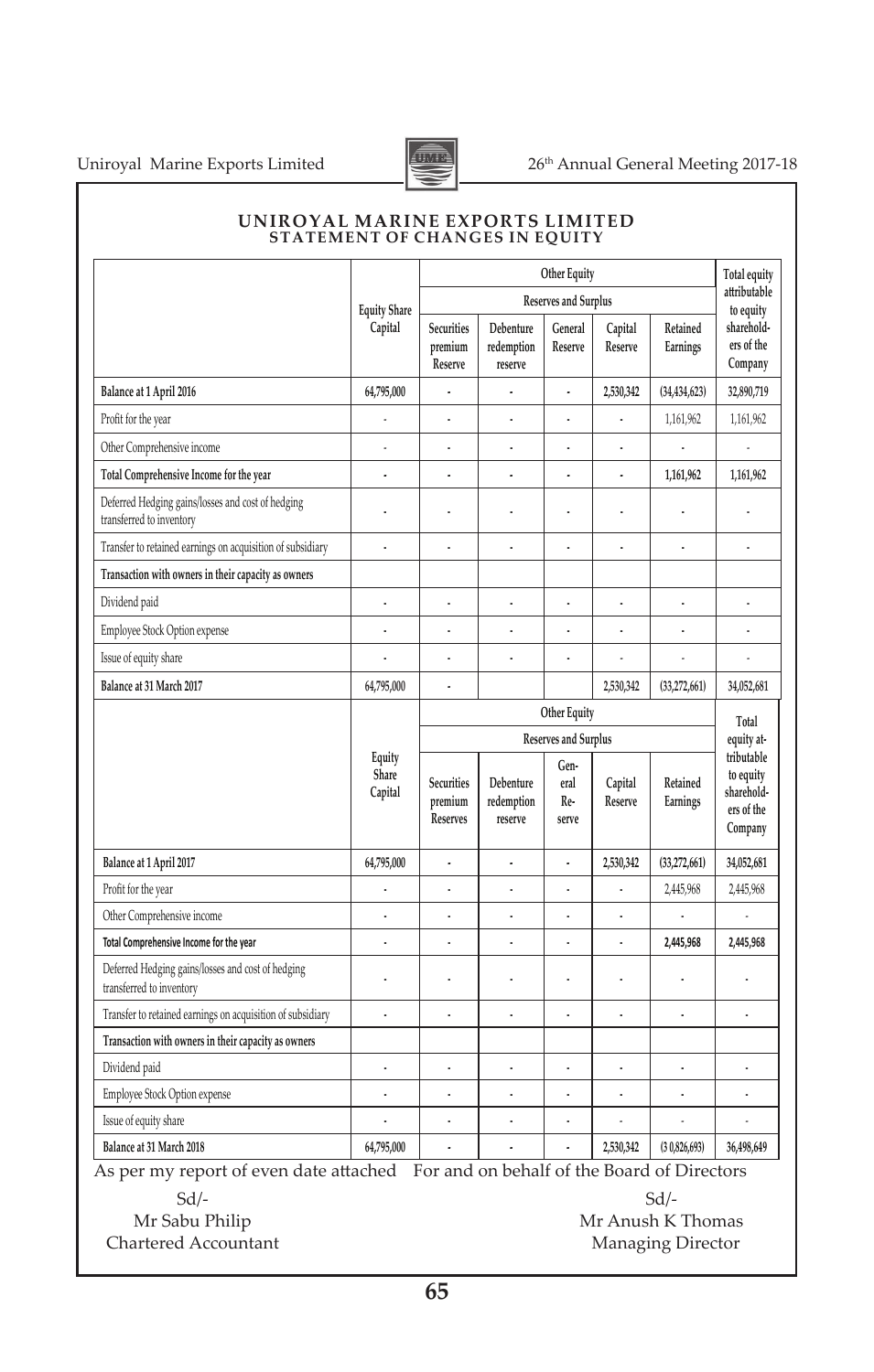# UNIROYAL MARINE EXPORTS LIMITED

## STATEMENT OF CHANGES IN EQUITY

| | Equity Share Capital | Other Equity | | | | | Total equity attributable to equity shareholders of the Company |
|---|---|---|---|---|---|---|---|
| | | Reserves and Surplus | | | | | |
| | | Securities premium Reserve | Debenture redemption reserve | General Reserve | Capital Reserve | Retained Earnings | |
| **Balance at 1 April 2016** | 64,795,000 | - | - | - | 2,530,342 | (34,434,623) | 32,890,719 |
| Profit for the year | - | - | - | - | - | 1,161,962 | 1,161,962 |
| Other Comprehensive income | - | - | - | - | - | - | - |
| **Total Comprehensive Income for the year** | - | - | - | - | - | **1,161,962** | **1,161,962** |
| Deferred Hedging gains/losses and cost of hedging transferred to inventory | - | - | - | - | - | - | - |
| Transfer to retained earnings on acquisition of subsidiary | - | - | - | - | - | - | - |
| **Transaction with owners in their capacity as owners** | | | | | | | |
| Dividend paid | - | - | - | - | - | - | - |
| Employee Stock Option expense | - | - | - | - | - | - | - |
| Issue of equity share | - | - | - | - | - | - | - |
| **Balance at 31 March 2017** | 64,795,000 | - | | | 2,530,342 | (33,272,661) | 34,052,681 |

| | Equity Share Capital | Other Equity | | | | | Total equity attributable to equity shareholders of the Company |
|---|---|---|---|---|---|---|---|
| | | Reserves and Surplus | | | | | |
| | | Securities premium Reserves | Debenture redemption reserve | General Reserve | Capital Reserve | Retained Earnings | |
| **Balance at 1 April 2017** | 64,795,000 | - | - | - | 2,530,342 | (33,272,661) | 34,052,681 |
| Profit for the year | - | - | - | - | - | 2,445,968 | 2,445,968 |
| Other Comprehensive income | - | - | - | - | - | - | - |
| **Total Comprehensive Income for the year** | - | - | - | - | - | **2,445,968** | **2,445,968** |
| Deferred Hedging gains/losses and cost of hedging transferred to inventory | - | - | - | - | - | - | - |
| Transfer to retained earnings on acquisition of subsidiary | - | - | - | - | - | - | - |
| **Transaction with owners in their capacity as owners** | | | | | | | |
| Dividend paid | - | - | - | - | - | - | - |
| Employee Stock Option expense | - | - | - | - | - | - | - |
| Issue of equity share | - | - | - | - | - | - | - |
| **Balance at 31 March 2018** | 64,795,000 | - | - | - | 2,530,342 | (3 0,826,693) | 36,498,649 |

As per my report of even date attached For and on behalf of the Board of Directors

Sd/-
Mr Sabu Philip
Chartered Accountant

Sd/-
Mr Anush K Thomas
Managing Director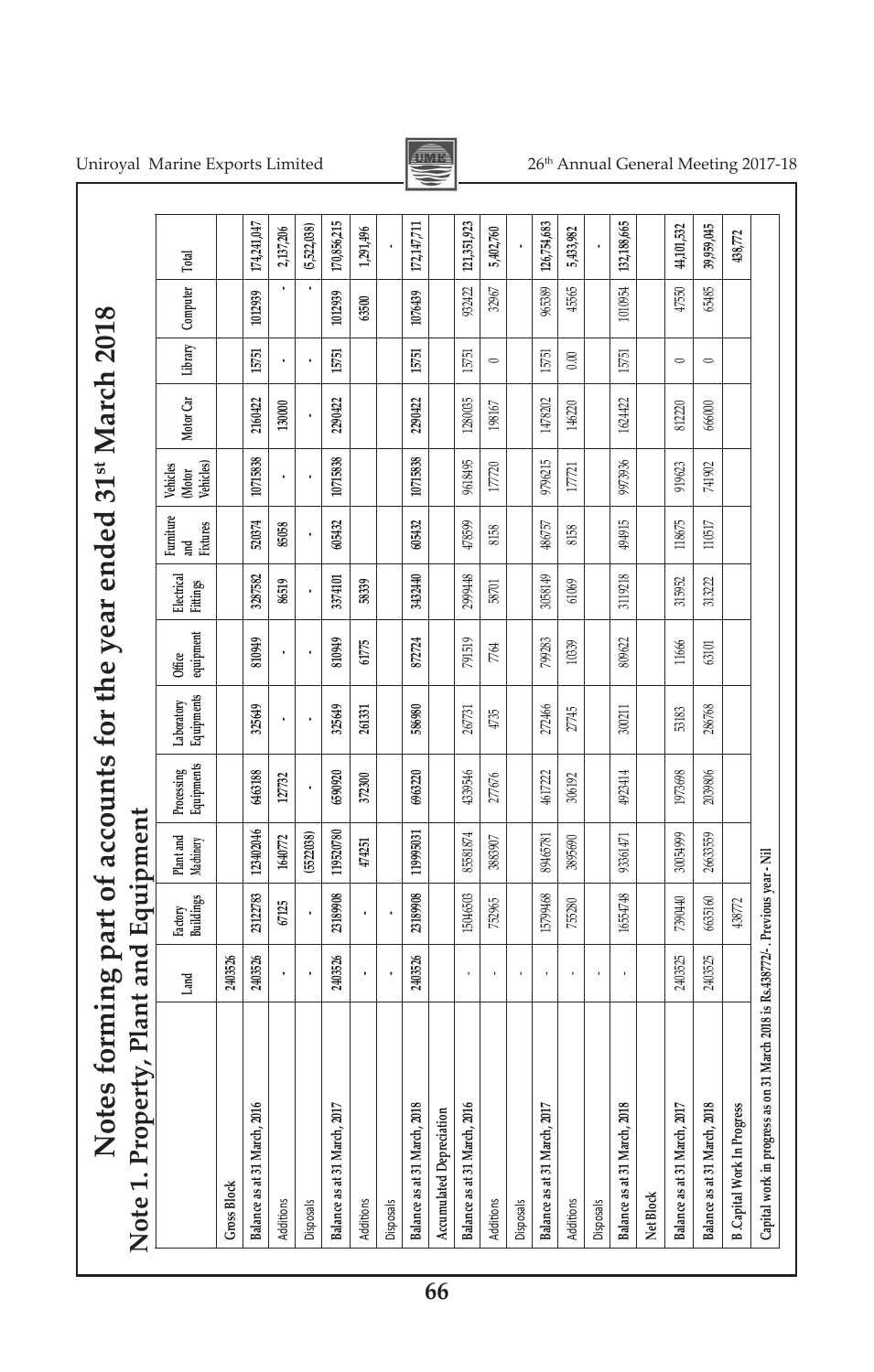# Notes forming part of accounts for the year ended 31st March 2018

## Note 1. Property, Plant and Equipment

| | Land | Factory Buildings | Plant and Machinery | Processing Equipments | Laboratory Equipments | Office equipment | Electrical Fittings | Furniture and Fixtures | Vehicles (Motor Vehicles) | Motor Car | Library | Computer | Total |
|---|---|---|---|---|---|---|---|---|---|---|---|---|---|
| **Gross Block** | 2403526 | | | | | | | | | | | | |
| Balance as at 31 March, 2016 | 2403526 | 23122783 | 123402046 | 6463188 | 325649 | 810949 | 3287582 | 520374 | 10715838 | 2160422 | 15751 | 1012939 | 174,241,047 |
| Additions | - | 67125 | 1640772 | 127732 | - | - | 86519 | 85058 | - | 130000 | - | - | 2,137,206 |
| Disposals | - | - | (5522038) | - | - | - | - | - | - | - | - | - | (5,522,038) |
| Balance as at 31 March, 2017 | 2403526 | 23189908 | 119520780 | 6590920 | 325649 | 810949 | 3374101 | 605432 | 10715838 | 2290422 | 15751 | 1012939 | 170,856,215 |
| Additions | - | - | 474251 | 372300 | 261331 | 61775 | 58339 | | | | | 63500 | 1,291,496 |
| Disposals | - | - | | | | | | | | | | | - |
| Balance as at 31 March, 2018 | 2403526 | 23189908 | 119995031 | 6963220 | 586980 | 872724 | 3432440 | 605432 | 10715838 | 2290422 | 15751 | 1076439 | 172,147,711 |
| **Accumulated Depreciation** | | | | | | | | | | | | | |
| Balance as at 31 March, 2016 | - | 15046503 | 85581874 | 4339546 | 267731 | 791519 | 2999448 | 478599 | 9618495 | 1280035 | 15751 | 932422 | 121,351,923 |
| Additions | - | 752965 | 3883907 | 277676 | 4735 | 7764 | 58701 | 8158 | 177720 | 198167 | 0 | 32967 | 5,402,760 |
| Disposals | - | | | | | | | | | | | | - |
| Balance as at 31 March, 2017 | - | 15799468 | 89465781 | 4617222 | 272466 | 799283 | 3058149 | 486757 | 9796215 | 1478202 | 15751 | 965389 | 126,754,683 |
| Additions | - | 755280 | 3895690 | 306192 | 27745 | 10339 | 61069 | 8158 | 177721 | 146220 | 0.00 | 45565 | 5,433,982 |
| Disposals | - | | | | | | | | | | | | - |
| Balance as at 31 March, 2018 | - | 16554748 | 93361471 | 4923414 | 300211 | 809622 | 3119218 | 494915 | 9973936 | 1624422 | 15751 | 1010954 | 132,188,665 |
| **Net Block** | | | | | | | | | | | | | |
| Balance as at 31 March, 2017 | 2403525 | 7390440 | 30054999 | 1973698 | 53183 | 11666 | 315952 | 118675 | 919623 | 812220 | 0 | 47550 | 44,101,532 |
| Balance as at 31 March, 2018 | 2403525 | 6635160 | 26633559 | 2039806 | 286768 | 63101 | 313222 | 110517 | 741902 | 666000 | 0 | 65485 | 39,959,045 |
| **B. Capital Work In Progress** | | 438772 | | | | | | | | | | | 438,772 |

Capital work in progress as on 31 March 2018 is Rs.438772/- . Previous year - Nil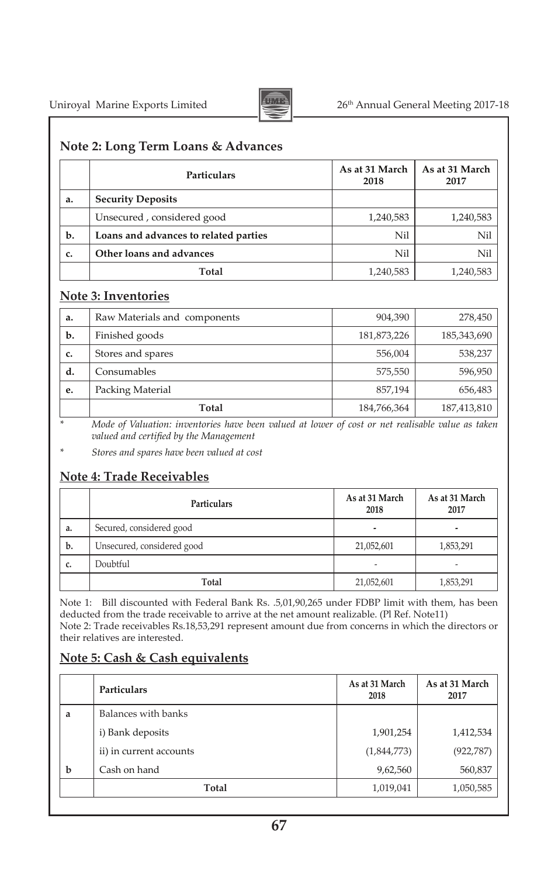## Note 2: Long Term Loans & Advances

| | Particulars | As at 31 March 2018 | As at 31 March 2017 |
|---|---|---|---|
| a. | **Security Deposits** | | |
| | Unsecured , considered good | 1,240,583 | 1,240,583 |
| b. | **Loans and advances to related parties** | Nil | Nil |
| c. | **Other loans and advances** | Nil | Nil |
| | **Total** | 1,240,583 | 1,240,583 |

## Note 3: Inventories

| | | | |
|---|---|---|---|
| a. | Raw Materials and components | 904,390 | 278,450 |
| b. | Finished goods | 181,873,226 | 185,343,690 |
| c. | Stores and spares | 556,004 | 538,237 |
| d. | Consumables | 575,550 | 596,950 |
| e. | Packing Material | 857,194 | 656,483 |
| | **Total** | 184,766,364 | 187,413,810 |

\* *Mode of Valuation: inventories have been valued at lower of cost or net realisable value as taken valued and certified by the Management*

\* *Stores and spares have been valued at cost*

## Note 4: Trade Receivables

| | Particulars | As at 31 March 2018 | As at 31 March 2017 |
|---|---|---|---|
| a. | Secured, considered good | - | - |
| b. | Unsecured, considered good | 21,052,601 | 1,853,291 |
| c. | Doubtful | - | - |
| | **Total** | 21,052,601 | 1,853,291 |

Note 1: Bill discounted with Federal Bank Rs. .5,01,90,265 under FDBP limit with them, has been deducted from the trade receivable to arrive at the net amount realizable. (Pl Ref. Note11)
Note 2: Trade receivables Rs.18,53,291 represent amount due from concerns in which the directors or their relatives are interested.

## Note 5: Cash & Cash equivalents

| | Particulars | As at 31 March 2018 | As at 31 March 2017 |
|---|---|---|---|
| a | Balances with banks | | |
| | i) Bank deposits | 1,901,254 | 1,412,534 |
| | ii) in current accounts | (1,844,773) | (922,787) |
| b | Cash on hand | 9,62,560 | 560,837 |
| | **Total** | 1,019,041 | 1,050,585 |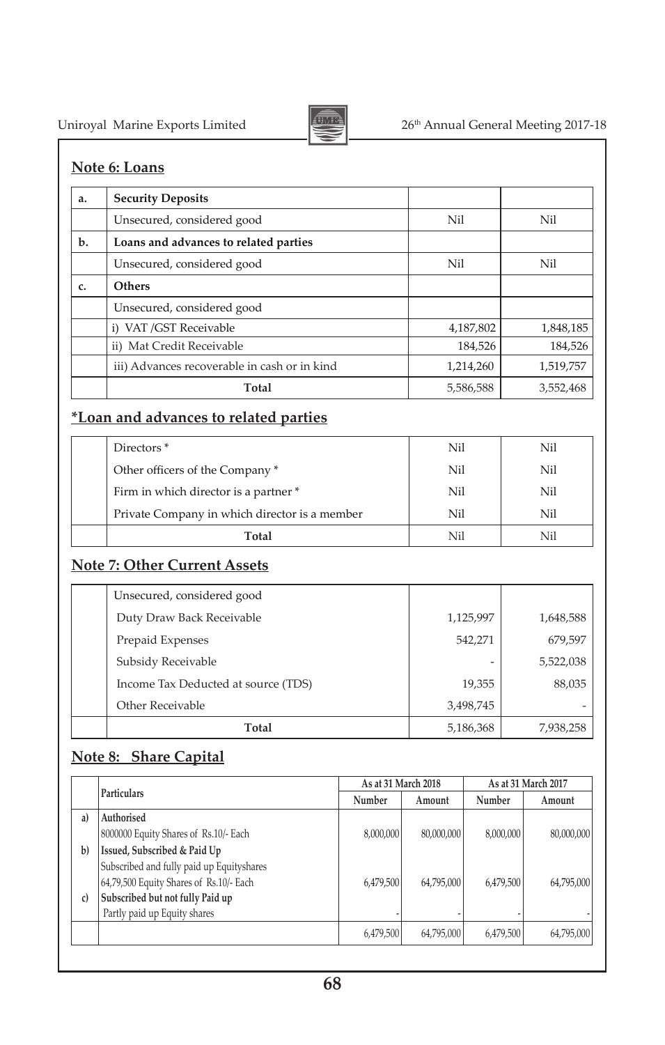## Note 6: Loans

| | | | |
|---|---|---|---|
| a. | **Security Deposits** | | |
| | Unsecured, considered good | Nil | Nil |
| b. | **Loans and advances to related parties** | | |
| | Unsecured, considered good | Nil | Nil |
| c. | **Others** | | |
| | Unsecured, considered good | | |
| | i) VAT /GST Receivable | 4,187,802 | 1,848,185 |
| | ii) Mat Credit Receivable | 184,526 | 184,526 |
| | iii) Advances recoverable in cash or in kind | 1,214,260 | 1,519,757 |
| | **Total** | 5,586,588 | 3,552,468 |

## *Loan and advances to related parties

| | | | |
|---|---|---|---|
| | Directors * | Nil | Nil |
| | Other officers of the Company * | Nil | Nil |
| | Firm in which director is a partner * | Nil | Nil |
| | Private Company in which director is a member | Nil | Nil |
| | **Total** | Nil | Nil |

## Note 7: Other Current Assets

| | | | |
|---|---|---|---|
| | Unsecured, considered good | | |
| | Duty Draw Back Receivable | 1,125,997 | 1,648,588 |
| | Prepaid Expenses | 542,271 | 679,597 |
| | Subsidy Receivable | - | 5,522,038 |
| | Income Tax Deducted at source (TDS) | 19,355 | 88,035 |
| | Other Receivable | 3,498,745 | - |
| | **Total** | 5,186,368 | 7,938,258 |

## Note 8: Share Capital

| | Particulars | As at 31 March 2018 | | As at 31 March 2017 | |
|---|---|---|---|---|---|
| | | Number | Amount | Number | Amount |
| a) | **Authorised** | | | | |
| | 8000000 Equity Shares of Rs.10/- Each | 8,000,000 | 80,000,000 | 8,000,000 | 80,000,000 |
| b) | **Issued, Subscribed & Paid Up** | | | | |
| | Subscribed and fully paid up Equityshares | | | | |
| | 64,79,500 Equity Shares of Rs.10/- Each | 6,479,500 | 64,795,000 | 6,479,500 | 64,795,000 |
| c) | **Subscribed but not fully Paid up** | | | | |
| | Partly paid up Equity shares | - | - | - | - |
| | | 6,479,500 | 64,795,000 | 6,479,500 | 64,795,000 |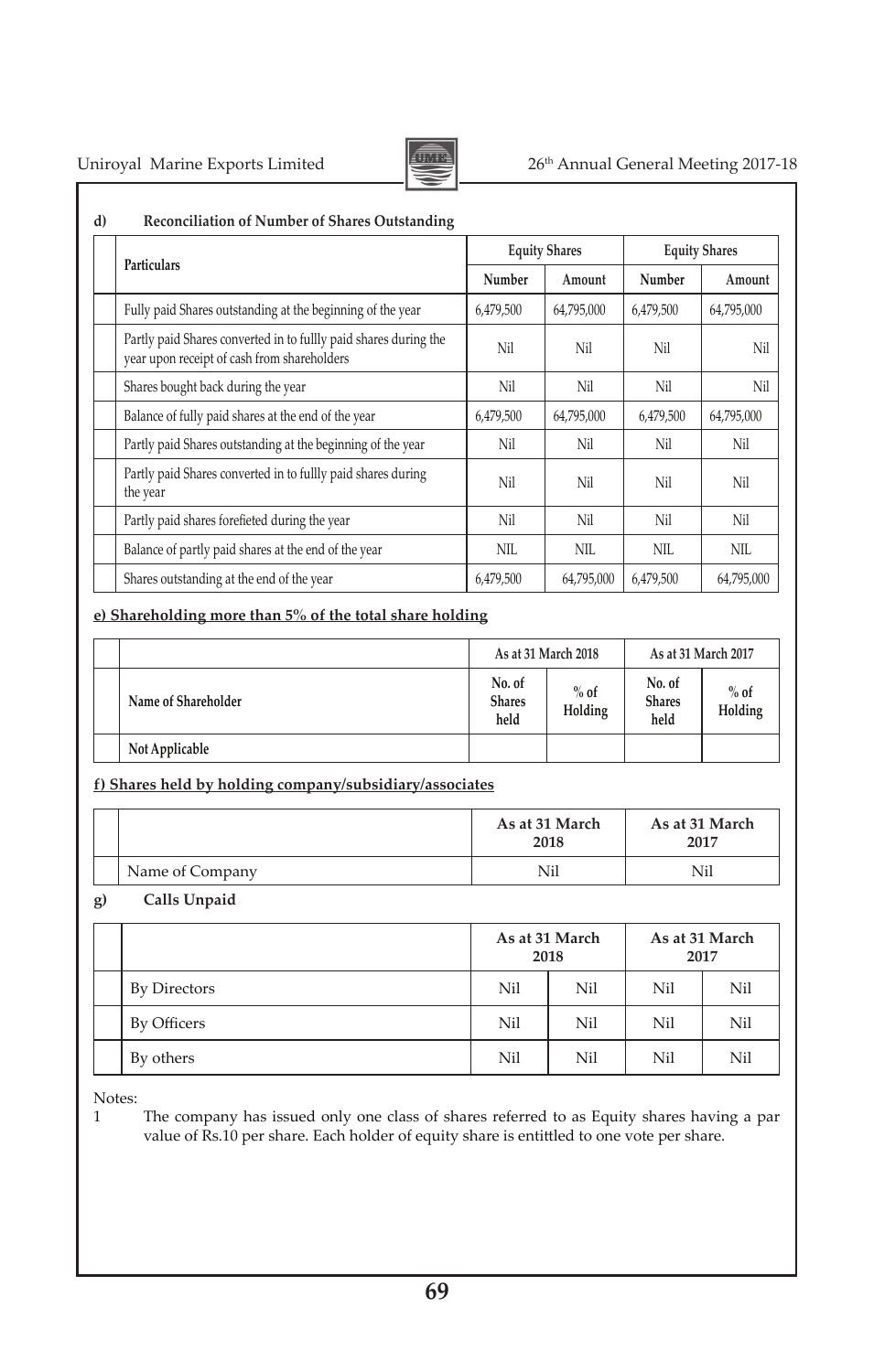**d) Reconciliation of Number of Shares Outstanding**

| Particulars | Equity Shares | | Equity Shares | |
|---|---|---|---|---|
| | Number | Amount | Number | Amount |
| Fully paid Shares outstanding at the beginning of the year | 6,479,500 | 64,795,000 | 6,479,500 | 64,795,000 |
| Partly paid Shares converted in to fullly paid shares during the year upon receipt of cash from shareholders | Nil | Nil | Nil | Nil |
| Shares bought back during the year | Nil | Nil | Nil | Nil |
| Balance of fully paid shares at the end of the year | 6,479,500 | 64,795,000 | 6,479,500 | 64,795,000 |
| Partly paid Shares outstanding at the beginning of the year | Nil | Nil | Nil | Nil |
| Partly paid Shares converted in to fullly paid shares during the year | Nil | Nil | Nil | Nil |
| Partly paid shares forefieted during the year | Nil | Nil | Nil | Nil |
| Balance of partly paid shares at the end of the year | NIL | NIL | NIL | NIL |
| Shares outstanding at the end of the year | 6,479,500 | 64,795,000 | 6,479,500 | 64,795,000 |

**e) Shareholding more than 5% of the total share holding**

| | As at 31 March 2018 | | As at 31 March 2017 | |
|---|---|---|---|---|
| Name of Shareholder | No. of Shares held | % of Holding | No. of Shares held | % of Holding |
| Not Applicable | | | | |

**f) Shares held by holding company/subsidiary/associates**

| | As at 31 March 2018 | As at 31 March 2017 |
|---|---|---|
| Name of Company | Nil | Nil |

**g) Calls Unpaid**

| | As at 31 March 2018 | | As at 31 March 2017 | |
|---|---|---|---|---|
| By Directors | Nil | Nil | Nil | Nil |
| By Officers | Nil | Nil | Nil | Nil |
| By others | Nil | Nil | Nil | Nil |

Notes:

1 The company has issued only one class of shares referred to as Equity shares having a par value of Rs.10 per share. Each holder of equity share is entitled to one vote per share.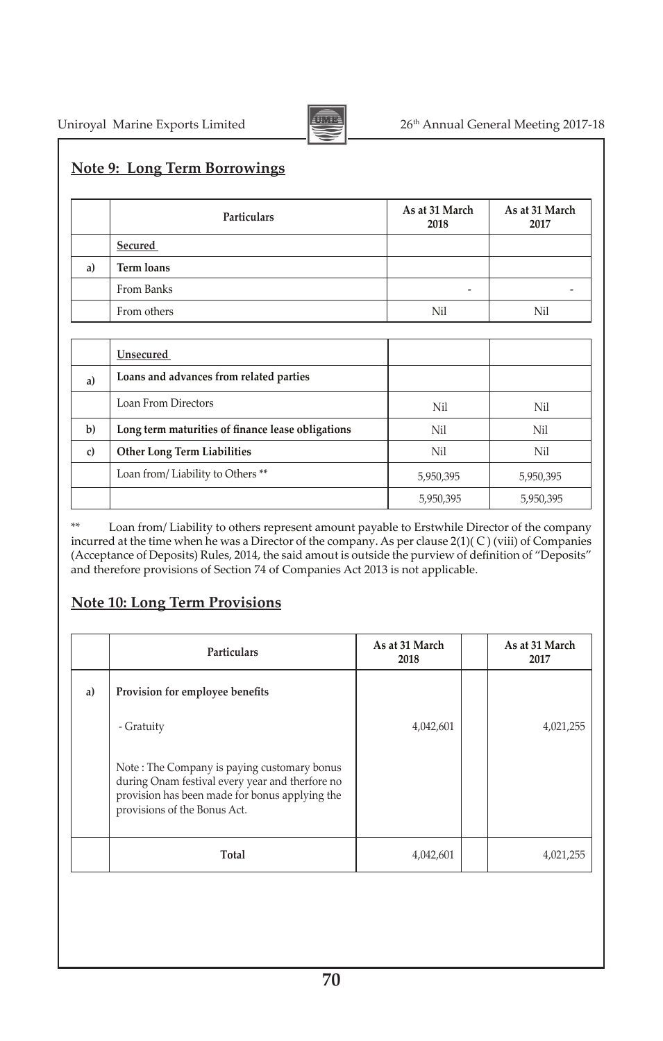## Note 9: Long Term Borrowings

|  | Particulars | As at 31 March 2018 | As at 31 March 2017 |
|---|---|---|---|
|  | **Secured** |  |  |
| a) | **Term loans** |  |  |
|  | From Banks | - | - |
|  | From others | Nil | Nil |

|  | Particulars | As at 31 March 2018 | As at 31 March 2017 |
|---|---|---|---|
|  | **Unsecured** |  |  |
| a) | **Loans and advances from related parties** |  |  |
|  | Loan From Directors | Nil | Nil |
| b) | **Long term maturities of finance lease obligations** | Nil | Nil |
| c) | **Other Long Term Liabilities** | Nil | Nil |
|  | Loan from/ Liability to Others ** | 5,950,395 | 5,950,395 |
|  |  | 5,950,395 | 5,950,395 |

** Loan from/ Liability to others represent amount payable to Erstwhile Director of the company incurred at the time when he was a Director of the company. As per clause 2(1)( C ) (viii) of Companies (Acceptance of Deposits) Rules, 2014, the said amout is outside the purview of definition of "Deposits" and therefore provisions of Section 74 of Companies Act 2013 is not applicable.

## Note 10: Long Term Provisions

|  | Particulars | As at 31 March 2018 |  | As at 31 March 2017 |
|---|---|---|---|---|
| a) | **Provision for employee benefits** |  |  |  |
|  | - Gratuity | 4,042,601 |  | 4,021,255 |
|  | Note : The Company is paying customary bonus during Onam festival every year and therfore no provision has been made for bonus applying the provisions of the Bonus Act. |  |  |  |
|  | **Total** | 4,042,601 |  | 4,021,255 |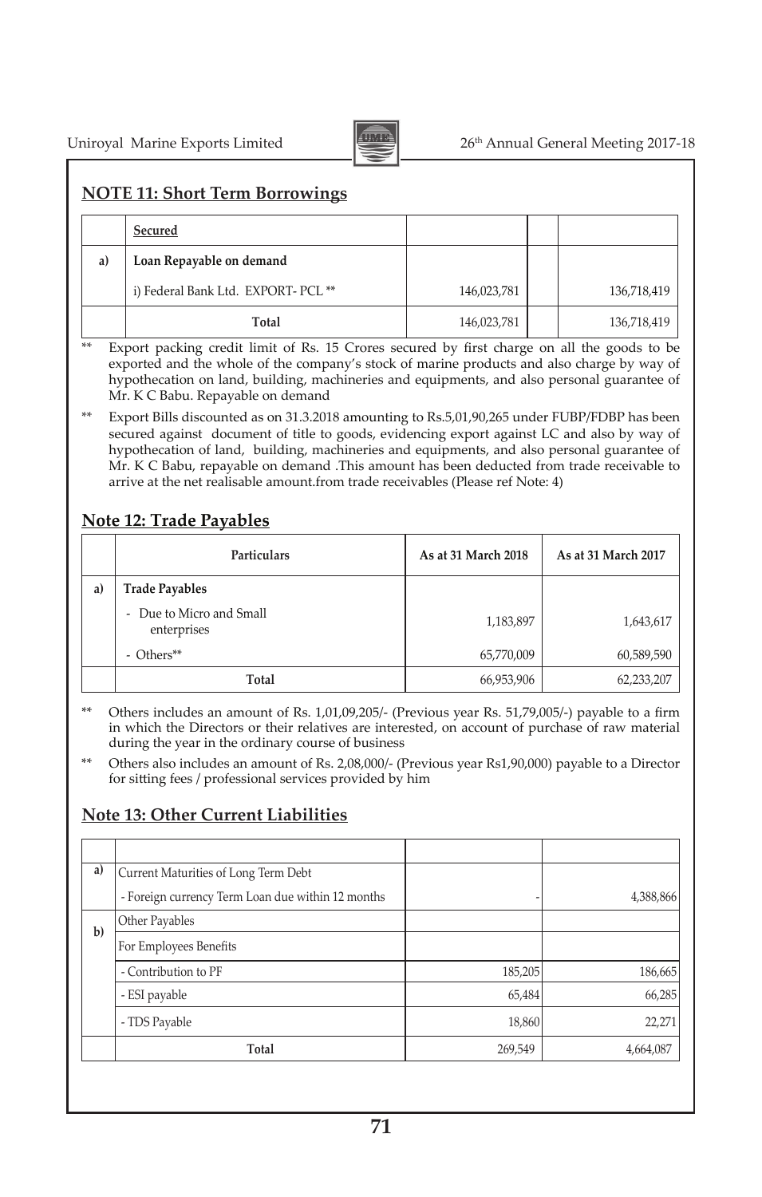## NOTE 11: Short Term Borrowings

| | Secured | | |
|---|---|---|---|
| a) | Loan Repayable on demand | | |
| | i) Federal Bank Ltd. EXPORT- PCL ** | 146,023,781 | 136,718,419 |
| | Total | 146,023,781 | 136,718,419 |

** Export packing credit limit of Rs. 15 Crores secured by first charge on all the goods to be exported and the whole of the company's stock of marine products and also charge by way of hypothecation on land, building, machineries and equipments, and also personal guarantee of Mr. K C Babu. Repayable on demand

** Export Bills discounted as on 31.3.2018 amounting to Rs.5,01,90,265 under FUBP/FDBP has been secured against document of title to goods, evidencing export against LC and also by way of hypothecation of land, building, machineries and equipments, and also personal guarantee of Mr. K C Babu, repayable on demand .This amount has been deducted from trade receivable to arrive at the net realisable amount.from trade receivables (Please ref Note: 4)

## Note 12: Trade Payables

| | Particulars | As at 31 March 2018 | As at 31 March 2017 |
|---|---|---|---|
| a) | Trade Payables | | |
| | - Due to Micro and Small enterprises | 1,183,897 | 1,643,617 |
| | - Others** | 65,770,009 | 60,589,590 |
| | Total | 66,953,906 | 62,233,207 |

** Others includes an amount of Rs. 1,01,09,205/- (Previous year Rs. 51,79,005/-) payable to a firm in which the Directors or their relatives are interested, on account of purchase of raw material during the year in the ordinary course of business

** Others also includes an amount of Rs. 2,08,000/- (Previous year Rs1,90,000) payable to a Director for sitting fees / professional services provided by him

## Note 13: Other Current Liabilities

| | | | |
|---|---|---|---|
| a) | Current Maturities of Long Term Debt | | |
| | - Foreign currency Term Loan due within 12 months | - | 4,388,866 |
| b) | Other Payables | | |
| | For Employees Benefits | | |
| | - Contribution to PF | 185,205 | 186,665 |
| | - ESI payable | 65,484 | 66,285 |
| | - TDS Payable | 18,860 | 22,271 |
| | Total | 269,549 | 4,664,087 |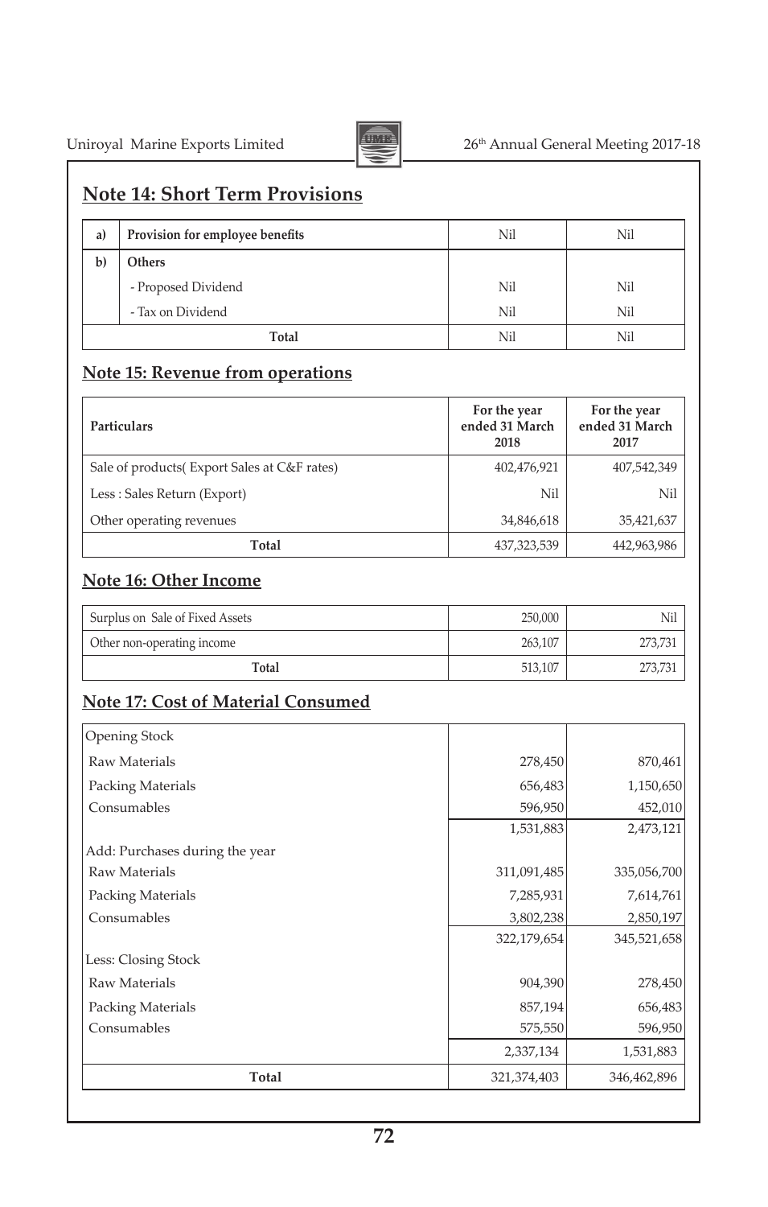## Note 14: Short Term Provisions

| | | | |
|---|---|---|---|
| a) | Provision for employee benefits | Nil | Nil |
| b) | Others | | |
| | - Proposed Dividend | Nil | Nil |
| | - Tax on Dividend | Nil | Nil |
| | Total | Nil | Nil |

## Note 15: Revenue from operations

| Particulars | For the year ended 31 March 2018 | For the year ended 31 March 2017 |
|---|---|---|
| Sale of products( Export Sales at C&F rates) | 402,476,921 | 407,542,349 |
| Less : Sales Return (Export) | Nil | Nil |
| Other operating revenues | 34,846,618 | 35,421,637 |
| Total | 437,323,539 | 442,963,986 |

## Note 16: Other Income

| | | |
|---|---|---|
| Surplus on Sale of Fixed Assets | 250,000 | Nil |
| Other non-operating income | 263,107 | 273,731 |
| Total | 513,107 | 273,731 |

## Note 17: Cost of Material Consumed

| | | |
|---|---|---|
| Opening Stock | | |
| Raw Materials | 278,450 | 870,461 |
| Packing Materials | 656,483 | 1,150,650 |
| Consumables | 596,950 | 452,010 |
| | 1,531,883 | 2,473,121 |
| Add: Purchases during the year | | |
| Raw Materials | 311,091,485 | 335,056,700 |
| Packing Materials | 7,285,931 | 7,614,761 |
| Consumables | 3,802,238 | 2,850,197 |
| | 322,179,654 | 345,521,658 |
| Less: Closing Stock | | |
| Raw Materials | 904,390 | 278,450 |
| Packing Materials | 857,194 | 656,483 |
| Consumables | 575,550 | 596,950 |
| | 2,337,134 | 1,531,883 |
| Total | 321,374,403 | 346,462,896 |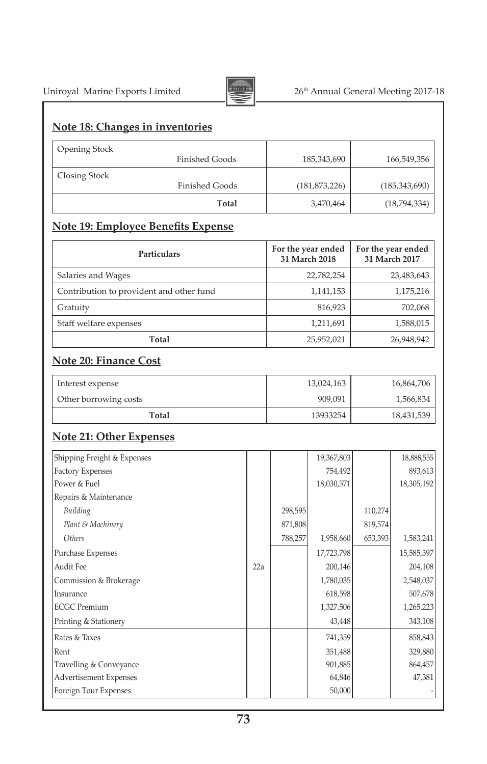## Note 18: Changes in inventories

| | | |
|---|---|---|
| Opening Stock<br>Finished Goods | 185,343,690 | 166,549,356 |
| Closing Stock<br>Finished Goods | (181,873,226) | (185,343,690) |
| **Total** | 3,470,464 | (18,794,334) |

## Note 19: Employee Benefits Expense

| Particulars | For the year ended 31 March 2018 | For the year ended 31 March 2017 |
|---|---|---|
| Salaries and Wages | 22,782,254 | 23,483,643 |
| Contribution to provident and other fund | 1,141,153 | 1,175,216 |
| Gratuity | 816,923 | 702,068 |
| Staff welfare expenses | 1,211,691 | 1,588,015 |
| **Total** | 25,952,021 | 26,948,942 |

## Note 20: Finance Cost

| | | |
|---|---|---|
| Interest expense | 13,024,163 | 16,864,706 |
| Other borrowing costs | 909,091 | 1,566,834 |
| **Total** | 13933254 | 18,431,539 |

## Note 21: Other Expenses

| | | | | | |
|---|---|---|---|---|---|
| Shipping Freight & Expenses | | | 19,367,803 | | 18,888,555 |
| Factory Expenses | | | 754,492 | | 893,613 |
| Power & Fuel | | | 18,030,571 | | 18,305,192 |
| Repairs & Maintenance | | | | | |
| *Building* | | 298,595 | | 110,274 | |
| *Plant & Machinery* | | 871,808 | | 819,574 | |
| *Others* | | 788,257 | 1,958,660 | 653,393 | 1,583,241 |
| Purchase Expenses | | | 17,723,798 | | 15,585,397 |
| Audit Fee | 22a | | 200,146 | | 204,108 |
| Commission & Brokerage | | | 1,780,035 | | 2,548,037 |
| Insurance | | | 618,598 | | 507,678 |
| ECGC Premium | | | 1,327,506 | | 1,265,223 |
| Printing & Stationery | | | 43,448 | | 343,108 |
| Rates & Taxes | | | 741,359 | | 858,843 |
| Rent | | | 351,488 | | 329,880 |
| Travelling & Conveyance | | | 901,885 | | 864,457 |
| Advertisement Expenses | | | 64,846 | | 47,381 |
| Foreign Tour Expenses | | | 50,000 | | - |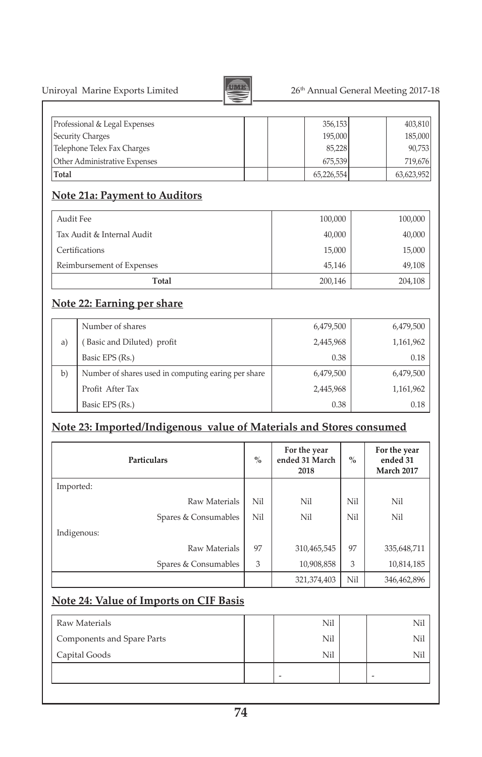| | | | | | |
|---|---|---|---|---|---|
| Professional & Legal Expenses | | | 356,153 | | 403,810 |
| Security Charges | | | 195,000 | | 185,000 |
| Telephone Telex Fax Charges | | | 85,228 | | 90,753 |
| Other Administrative Expenses | | | 675,539 | | 719,676 |
| **Total** | | | 65,226,554 | | 63,623,952 |

## Note 21a: Payment to Auditors

| | | |
|---|---|---|
| Audit Fee | 100,000 | 100,000 |
| Tax Audit & Internal Audit | 40,000 | 40,000 |
| Certifications | 15,000 | 15,000 |
| Reimbursement of Expenses | 45,146 | 49,108 |
| **Total** | 200,146 | 204,108 |

## Note 22: Earning per share

| | | | |
|---|---|---|---|
| | Number of shares | 6,479,500 | 6,479,500 |
| a) | ( Basic and Diluted) profit | 2,445,968 | 1,161,962 |
| | Basic EPS (Rs.) | 0.38 | 0.18 |
| b) | Number of shares used in computing earing per share | 6,479,500 | 6,479,500 |
| | Profit After Tax | 2,445,968 | 1,161,962 |
| | Basic EPS (Rs.) | 0.38 | 0.18 |

## Note 23: Imported/Indigenous value of Materials and Stores consumed

| Particulars | % | For the year ended 31 March 2018 | % | For the year ended 31 March 2017 |
|---|---|---|---|---|
| Imported: | | | | |
| Raw Materials | Nil | Nil | Nil | Nil |
| Spares & Consumables | Nil | Nil | Nil | Nil |
| Indigenous: | | | | |
| Raw Materials | 97 | 310,465,545 | 97 | 335,648,711 |
| Spares & Consumables | 3 | 10,908,858 | 3 | 10,814,185 |
| | | 321,374,403 | Nil | 346,462,896 |

## Note 24: Value of Imports on CIF Basis

| | | | | |
|---|---|---|---|---|
| Raw Materials | | Nil | | Nil |
| Components and Spare Parts | | Nil | | Nil |
| Capital Goods | | Nil | | Nil |
| | | - | | - |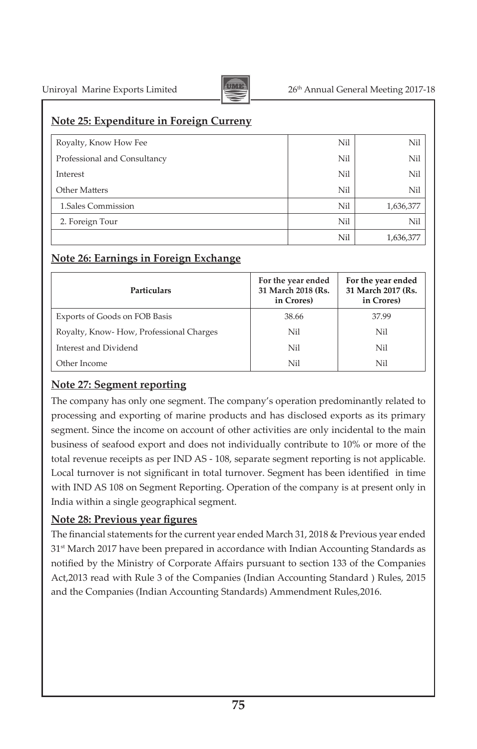## Note 25: Expenditure in Foreign Curreny

| | | |
|---|---|---|
| Royalty, Know How Fee | Nil | Nil |
| Professional and Consultancy | Nil | Nil |
| Interest | Nil | Nil |
| Other Matters | Nil | Nil |
| 1.Sales Commission | Nil | 1,636,377 |
| 2. Foreign Tour | Nil | Nil |
| | Nil | 1,636,377 |

## Note 26: Earnings in Foreign Exchange

| Particulars | For the year ended 31 March 2018 (Rs. in Crores) | For the year ended 31 March 2017 (Rs. in Crores) |
|---|---|---|
| Exports of Goods on FOB Basis | 38.66 | 37.99 |
| Royalty, Know- How, Professional Charges | Nil | Nil |
| Interest and Dividend | Nil | Nil |
| Other Income | Nil | Nil |

## Note 27: Segment reporting

The company has only one segment. The company's operation predominantly related to processing and exporting of marine products and has disclosed exports as its primary segment. Since the income on account of other activities are only incidental to the main business of seafood export and does not individually contribute to 10% or more of the total revenue receipts as per IND AS - 108, separate segment reporting is not applicable. Local turnover is not significant in total turnover. Segment has been identified in time with IND AS 108 on Segment Reporting. Operation of the company is at present only in India within a single geographical segment.

## Note 28: Previous year figures

The financial statements for the current year ended March 31, 2018 & Previous year ended 31st March 2017 have been prepared in accordance with Indian Accounting Standards as notified by the Ministry of Corporate Affairs pursuant to section 133 of the Companies Act,2013 read with Rule 3 of the Companies (Indian Accounting Standard ) Rules, 2015 and the Companies (Indian Accounting Standards) Ammendment Rules,2016.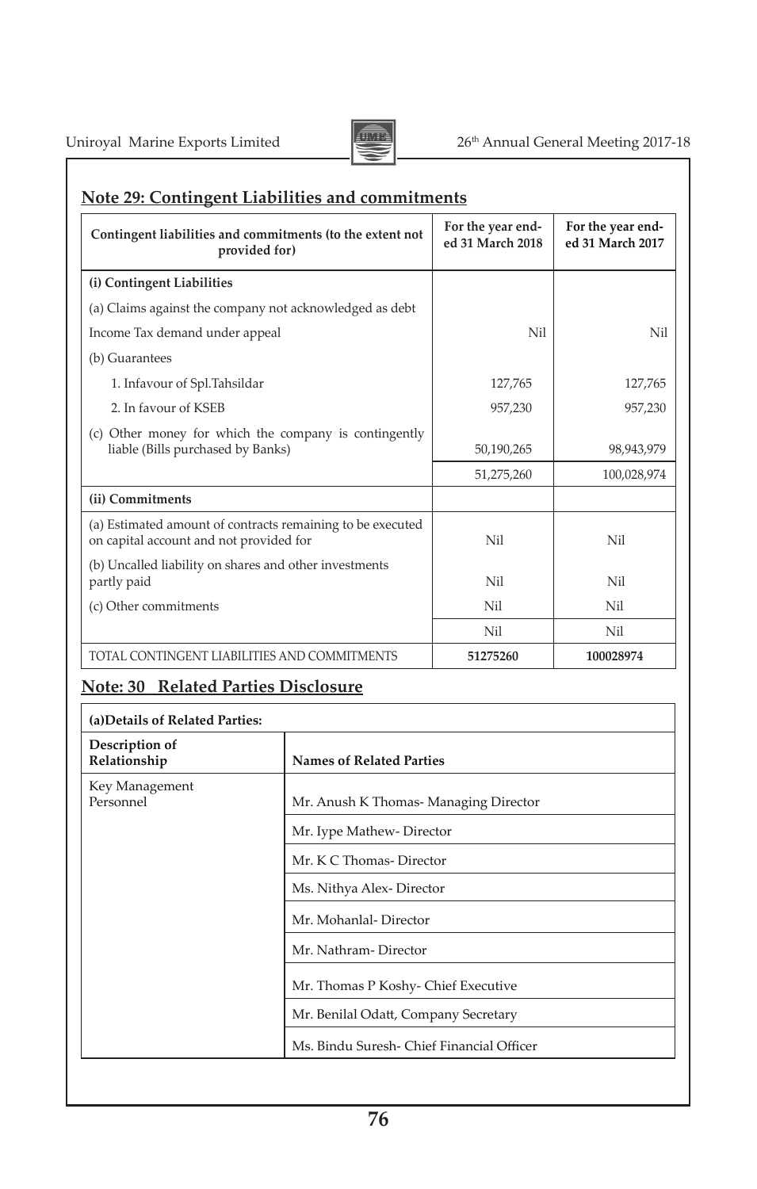## Note 29: Contingent Liabilities and commitments

| Contingent liabilities and commitments (to the extent not provided for) | For the year ended 31 March 2018 | For the year ended 31 March 2017 |
|---|---|---|
| **(i) Contingent Liabilities** | | |
| (a) Claims against the company not acknowledged as debt | | |
| Income Tax demand under appeal | Nil | Nil |
| (b) Guarantees | | |
| 1. Infavour of Spl.Tahsildar | 127,765 | 127,765 |
| 2. In favour of KSEB | 957,230 | 957,230 |
| (c) Other money for which the company is contingently liable (Bills purchased by Banks) | 50,190,265 | 98,943,979 |
| | 51,275,260 | 100,028,974 |
| **(ii) Commitments** | | |
| (a) Estimated amount of contracts remaining to be executed on capital account and not provided for | Nil | Nil |
| (b) Uncalled liability on shares and other investments partly paid | Nil | Nil |
| (c) Other commitments | Nil | Nil |
| | Nil | Nil |
| TOTAL CONTINGENT LIABILITIES AND COMMITMENTS | **51275260** | **100028974** |

## Note: 30 Related Parties Disclosure

| **(a)Details of Related Parties:** | |
|---|---|
| **Description of Relationship** | **Names of Related Parties** |
| Key Management Personnel | Mr. Anush K Thomas- Managing Director |
| | Mr. Iype Mathew- Director |
| | Mr. K C Thomas- Director |
| | Ms. Nithya Alex- Director |
| | Mr. Mohanlal- Director |
| | Mr. Nathram- Director |
| | Mr. Thomas P Koshy- Chief Executive |
| | Mr. Benilal Odatt, Company Secretary |
| | Ms. Bindu Suresh- Chief Financial Officer |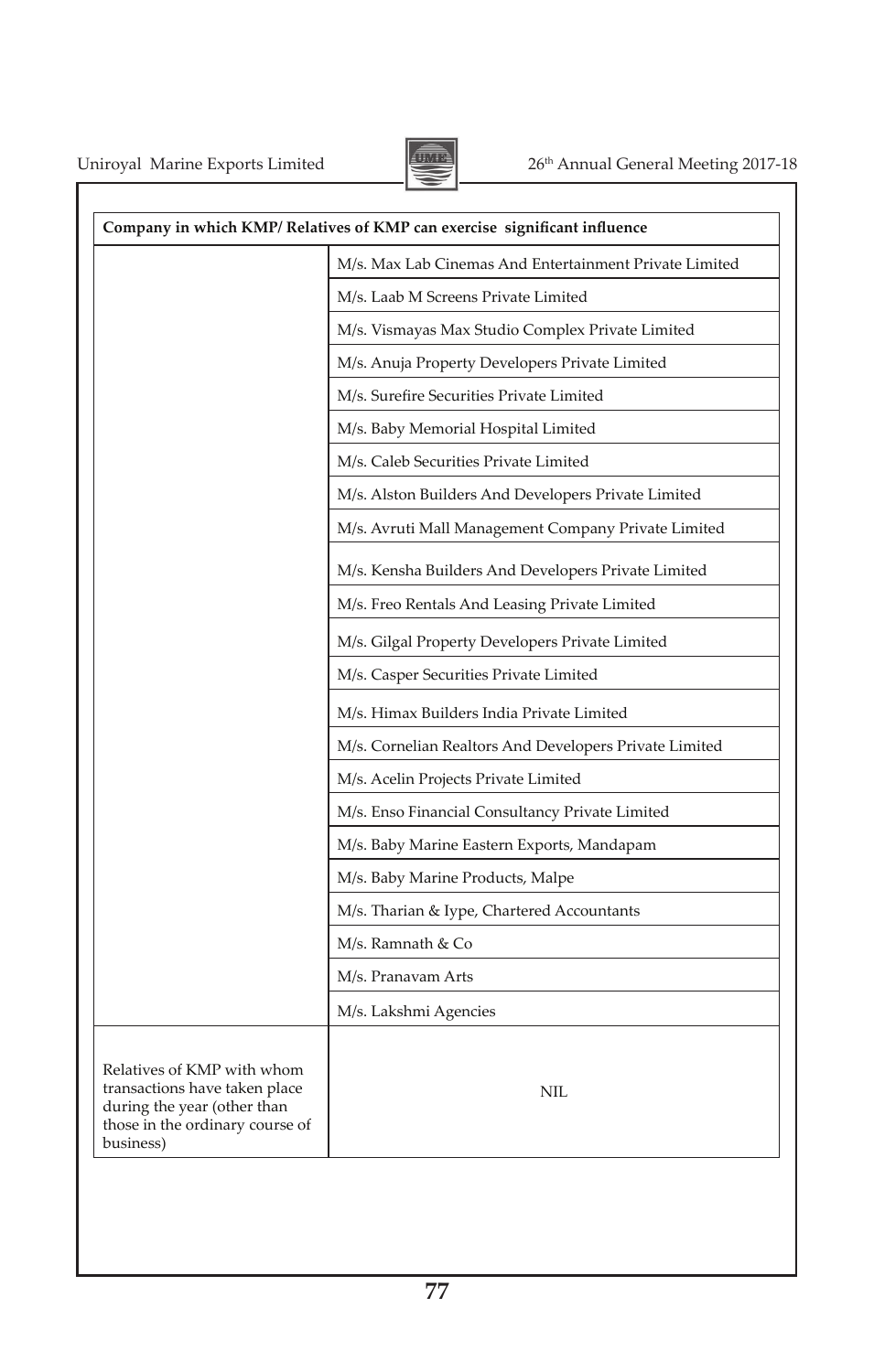| Company in which KMP/ Relatives of KMP can exercise significant influence | |
|---|---|
| | M/s. Max Lab Cinemas And Entertainment Private Limited |
| | M/s. Laab M Screens Private Limited |
| | M/s. Vismayas Max Studio Complex Private Limited |
| | M/s. Anuja Property Developers Private Limited |
| | M/s. Surefire Securities Private Limited |
| | M/s. Baby Memorial Hospital Limited |
| | M/s. Caleb Securities Private Limited |
| | M/s. Alston Builders And Developers Private Limited |
| | M/s. Avruti Mall Management Company Private Limited |
| | M/s. Kensha Builders And Developers Private Limited |
| | M/s. Freo Rentals And Leasing Private Limited |
| | M/s. Gilgal Property Developers Private Limited |
| | M/s. Casper Securities Private Limited |
| | M/s. Himax Builders India Private Limited |
| | M/s. Cornelian Realtors And Developers Private Limited |
| | M/s. Acelin Projects Private Limited |
| | M/s. Enso Financial Consultancy Private Limited |
| | M/s. Baby Marine Eastern Exports, Mandapam |
| | M/s. Baby Marine Products, Malpe |
| | M/s. Tharian & Iype, Chartered Accountants |
| | M/s. Ramnath & Co |
| | M/s. Pranavam Arts |
| | M/s. Lakshmi Agencies |
| Relatives of KMP with whom transactions have taken place during the year (other than those in the ordinary course of business) | NIL |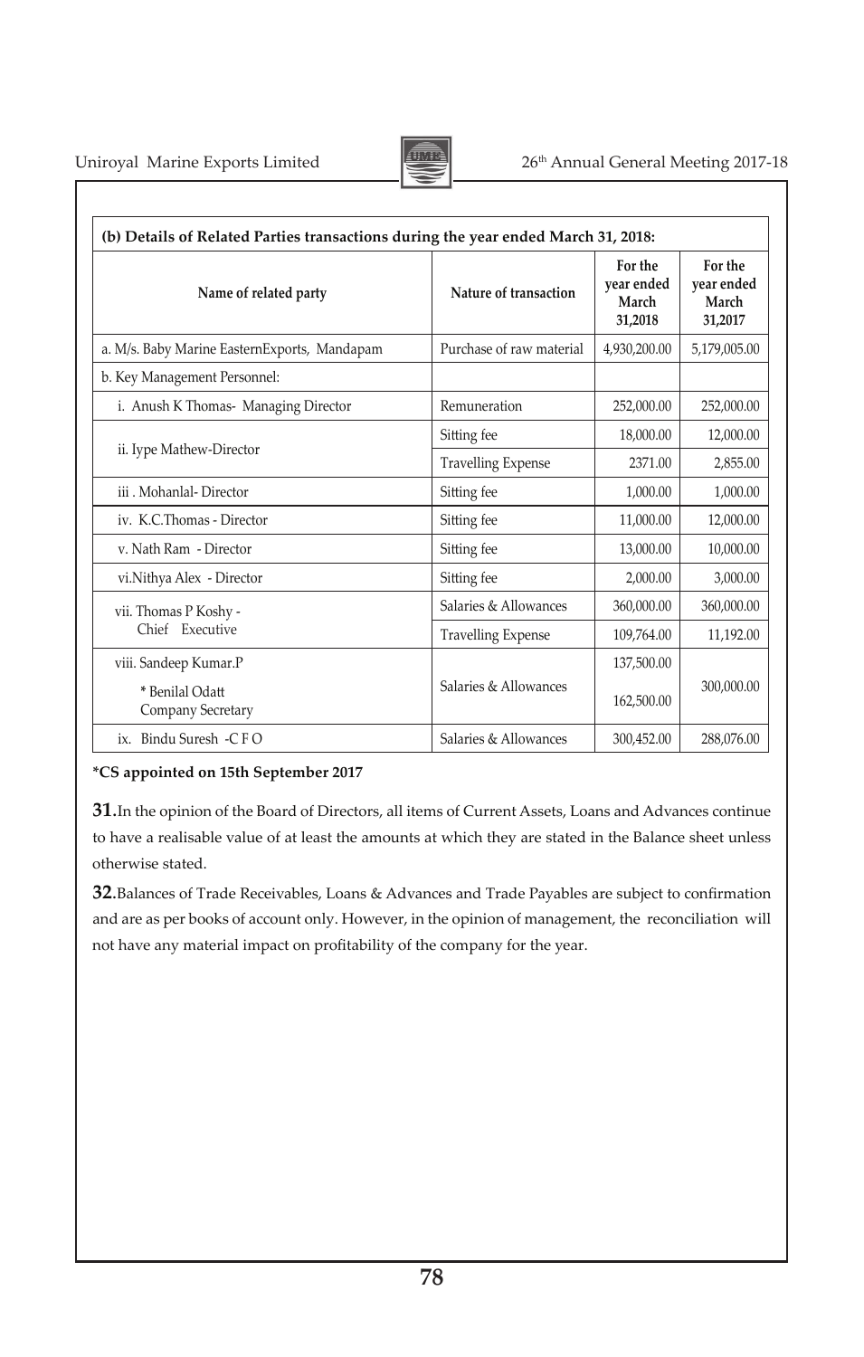| (b) Details of Related Parties transactions during the year ended March 31, 2018: | | | |
|---|---|---|---|
| Name of related party | Nature of transaction | For the year ended March 31,2018 | For the year ended March 31,2017 |
| a. M/s. Baby Marine EasternExports, Mandapam | Purchase of raw material | 4,930,200.00 | 5,179,005.00 |
| b. Key Management Personnel: | | | |
| i. Anush K Thomas- Managing Director | Remuneration | 252,000.00 | 252,000.00 |
| ii. Iype Mathew-Director | Sitting fee | 18,000.00 | 12,000.00 |
| | Travelling Expense | 2371.00 | 2,855.00 |
| iii . Mohanlal- Director | Sitting fee | 1,000.00 | 1,000.00 |
| iv. K.C.Thomas - Director | Sitting fee | 11,000.00 | 12,000.00 |
| v. Nath Ram - Director | Sitting fee | 13,000.00 | 10,000.00 |
| vi.Nithya Alex - Director | Sitting fee | 2,000.00 | 3,000.00 |
| vii. Thomas P Koshy - Chief Executive | Salaries & Allowances | 360,000.00 | 360,000.00 |
| | Travelling Expense | 109,764.00 | 11,192.00 |
| viii. Sandeep Kumar.P | Salaries & Allowances | 137,500.00 | 300,000.00 |
| * Benilal Odatt Company Secretary | | 162,500.00 | |
| ix. Bindu Suresh -C F O | Salaries & Allowances | 300,452.00 | 288,076.00 |

**\*CS appointed on 15th September 2017**

**31.** In the opinion of the Board of Directors, all items of Current Assets, Loans and Advances continue to have a realisable value of at least the amounts at which they are stated in the Balance sheet unless otherwise stated.

**32.** Balances of Trade Receivables, Loans & Advances and Trade Payables are subject to confirmation and are as per books of account only. However, in the opinion of management, the reconciliation will not have any material impact on profitability of the company for the year.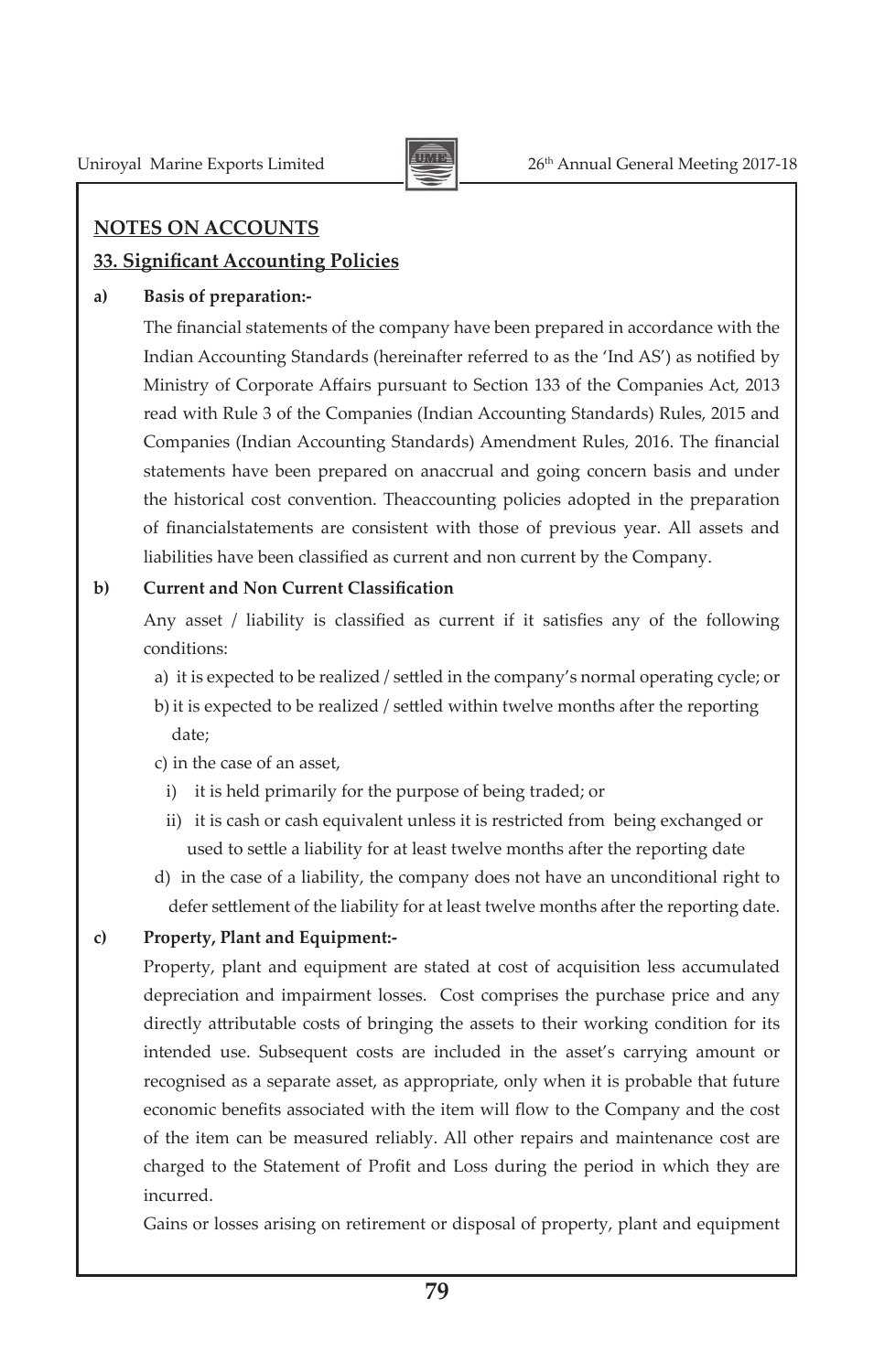## NOTES ON ACCOUNTS

### 33. Significant Accounting Policies

**a) Basis of preparation:-**

The financial statements of the company have been prepared in accordance with the Indian Accounting Standards (hereinafter referred to as the 'Ind AS') as notified by Ministry of Corporate Affairs pursuant to Section 133 of the Companies Act, 2013 read with Rule 3 of the Companies (Indian Accounting Standards) Rules, 2015 and Companies (Indian Accounting Standards) Amendment Rules, 2016. The financial statements have been prepared on anaccrual and going concern basis and under the historical cost convention. Theaccounting policies adopted in the preparation of financialstatements are consistent with those of previous year. All assets and liabilities have been classified as current and non current by the Company.

**b) Current and Non Current Classification**

Any asset / liability is classified as current if it satisfies any of the following conditions:

a) it is expected to be realized / settled in the company's normal operating cycle; or

b) it is expected to be realized / settled within twelve months after the reporting date;

c) in the case of an asset,

i) it is held primarily for the purpose of being traded; or

ii) it is cash or cash equivalent unless it is restricted from being exchanged or used to settle a liability for at least twelve months after the reporting date

d) in the case of a liability, the company does not have an unconditional right to defer settlement of the liability for at least twelve months after the reporting date.

**c) Property, Plant and Equipment:-**

Property, plant and equipment are stated at cost of acquisition less accumulated depreciation and impairment losses. Cost comprises the purchase price and any directly attributable costs of bringing the assets to their working condition for its intended use. Subsequent costs are included in the asset's carrying amount or recognised as a separate asset, as appropriate, only when it is probable that future economic benefits associated with the item will flow to the Company and the cost of the item can be measured reliably. All other repairs and maintenance cost are charged to the Statement of Profit and Loss during the period in which they are incurred.

Gains or losses arising on retirement or disposal of property, plant and equipment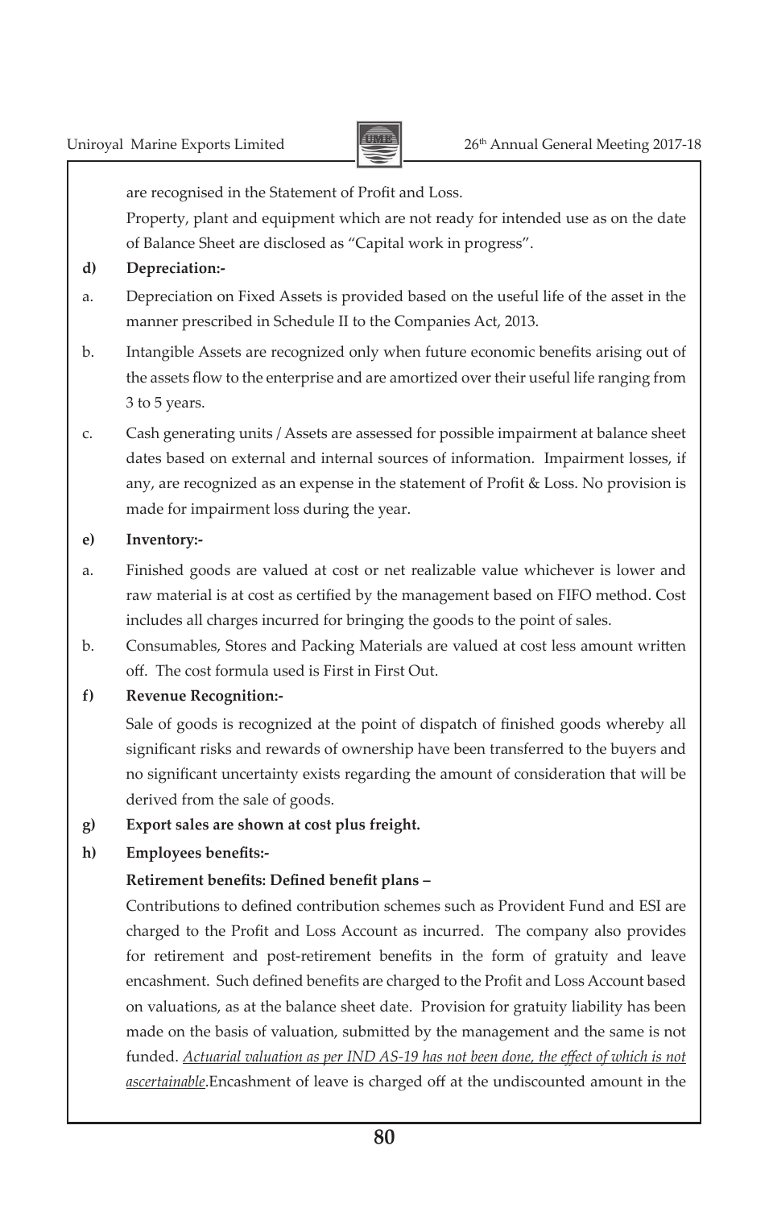are recognised in the Statement of Profit and Loss.

Property, plant and equipment which are not ready for intended use as on the date of Balance Sheet are disclosed as "Capital work in progress".

**d) Depreciation:-**

a. Depreciation on Fixed Assets is provided based on the useful life of the asset in the manner prescribed in Schedule II to the Companies Act, 2013.

b. Intangible Assets are recognized only when future economic benefits arising out of the assets flow to the enterprise and are amortized over their useful life ranging from 3 to 5 years.

c. Cash generating units / Assets are assessed for possible impairment at balance sheet dates based on external and internal sources of information. Impairment losses, if any, are recognized as an expense in the statement of Profit & Loss. No provision is made for impairment loss during the year.

**e) Inventory:-**

a. Finished goods are valued at cost or net realizable value whichever is lower and raw material is at cost as certified by the management based on FIFO method. Cost includes all charges incurred for bringing the goods to the point of sales.

b. Consumables, Stores and Packing Materials are valued at cost less amount written off. The cost formula used is First in First Out.

**f) Revenue Recognition:-**

Sale of goods is recognized at the point of dispatch of finished goods whereby all significant risks and rewards of ownership have been transferred to the buyers and no significant uncertainty exists regarding the amount of consideration that will be derived from the sale of goods.

**g) Export sales are shown at cost plus freight.**

**h) Employees benefits:-**

**Retirement benefits: Defined benefit plans –**

Contributions to defined contribution schemes such as Provident Fund and ESI are charged to the Profit and Loss Account as incurred. The company also provides for retirement and post-retirement benefits in the form of gratuity and leave encashment. Such defined benefits are charged to the Profit and Loss Account based on valuations, as at the balance sheet date. Provision for gratuity liability has been made on the basis of valuation, submitted by the management and the same is not funded. <u>*Actuarial valuation as per IND AS-19 has not been done, the effect of which is not ascertainable*</u>.Encashment of leave is charged off at the undiscounted amount in the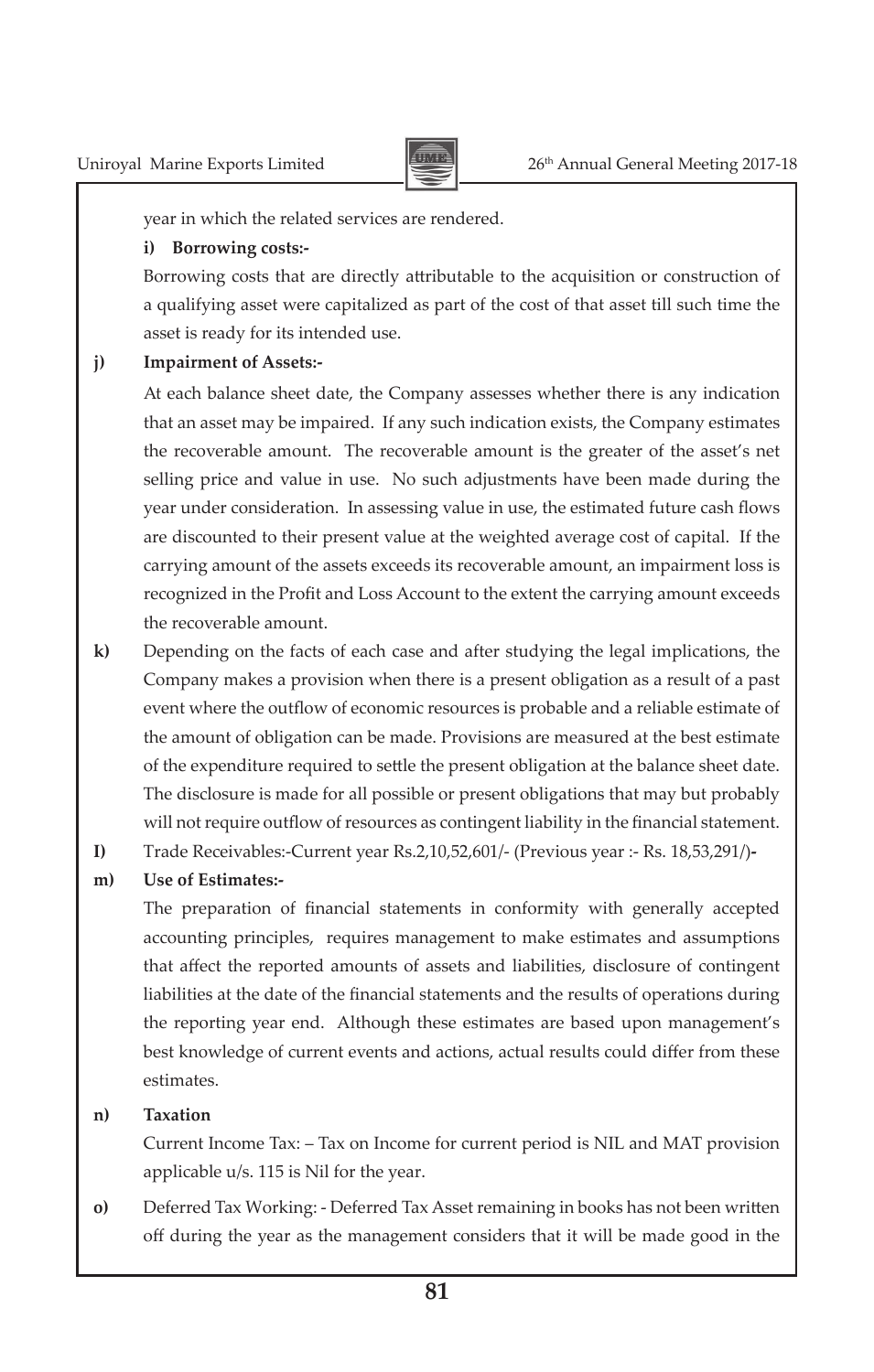year in which the related services are rendered.

**i) Borrowing costs:-**

Borrowing costs that are directly attributable to the acquisition or construction of a qualifying asset were capitalized as part of the cost of that asset till such time the asset is ready for its intended use.

**j) Impairment of Assets:-**

At each balance sheet date, the Company assesses whether there is any indication that an asset may be impaired. If any such indication exists, the Company estimates the recoverable amount. The recoverable amount is the greater of the asset's net selling price and value in use. No such adjustments have been made during the year under consideration. In assessing value in use, the estimated future cash flows are discounted to their present value at the weighted average cost of capital. If the carrying amount of the assets exceeds its recoverable amount, an impairment loss is recognized in the Profit and Loss Account to the extent the carrying amount exceeds the recoverable amount.

**k)** Depending on the facts of each case and after studying the legal implications, the Company makes a provision when there is a present obligation as a result of a past event where the outflow of economic resources is probable and a reliable estimate of the amount of obligation can be made. Provisions are measured at the best estimate of the expenditure required to settle the present obligation at the balance sheet date. The disclosure is made for all possible or present obligations that may but probably will not require outflow of resources as contingent liability in the financial statement.

**l)** Trade Receivables:-Current year Rs.2,10,52,601/- (Previous year :- Rs. 18,53,291/)**-**

**m) Use of Estimates:-**

The preparation of financial statements in conformity with generally accepted accounting principles, requires management to make estimates and assumptions that affect the reported amounts of assets and liabilities, disclosure of contingent liabilities at the date of the financial statements and the results of operations during the reporting year end. Although these estimates are based upon management's best knowledge of current events and actions, actual results could differ from these estimates.

**n) Taxation**

Current Income Tax: – Tax on Income for current period is NIL and MAT provision applicable u/s. 115 is Nil for the year.

**o)** Deferred Tax Working: - Deferred Tax Asset remaining in books has not been written off during the year as the management considers that it will be made good in the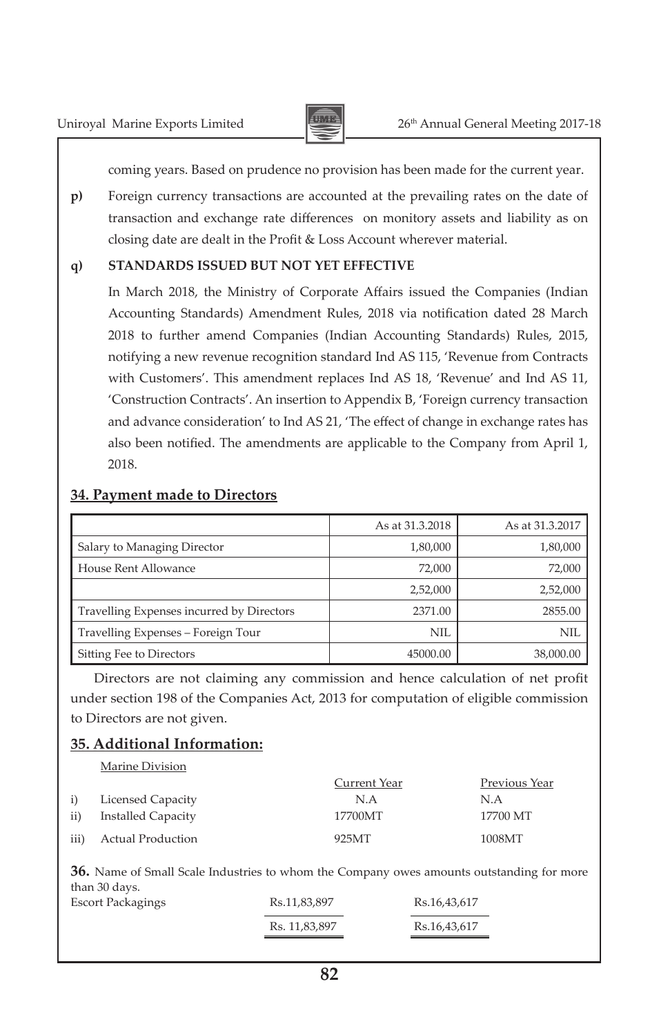coming years. Based on prudence no provision has been made for the current year.

**p)** Foreign currency transactions are accounted at the prevailing rates on the date of transaction and exchange rate differences on monitory assets and liability as on closing date are dealt in the Profit & Loss Account wherever material.

**q) STANDARDS ISSUED BUT NOT YET EFFECTIVE**

In March 2018, the Ministry of Corporate Affairs issued the Companies (Indian Accounting Standards) Amendment Rules, 2018 via notification dated 28 March 2018 to further amend Companies (Indian Accounting Standards) Rules, 2015, notifying a new revenue recognition standard Ind AS 115, 'Revenue from Contracts with Customers'. This amendment replaces Ind AS 18, 'Revenue' and Ind AS 11, 'Construction Contracts'. An insertion to Appendix B, 'Foreign currency transaction and advance consideration' to Ind AS 21, 'The effect of change in exchange rates has also been notified. The amendments are applicable to the Company from April 1, 2018.

## 34. Payment made to Directors

| | As at 31.3.2018 | As at 31.3.2017 |
|---|---|---|
| Salary to Managing Director | 1,80,000 | 1,80,000 |
| House Rent Allowance | 72,000 | 72,000 |
| | 2,52,000 | 2,52,000 |
| Travelling Expenses incurred by Directors | 2371.00 | 2855.00 |
| Travelling Expenses – Foreign Tour | NIL | NIL |
| Sitting Fee to Directors | 45000.00 | 38,000.00 |

Directors are not claiming any commission and hence calculation of net profit under section 198 of the Companies Act, 2013 for computation of eligible commission to Directors are not given.

## 35. Additional Information:

Marine Division

| | | Current Year | Previous Year |
|---|---|---|---|
| i) | Licensed Capacity | N.A | N.A |
| ii) | Installed Capacity | 17700MT | 17700 MT |
| iii) | Actual Production | 925MT | 1008MT |

**36.** Name of Small Scale Industries to whom the Company owes amounts outstanding for more than 30 days.

| | | |
|---|---|---|
| Escort Packagings | Rs.11,83,897 | Rs.16,43,617 |
| | Rs. 11,83,897 | Rs.16,43,617 |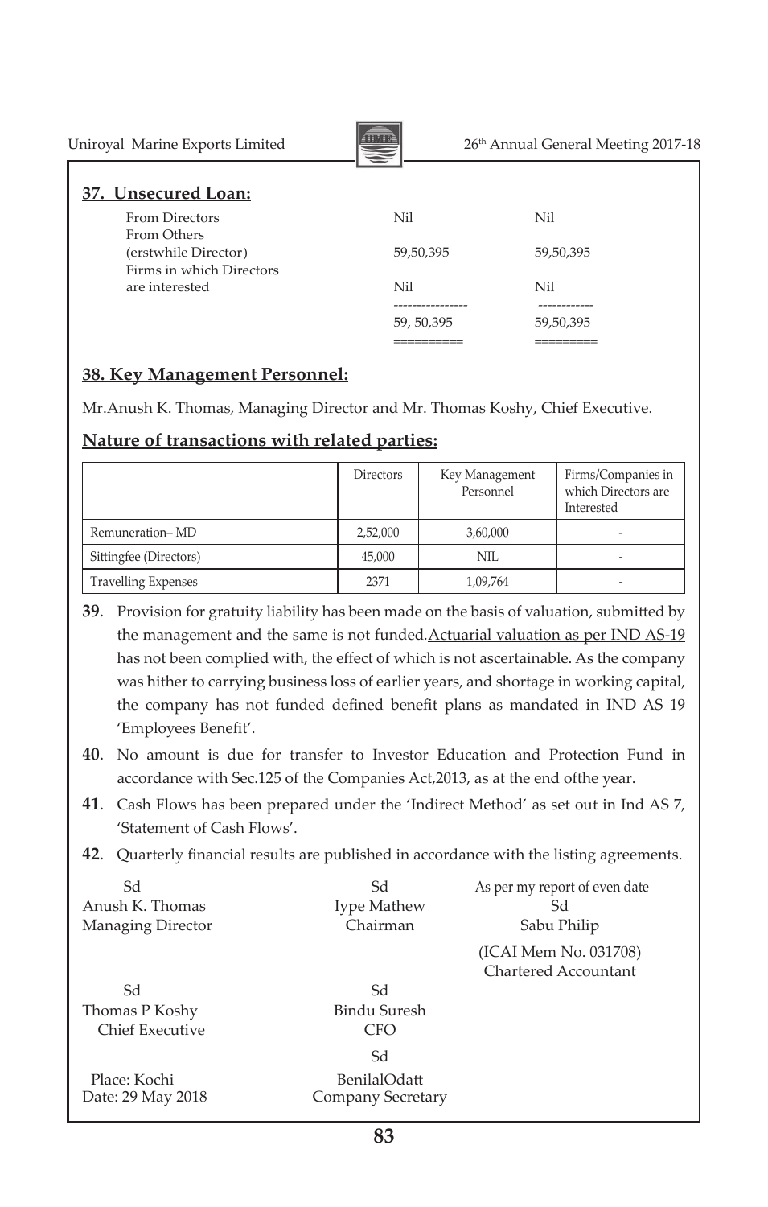## 37. Unsecured Loan:

| | | |
|---|---|---|
| From Directors | Nil | Nil |
| From Others | | |
| (erstwhile Director) | 59,50,395 | 59,50,395 |
| Firms in which Directors are interested | Nil | Nil |
| | 59, 50,395 | 59,50,395 |

## 38. Key Management Personnel:

Mr.Anush K. Thomas, Managing Director and Mr. Thomas Koshy, Chief Executive.

## Nature of transactions with related parties:

| | Directors | Key Management Personnel | Firms/Companies in which Directors are Interested |
|---|---|---|---|
| Remuneration– MD | 2,52,000 | 3,60,000 | - |
| Sittingfee (Directors) | 45,000 | NIL | - |
| Travelling Expenses | 2371 | 1,09,764 | - |

**39**. Provision for gratuity liability has been made on the basis of valuation, submitted by the management and the same is not funded.Actuarial valuation as per IND AS-19 has not been complied with, the effect of which is not ascertainable. As the company was hither to carrying business loss of earlier years, and shortage in working capital, the company has not funded defined benefit plans as mandated in IND AS 19 'Employees Benefit'.

**40**. No amount is due for transfer to Investor Education and Protection Fund in accordance with Sec.125 of the Companies Act,2013, as at the end ofthe year.

**41**. Cash Flows has been prepared under the 'Indirect Method' as set out in Ind AS 7, 'Statement of Cash Flows'.

**42**. Quarterly financial results are published in accordance with the listing agreements.

Sd
Anush K. Thomas
Managing Director

Sd
Iype Mathew
Chairman

As per my report of even date
Sd
Sabu Philip
(ICAI Mem No. 031708)
Chartered Accountant

Sd
Thomas P Koshy
Chief Executive

Sd
Bindu Suresh
CFO

Sd
BenilalOdatt
Company Secretary

Place: Kochi
Date: 29 May 2018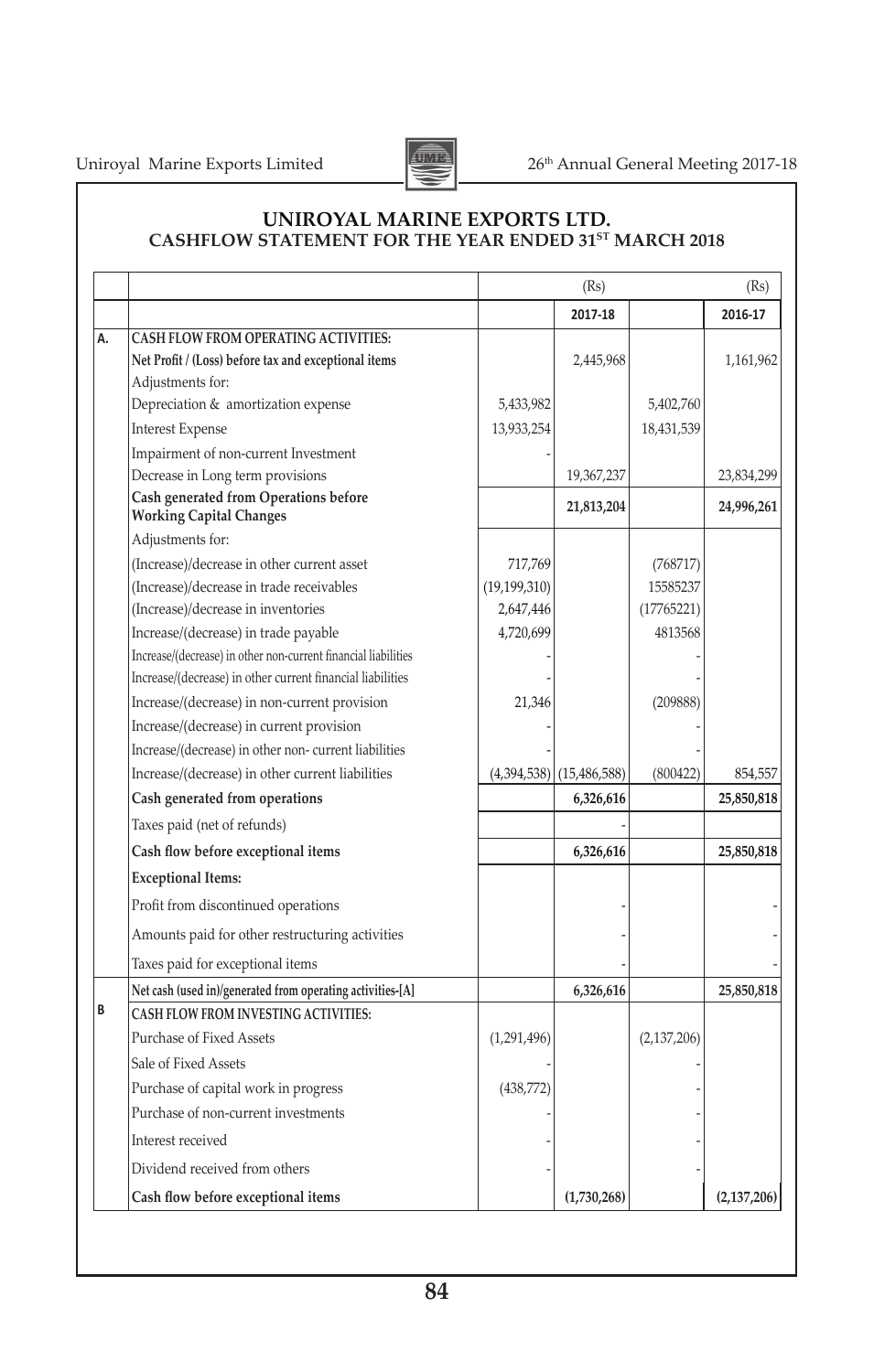# UNIROYAL MARINE EXPORTS LTD.

## CASHFLOW STATEMENT FOR THE YEAR ENDED 31ST MARCH 2018

| | | | (Rs) | | (Rs) |
|---|---|---|---|---|---|
| | | | **2017-18** | | **2016-17** |
| **A.** | **CASH FLOW FROM OPERATING ACTIVITIES:** | | | | |
| | **Net Profit / (Loss) before tax and exceptional items** | | 2,445,968 | | 1,161,962 |
| | Adjustments for: | | | | |
| | Depreciation & amortization expense | 5,433,982 | | 5,402,760 | |
| | Interest Expense | 13,933,254 | | 18,431,539 | |
| | Impairment of non-current Investment | - | | | |
| | Decrease in Long term provisions | | 19,367,237 | | 23,834,299 |
| | **Cash generated from Operations before Working Capital Changes** | | **21,813,204** | | **24,996,261** |
| | Adjustments for: | | | | |
| | (Increase)/decrease in other current asset | 717,769 | | (768717) | |
| | (Increase)/decrease in trade receivables | (19,199,310) | | 15585237 | |
| | (Increase)/decrease in inventories | 2,647,446 | | (17765221) | |
| | Increase/(decrease) in trade payable | 4,720,699 | | 4813568 | |
| | Increase/(decrease) in other non-current financial liabilities | - | | - | |
| | Increase/(decrease) in other current financial liabilities | - | | - | |
| | Increase/(decrease) in non-current provision | 21,346 | | (209888) | |
| | Increase/(decrease) in current provision | - | | - | |
| | Increase/(decrease) in other non- current liabilities | - | | - | |
| | Increase/(decrease) in other current liabilities | (4,394,538) | (15,486,588) | (800422) | 854,557 |
| | **Cash generated from operations** | | **6,326,616** | | **25,850,818** |
| | Taxes paid (net of refunds) | | - | | |
| | **Cash flow before exceptional items** | | **6,326,616** | | **25,850,818** |
| | **Exceptional Items:** | | | | |
| | Profit from discontinued operations | | - | | - |
| | Amounts paid for other restructuring activities | | - | | - |
| | Taxes paid for exceptional items | | - | | - |
| | **Net cash (used in)/generated from operating activities-[A]** | | **6,326,616** | | **25,850,818** |
| **B** | **CASH FLOW FROM INVESTING ACTIVITIES:** | | | | |
| | Purchase of Fixed Assets | (1,291,496) | | (2,137,206) | |
| | Sale of Fixed Assets | - | | - | |
| | Purchase of capital work in progress | (438,772) | | - | |
| | Purchase of non-current investments | - | | - | |
| | Interest received | - | | - | |
| | Dividend received from others | - | | - | |
| | **Cash flow before exceptional items** | | **(1,730,268)** | | **(2,137,206)** |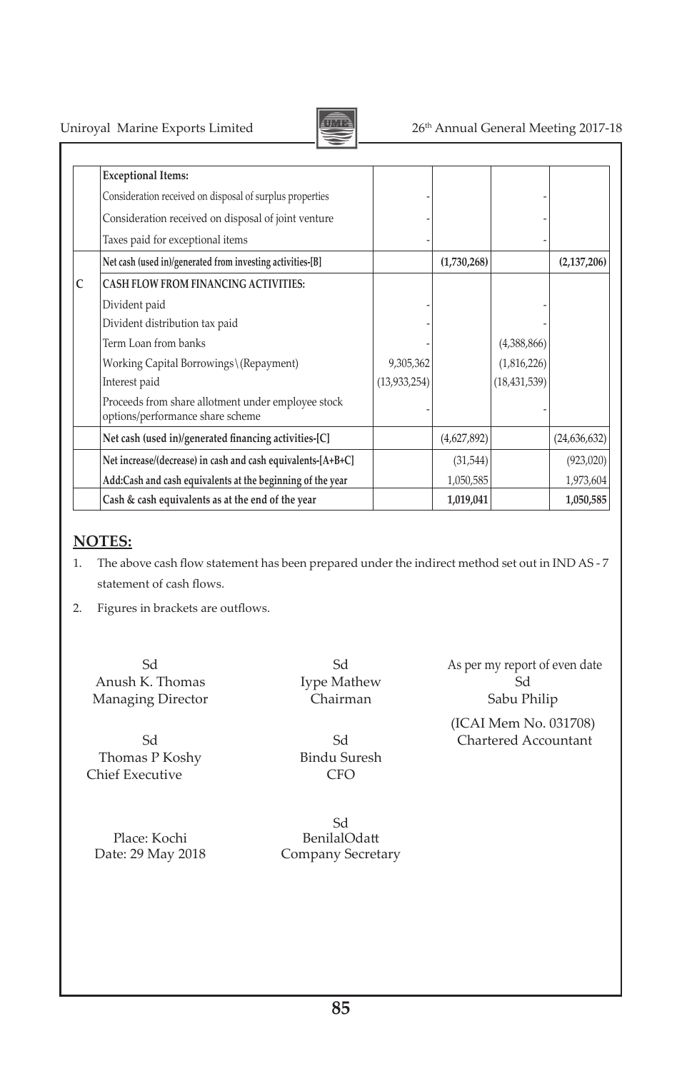| | | | | | |
|---|---|---|---|---|---|
| | **Exceptional Items:** | | | | |
| | Consideration received on disposal of surplus properties | - | | - | |
| | Consideration received on disposal of joint venture | - | | - | |
| | Taxes paid for exceptional items | - | | - | |
| | **Net cash (used in)/generated from investing activities-[B]** | | **(1,730,268)** | | **(2,137,206)** |
| C | **CASH FLOW FROM FINANCING ACTIVITIES:** | | | | |
| | Divident paid | - | | - | |
| | Divident distribution tax paid | - | | - | |
| | Term Loan from banks | - | | (4,388,866) | |
| | Working Capital Borrowings\(Repayment) | 9,305,362 | | (1,816,226) | |
| | Interest paid | (13,933,254) | | (18,431,539) | |
| | Proceeds from share allotment under employee stock options/performance share scheme | - | | - | |
| | **Net cash (used in)/generated financing activities-[C]** | | (4,627,892) | | (24,636,632) |
| | **Net increase/(decrease) in cash and cash equivalents-[A+B+C]** | | (31,544) | | (923,020) |
| | **Add:Cash and cash equivalents at the beginning of the year** | | 1,050,585 | | 1,973,604 |
| | **Cash & cash equivalents as at the end of the year** | | **1,019,041** | | **1,050,585** |

## NOTES:

1. The above cash flow statement has been prepared under the indirect method set out in IND AS - 7 statement of cash flows.
2. Figures in brackets are outflows.

Sd
Anush K. Thomas
Managing Director

Sd
Iype Mathew
Chairman

As per my report of even date
Sd
Sabu Philip
(ICAI Mem No. 031708)
Chartered Accountant

Sd
Thomas P Koshy
Chief Executive

Sd
Bindu Suresh
CFO

Place: Kochi
Date: 29 May 2018

Sd
BenilalOdatt
Company Secretary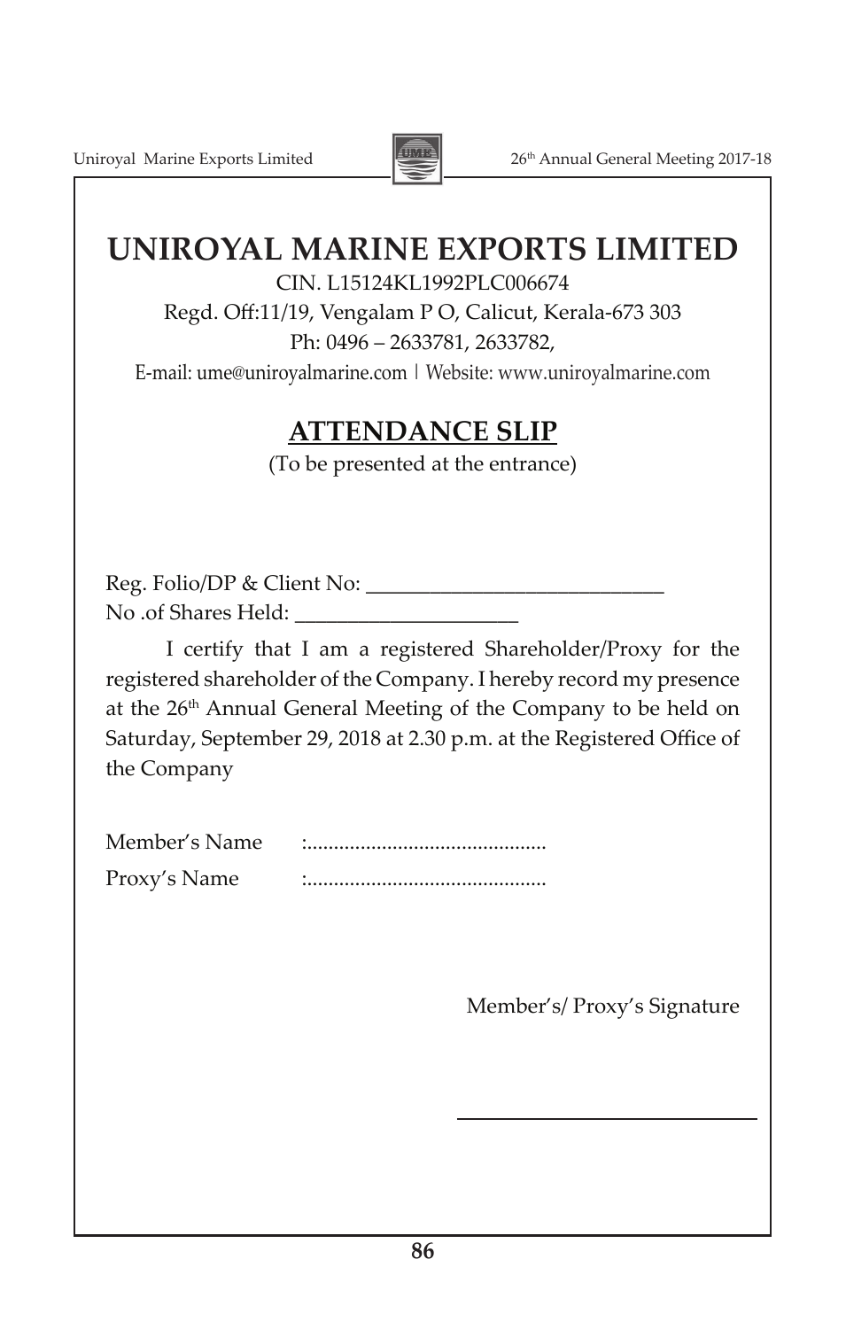# UNIROYAL MARINE EXPORTS LIMITED

CIN. L15124KL1992PLC006674

Regd. Off:11/19, Vengalam P O, Calicut, Kerala-673 303

Ph: 0496 – 2633781, 2633782,

E-mail: ume@uniroyalmarine.com | Website: www.uniroyalmarine.com

## ATTENDANCE SLIP

(To be presented at the entrance)

Reg. Folio/DP & Client No: ___________________________

No .of Shares Held: ____________________

I certify that I am a registered Shareholder/Proxy for the registered shareholder of the Company. I hereby record my presence at the 26th Annual General Meeting of the Company to be held on Saturday, September 29, 2018 at 2.30 p.m. at the Registered Office of the Company

Member's Name :............................................

Proxy's Name :............................................

Member's/ Proxy's Signature

___________________________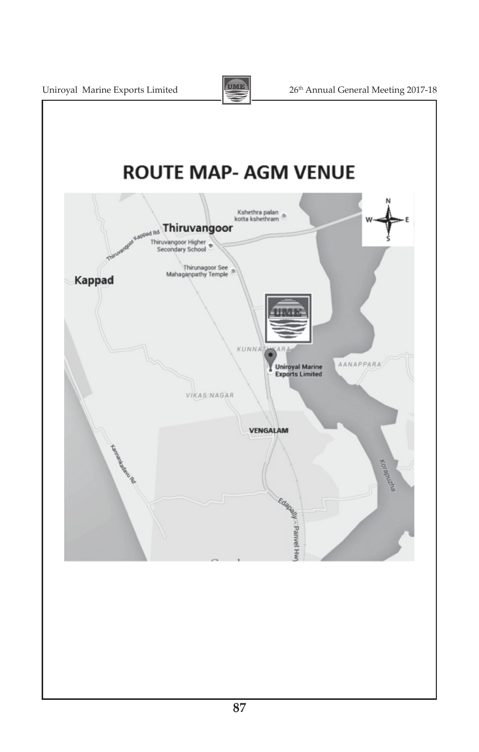# ROUTE MAP- AGM VENUE

Thiruvangoor

Kshethra palan kotta kshethram

Thiruvangoor Kappad Rd

Thiruvangoor Higher Secondary School

Thirunagoor See Mahaganpathy Temple

Kappad

KUNNATHUKARA

Uniroyal Marine Exports Limited

AANAPPARA

VIKAS NAGAR

VENGALAM

Kannankadavu Rd

Korapuzha

Edapally - Panvel Hwy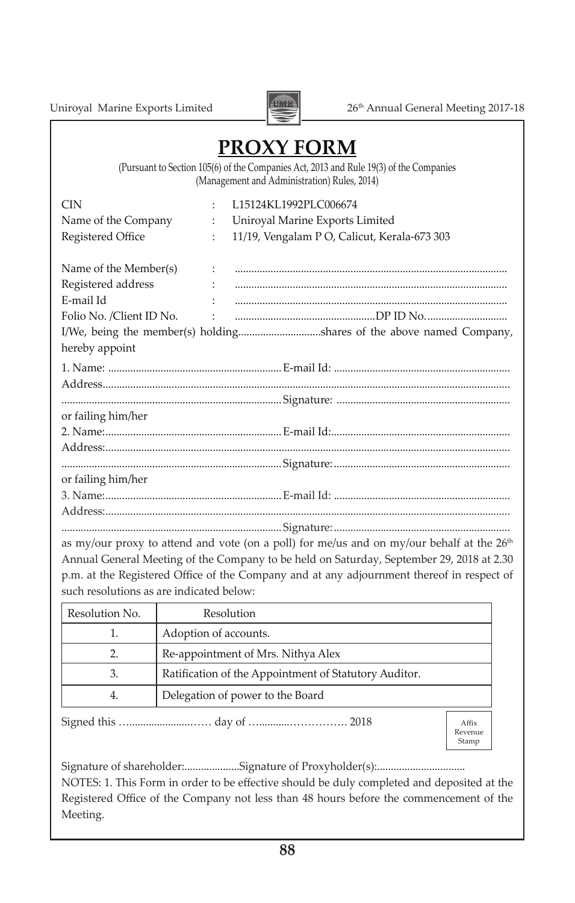# PROXY FORM

(Pursuant to Section 105(6) of the Companies Act, 2013 and Rule 19(3) of the Companies (Management and Administration) Rules, 2014)

CIN : L15124KL1992PLC006674

Name of the Company : Uniroyal Marine Exports Limited

Registered Office : 11/19, Vengalam P O, Calicut, Kerala-673 303

Name of the Member(s) : ..................................................................................................

Registered address : ..................................................................................................

E-mail Id : ..................................................................................................

Folio No. /Client ID No. : ...................................................DP ID No. .............................

I/We, being the member(s) holding..............................shares of the above named Company, hereby appoint

1. Name: ..............................................................E-mail Id: ...............................................................

Address.................................................................................................................................................

...............................................................................Signature: ..............................................................

or failing him/her

2. Name:................................................................E-mail Id:................................................................

Address:................................................................................................................................................

...............................................................................Signature:...............................................................

or failing him/her

3. Name:................................................................E-mail Id: ...............................................................

Address:................................................................................................................................................

...............................................................................Signature:...............................................................

as my/our proxy to attend and vote (on a poll) for me/us and on my/our behalf at the 26th Annual General Meeting of the Company to be held on Saturday, September 29, 2018 at 2.30 p.m. at the Registered Office of the Company and at any adjournment thereof in respect of such resolutions as are indicated below:

| Resolution No. | Resolution |
|---|---|
| 1. | Adoption of accounts. |
| 2. | Re-appointment of Mrs. Nithya Alex |
| 3. | Ratification of the Appointment of Statutory Auditor. |
| 4. | Delegation of power to the Board |

Signed this …......................…… day of …..........……………. 2018

Affix Revenue Stamp

Signature of shareholder:....................Signature of Proxyholder(s):................................

NOTES: 1. This Form in order to be effective should be duly completed and deposited at the Registered Office of the Company not less than 48 hours before the commencement of the Meeting.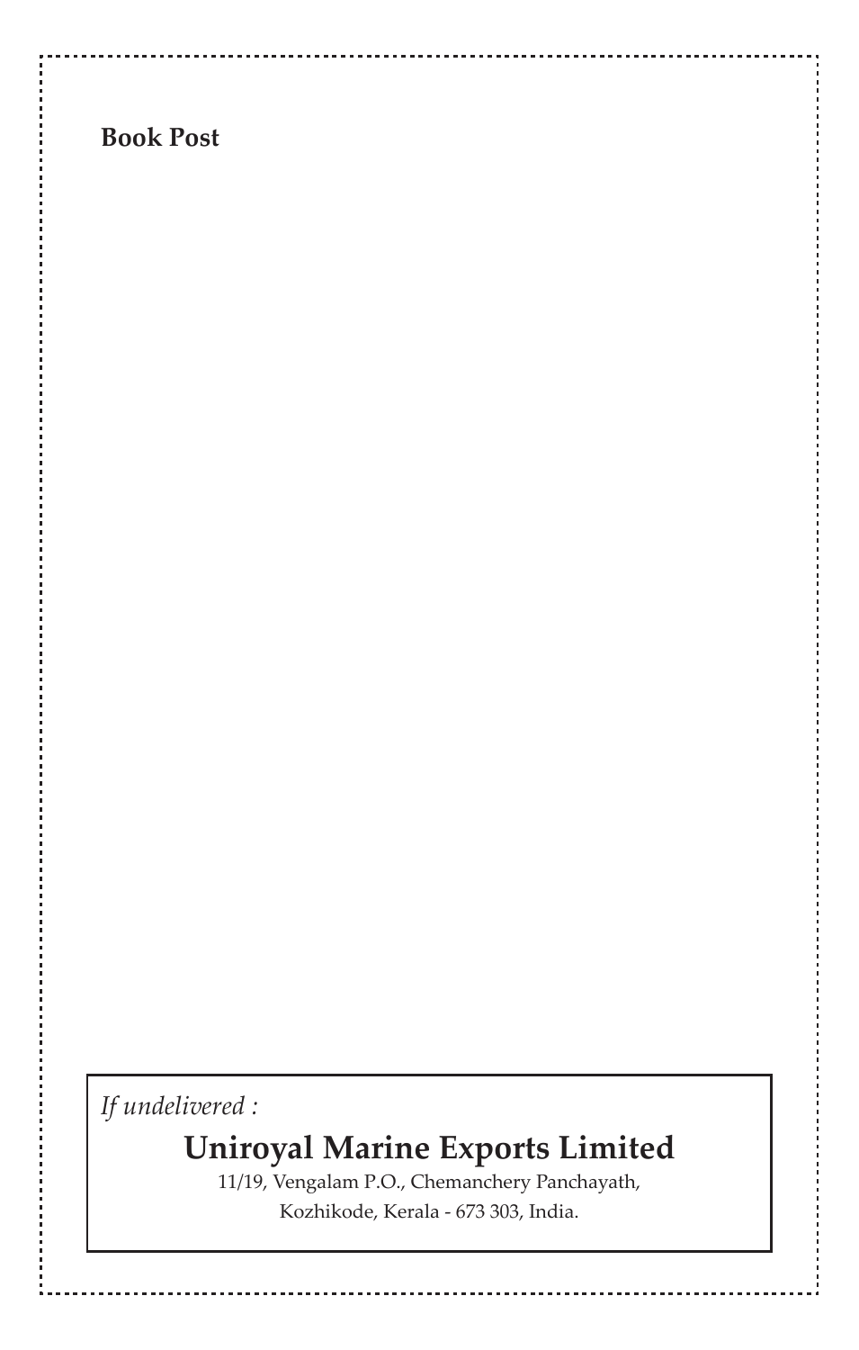**Book Post**

*If undelivered :*

**Uniroyal Marine Exports Limited**

11/19, Vengalam P.O., Chemanchery Panchayath,

Kozhikode, Kerala - 673 303, India.